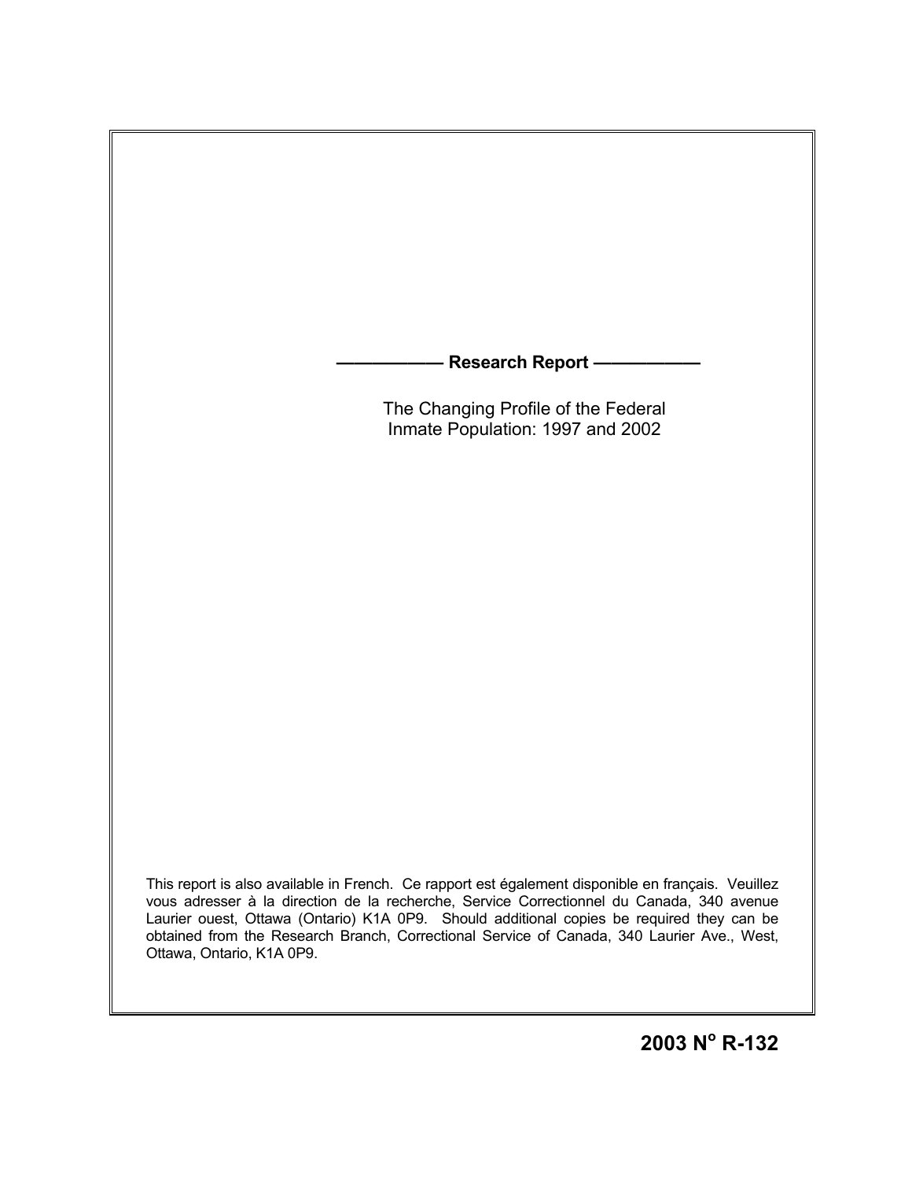**——————— Research Report ———————**

The Changing Profile of the Federal Inmate Population: 1997 and 2002

This report is also available in French. Ce rapport est également disponible en français. Veuillez vous adresser à la direction de la recherche, Service Correctionnel du Canada, 340 avenue Laurier ouest, Ottawa (Ontario) K1A 0P9. Should additional copies be required they can be obtained from the Research Branch, Correctional Service of Canada, 340 Laurier Ave., West, Ottawa, Ontario, K1A 0P9.

**2003 N° R-132**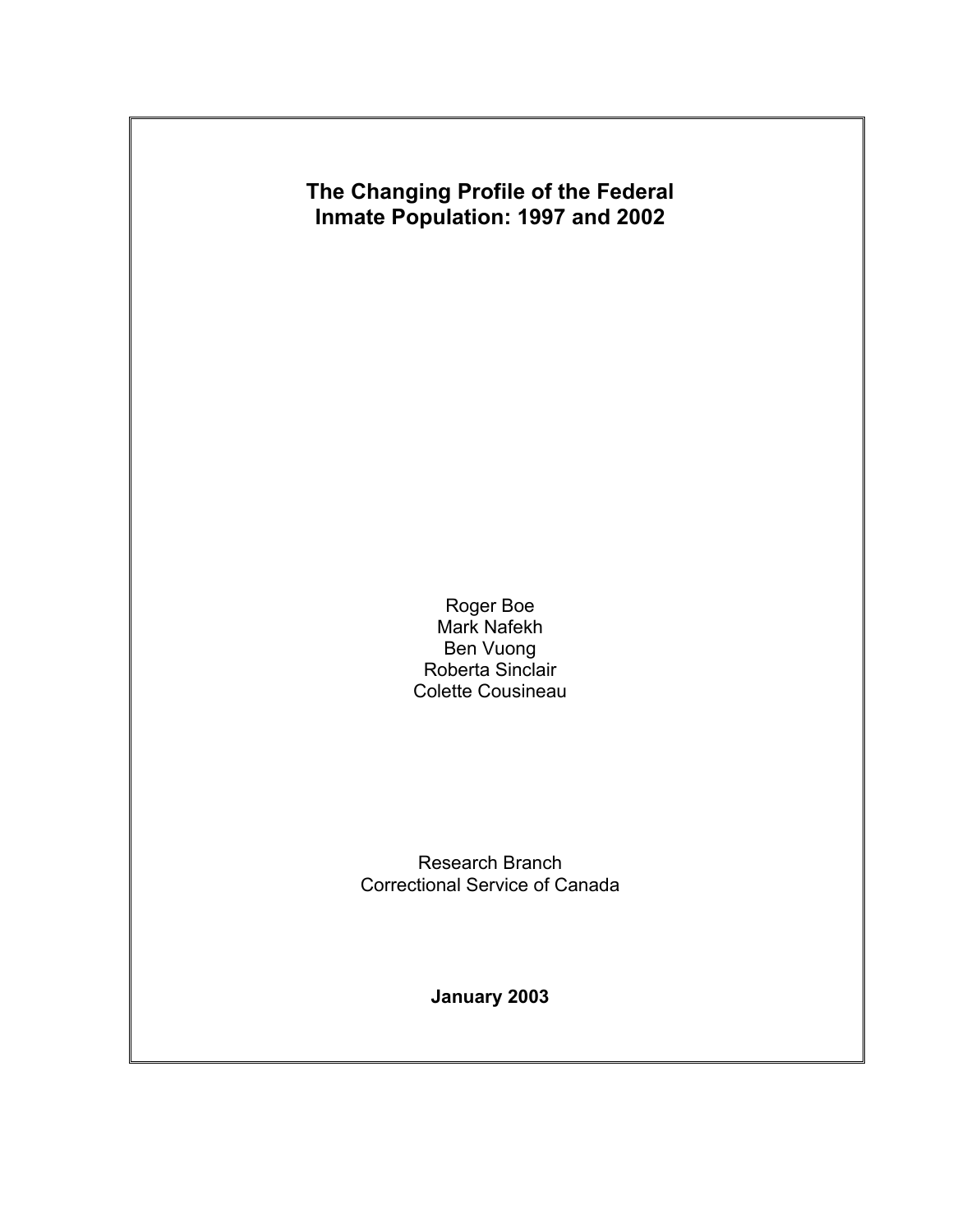# The Changing Profile of the Federal Inmate Population: 1997 and 2002

Roger Boe
Mark Nafekh
Ben Vuong
Roberta Sinclair
Colette Cousineau

Research Branch
Correctional Service of Canada

**January 2003**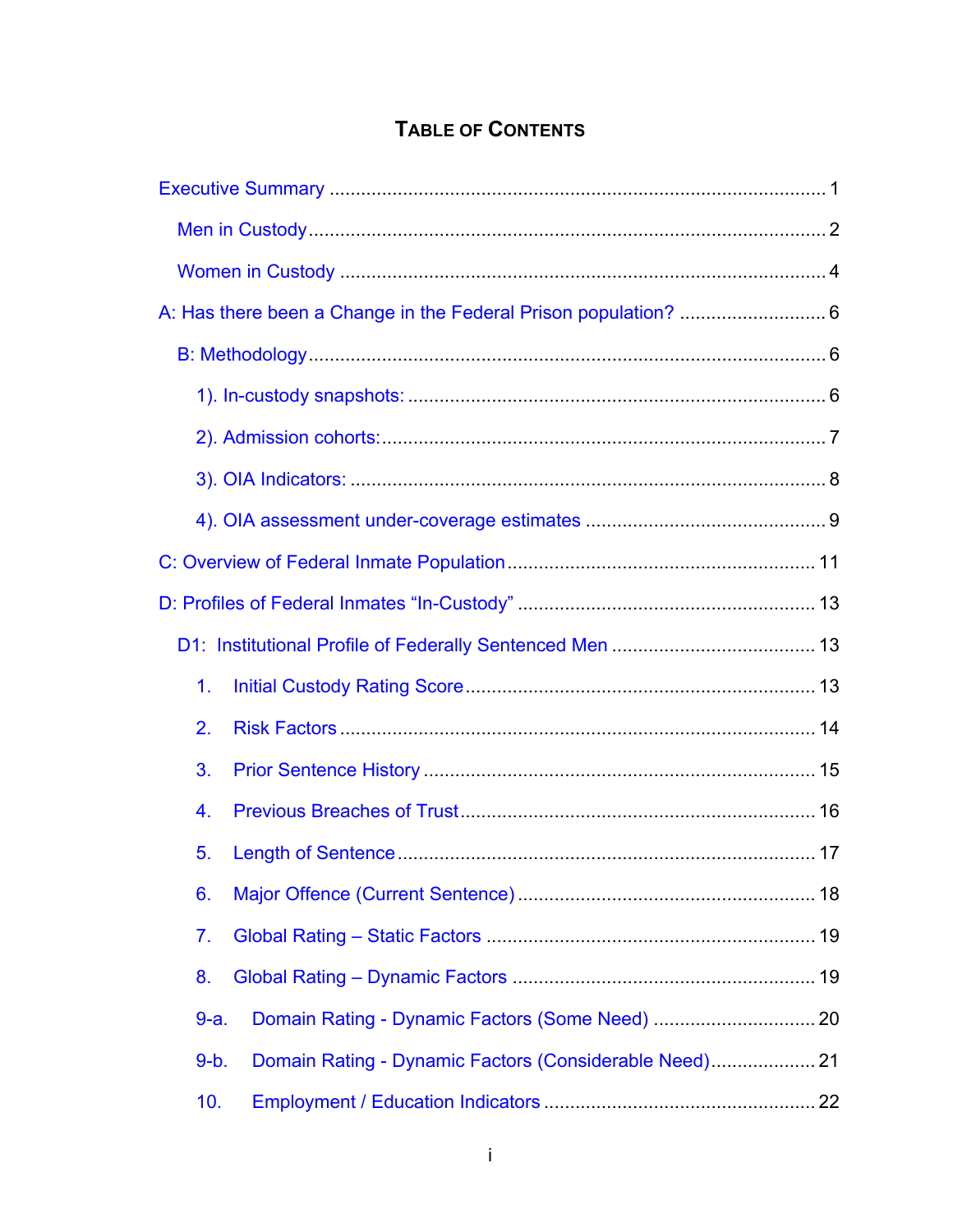# Table of Contents

Executive Summary ..... 1

- Men in Custody ..... 2
- Women in Custody ..... 4

A: Has there been a Change in the Federal Prison population? ..... 6

- B: Methodology ..... 6
  - 1). In-custody snapshots: ..... 6
  - 2). Admission cohorts: ..... 7
  - 3). OIA Indicators: ..... 8
  - 4). OIA assessment under-coverage estimates ..... 9

C: Overview of Federal Inmate Population ..... 11

D: Profiles of Federal Inmates "In-Custody" ..... 13

- D1: Institutional Profile of Federally Sentenced Men ..... 13
  - 1. Initial Custody Rating Score ..... 13
  - 2. Risk Factors ..... 14
  - 3. Prior Sentence History ..... 15
  - 4. Previous Breaches of Trust ..... 16
  - 5. Length of Sentence ..... 17
  - 6. Major Offence (Current Sentence) ..... 18
  - 7. Global Rating – Static Factors ..... 19
  - 8. Global Rating – Dynamic Factors ..... 19
  - 9-a. Domain Rating - Dynamic Factors (Some Need) ..... 20
  - 9-b. Domain Rating - Dynamic Factors (Considerable Need) ..... 21
  - 10. Employment / Education Indicators ..... 22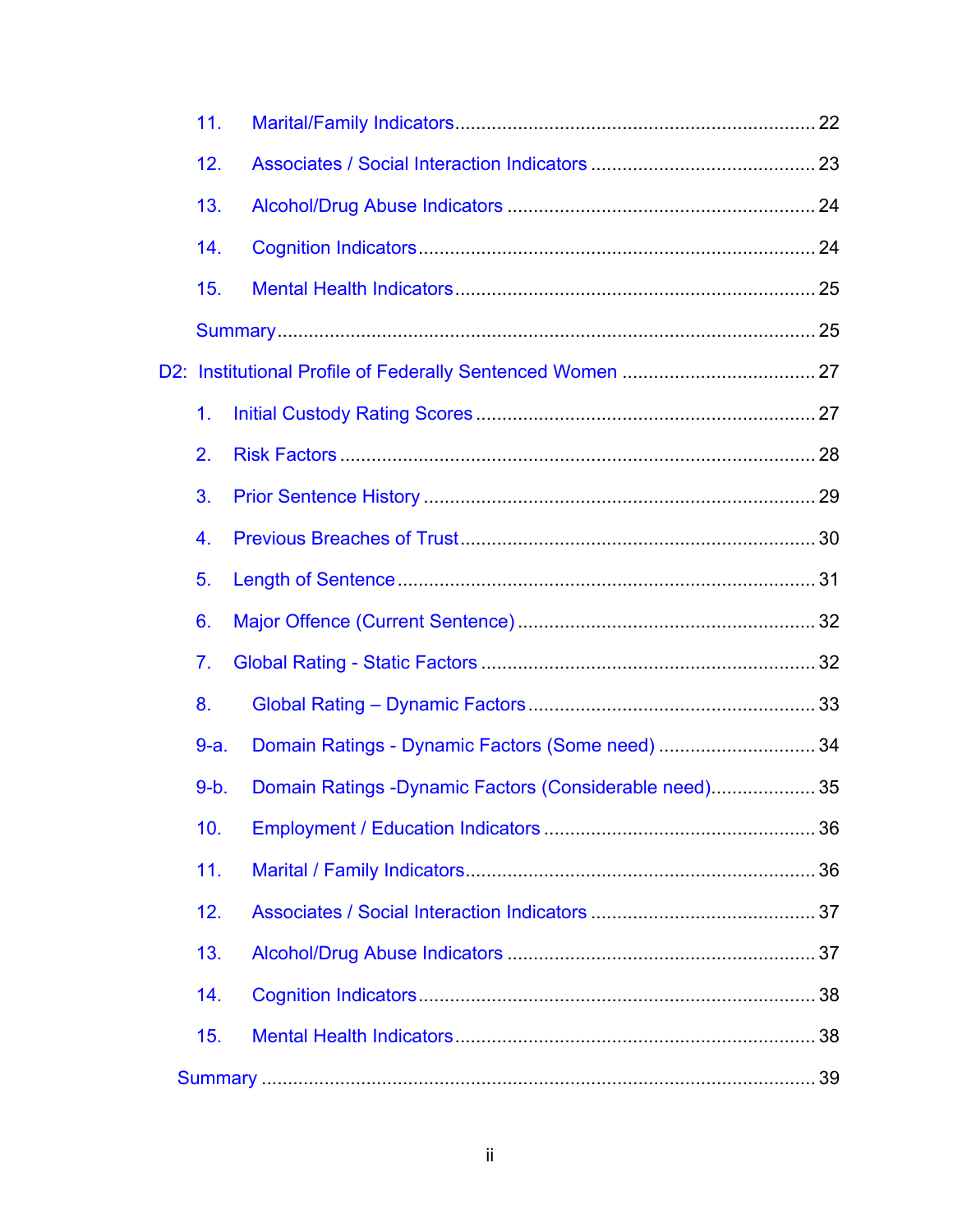11. Marital/Family Indicators .................................................................... 22

12. Associates / Social Interaction Indicators .......................................... 23

13. Alcohol/Drug Abuse Indicators .......................................................... 24

14. Cognition Indicators ........................................................................... 24

15. Mental Health Indicators .................................................................... 25

Summary ..................................................................................................... 25

D2: Institutional Profile of Federally Sentenced Women ..................................... 27

1. Initial Custody Rating Scores ................................................................ 27

2. Risk Factors .......................................................................................... 28

3. Prior Sentence History .......................................................................... 29

4. Previous Breaches of Trust ................................................................... 30

5. Length of Sentence ............................................................................... 31

6. Major Offence (Current Sentence) ........................................................ 32

7. Global Rating - Static Factors ............................................................... 32

8. Global Rating – Dynamic Factors ...................................................... 33

9-a. Domain Ratings - Dynamic Factors (Some need) .............................. 34

9-b. Domain Ratings -Dynamic Factors (Considerable need) .................... 35

10. Employment / Education Indicators ................................................... 36

11. Marital / Family Indicators .................................................................. 36

12. Associates / Social Interaction Indicators .......................................... 37

13. Alcohol/Drug Abuse Indicators .......................................................... 37

14. Cognition Indicators ........................................................................... 38

15. Mental Health Indicators .................................................................... 38

Summary ......................................................................................................... 39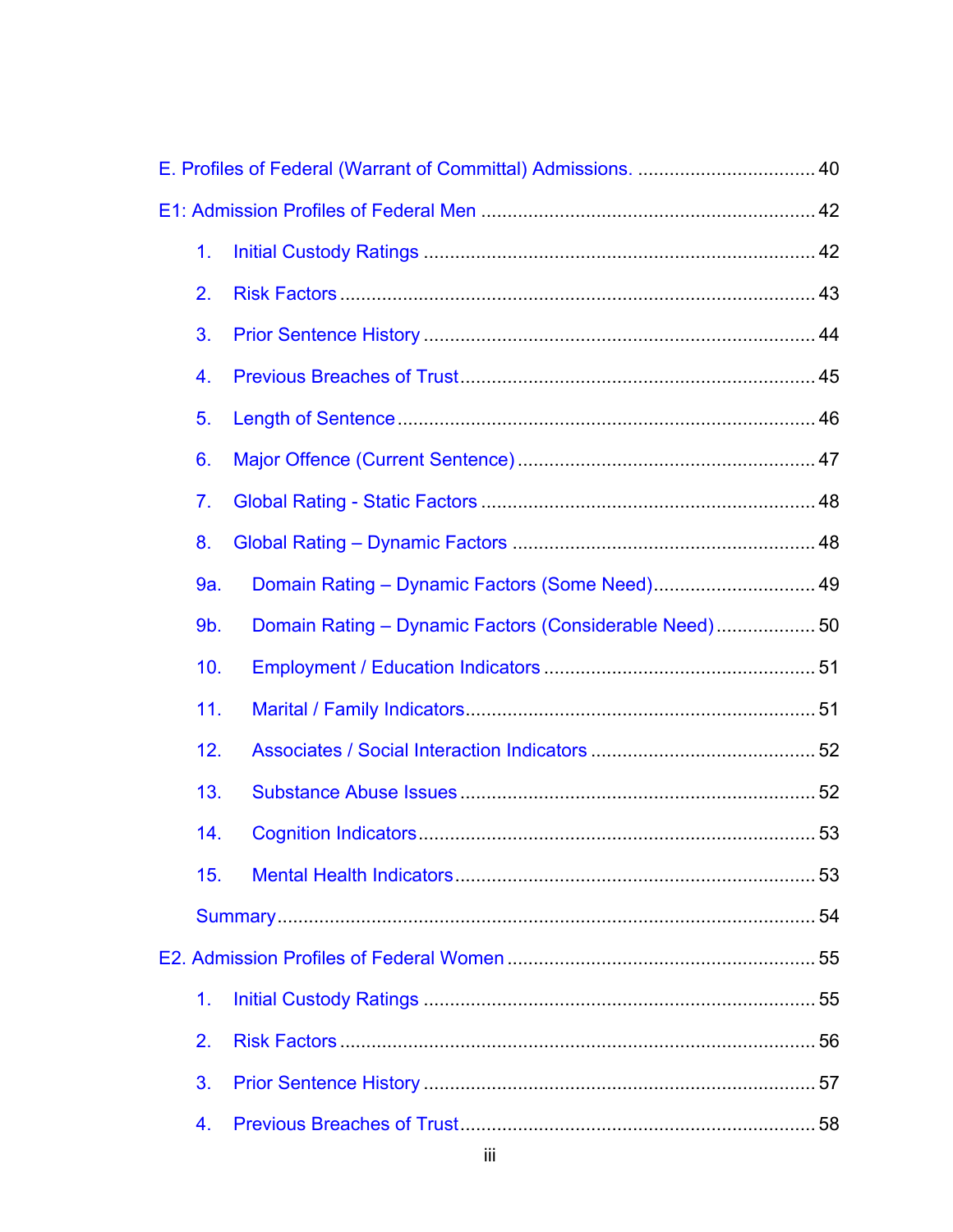E. Profiles of Federal (Warrant of Committal) Admissions. .................................. 40

E1: Admission Profiles of Federal Men ............................................................... 42

1. Initial Custody Ratings ......................................................................... 42
2. Risk Factors ......................................................................................... 43
3. Prior Sentence History ......................................................................... 44
4. Previous Breaches of Trust .................................................................. 45
5. Length of Sentence .............................................................................. 46
6. Major Offence (Current Sentence) ....................................................... 47
7. Global Rating - Static Factors ............................................................... 48
8. Global Rating – Dynamic Factors ......................................................... 48

9a. Domain Rating – Dynamic Factors (Some Need) .............................. 49

9b. Domain Rating – Dynamic Factors (Considerable Need) .................. 50

10. Employment / Education Indicators ................................................... 51
11. Marital / Family Indicators .................................................................. 51
12. Associates / Social Interaction Indicators .......................................... 52
13. Substance Abuse Issues .................................................................... 52
14. Cognition Indicators ........................................................................... 53
15. Mental Health Indicators .................................................................... 53

Summary ...................................................................................................... 54

E2. Admission Profiles of Federal Women .......................................................... 55

1. Initial Custody Ratings ......................................................................... 55
2. Risk Factors ......................................................................................... 56
3. Prior Sentence History ......................................................................... 57
4. Previous Breaches of Trust .................................................................. 58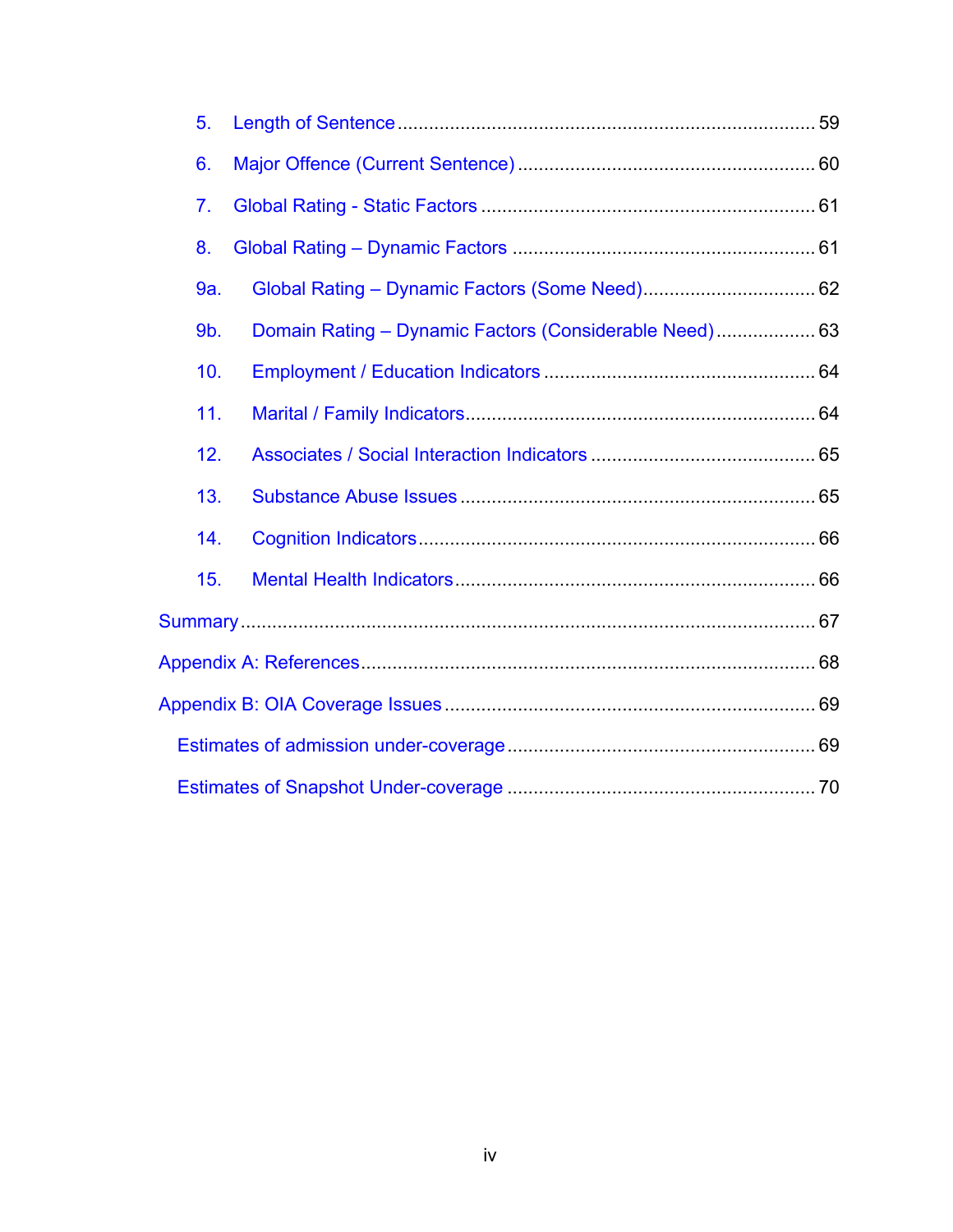5. Length of Sentence ... 59

6. Major Offence (Current Sentence) ... 60

7. Global Rating - Static Factors ... 61

8. Global Rating – Dynamic Factors ... 61

9a. Global Rating – Dynamic Factors (Some Need) ... 62

9b. Domain Rating – Dynamic Factors (Considerable Need) ... 63

10. Employment / Education Indicators ... 64

11. Marital / Family Indicators ... 64

12. Associates / Social Interaction Indicators ... 65

13. Substance Abuse Issues ... 65

14. Cognition Indicators ... 66

15. Mental Health Indicators ... 66

Summary ... 67

Appendix A: References ... 68

Appendix B: OIA Coverage Issues ... 69

Estimates of admission under-coverage ... 69

Estimates of Snapshot Under-coverage ... 70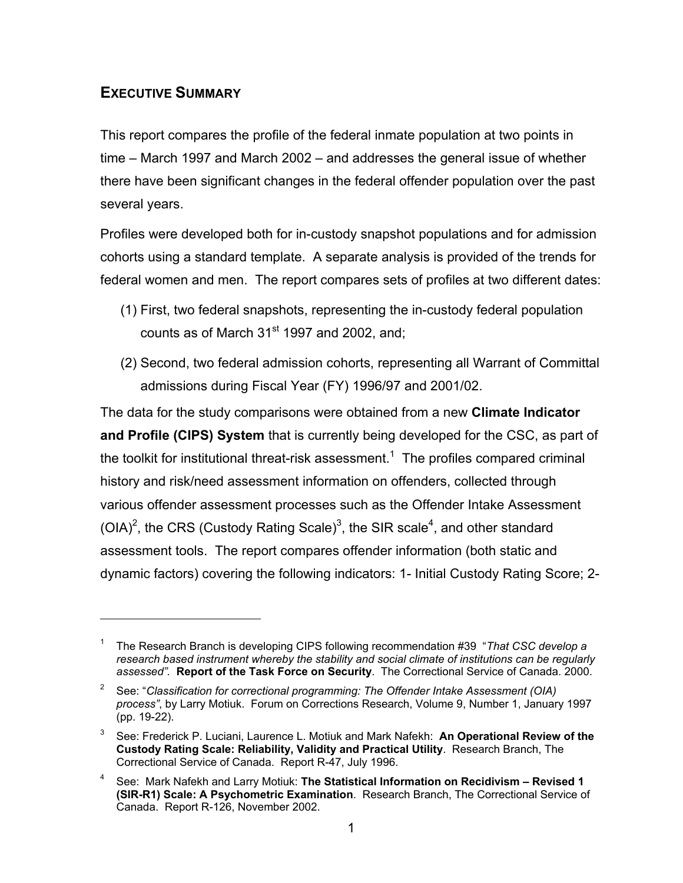## EXECUTIVE SUMMARY

This report compares the profile of the federal inmate population at two points in time – March 1997 and March 2002 – and addresses the general issue of whether there have been significant changes in the federal offender population over the past several years.

Profiles were developed both for in-custody snapshot populations and for admission cohorts using a standard template. A separate analysis is provided of the trends for federal women and men. The report compares sets of profiles at two different dates:

(1) First, two federal snapshots, representing the in-custody federal population counts as of March 31st 1997 and 2002, and;

(2) Second, two federal admission cohorts, representing all Warrant of Committal admissions during Fiscal Year (FY) 1996/97 and 2001/02.

The data for the study comparisons were obtained from a new **Climate Indicator and Profile (CIPS) System** that is currently being developed for the CSC, as part of the toolkit for institutional threat-risk assessment.[1] The profiles compared criminal history and risk/need assessment information on offenders, collected through various offender assessment processes such as the Offender Intake Assessment (OIA)[2], the CRS (Custody Rating Scale)[3], the SIR scale[4], and other standard assessment tools. The report compares offender information (both static and dynamic factors) covering the following indicators: 1- Initial Custody Rating Score; 2-

---

[1] The Research Branch is developing CIPS following recommendation #39 "*That CSC develop a research based instrument whereby the stability and social climate of institutions can be regularly assessed"*. **Report of the Task Force on Security**. The Correctional Service of Canada. 2000.

[2] See: "*Classification for correctional programming: The Offender Intake Assessment (OIA) process"*, by Larry Motiuk. Forum on Corrections Research, Volume 9, Number 1, January 1997 (pp. 19-22).

[3] See: Frederick P. Luciani, Laurence L. Motiuk and Mark Nafekh: **An Operational Review of the Custody Rating Scale: Reliability, Validity and Practical Utility**. Research Branch, The Correctional Service of Canada. Report R-47, July 1996.

[4] See: Mark Nafekh and Larry Motiuk: **The Statistical Information on Recidivism – Revised 1 (SIR-R1) Scale: A Psychometric Examination**. Research Branch, The Correctional Service of Canada. Report R-126, November 2002.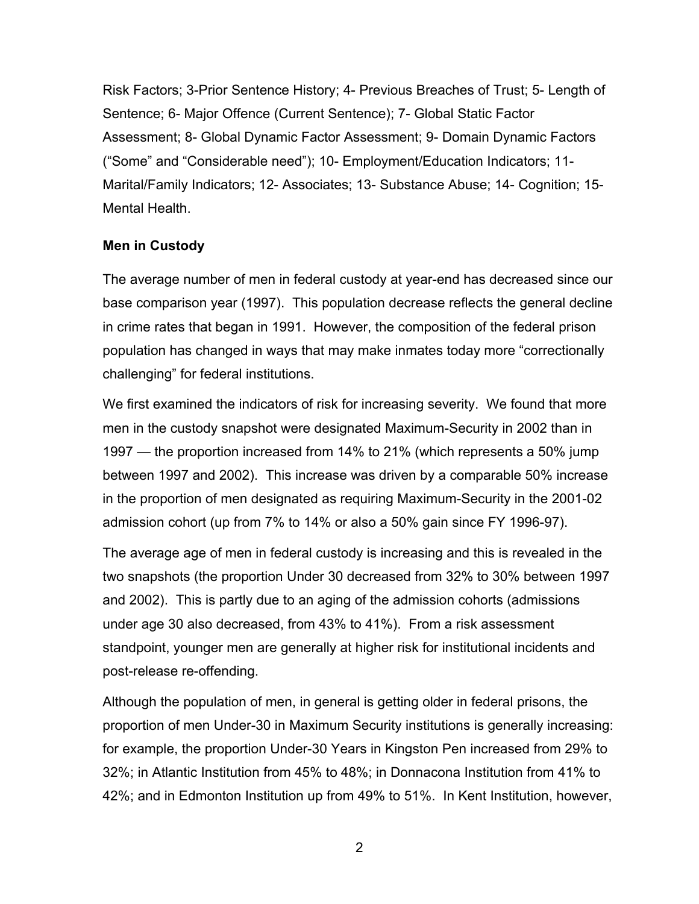Risk Factors; 3-Prior Sentence History; 4- Previous Breaches of Trust; 5- Length of Sentence; 6- Major Offence (Current Sentence); 7- Global Static Factor Assessment; 8- Global Dynamic Factor Assessment; 9- Domain Dynamic Factors ("Some" and "Considerable need"); 10- Employment/Education Indicators; 11- Marital/Family Indicators; 12- Associates; 13- Substance Abuse; 14- Cognition; 15- Mental Health.

**Men in Custody**

The average number of men in federal custody at year-end has decreased since our base comparison year (1997). This population decrease reflects the general decline in crime rates that began in 1991. However, the composition of the federal prison population has changed in ways that may make inmates today more "correctionally challenging" for federal institutions.

We first examined the indicators of risk for increasing severity. We found that more men in the custody snapshot were designated Maximum-Security in 2002 than in 1997 — the proportion increased from 14% to 21% (which represents a 50% jump between 1997 and 2002). This increase was driven by a comparable 50% increase in the proportion of men designated as requiring Maximum-Security in the 2001-02 admission cohort (up from 7% to 14% or also a 50% gain since FY 1996-97).

The average age of men in federal custody is increasing and this is revealed in the two snapshots (the proportion Under 30 decreased from 32% to 30% between 1997 and 2002). This is partly due to an aging of the admission cohorts (admissions under age 30 also decreased, from 43% to 41%). From a risk assessment standpoint, younger men are generally at higher risk for institutional incidents and post-release re-offending.

Although the population of men, in general is getting older in federal prisons, the proportion of men Under-30 in Maximum Security institutions is generally increasing: for example, the proportion Under-30 Years in Kingston Pen increased from 29% to 32%; in Atlantic Institution from 45% to 48%; in Donnacona Institution from 41% to 42%; and in Edmonton Institution up from 49% to 51%. In Kent Institution, however,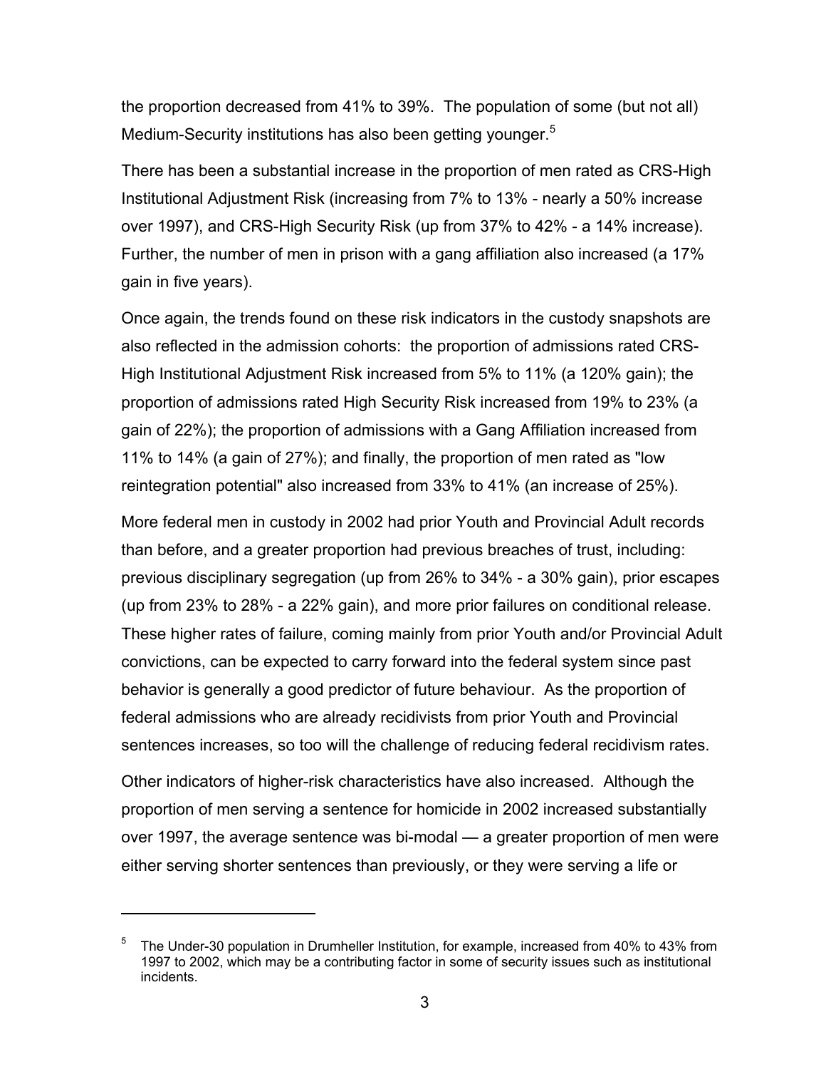the proportion decreased from 41% to 39%. The population of some (but not all) Medium-Security institutions has also been getting younger.[5]

There has been a substantial increase in the proportion of men rated as CRS-High Institutional Adjustment Risk (increasing from 7% to 13% - nearly a 50% increase over 1997), and CRS-High Security Risk (up from 37% to 42% - a 14% increase). Further, the number of men in prison with a gang affiliation also increased (a 17% gain in five years).

Once again, the trends found on these risk indicators in the custody snapshots are also reflected in the admission cohorts: the proportion of admissions rated CRS-High Institutional Adjustment Risk increased from 5% to 11% (a 120% gain); the proportion of admissions rated High Security Risk increased from 19% to 23% (a gain of 22%); the proportion of admissions with a Gang Affiliation increased from 11% to 14% (a gain of 27%); and finally, the proportion of men rated as "low reintegration potential" also increased from 33% to 41% (an increase of 25%).

More federal men in custody in 2002 had prior Youth and Provincial Adult records than before, and a greater proportion had previous breaches of trust, including: previous disciplinary segregation (up from 26% to 34% - a 30% gain), prior escapes (up from 23% to 28% - a 22% gain), and more prior failures on conditional release. These higher rates of failure, coming mainly from prior Youth and/or Provincial Adult convictions, can be expected to carry forward into the federal system since past behavior is generally a good predictor of future behaviour. As the proportion of federal admissions who are already recidivists from prior Youth and Provincial sentences increases, so too will the challenge of reducing federal recidivism rates.

Other indicators of higher-risk characteristics have also increased. Although the proportion of men serving a sentence for homicide in 2002 increased substantially over 1997, the average sentence was bi-modal — a greater proportion of men were either serving shorter sentences than previously, or they were serving a life or

---

[5] The Under-30 population in Drumheller Institution, for example, increased from 40% to 43% from 1997 to 2002, which may be a contributing factor in some of security issues such as institutional incidents.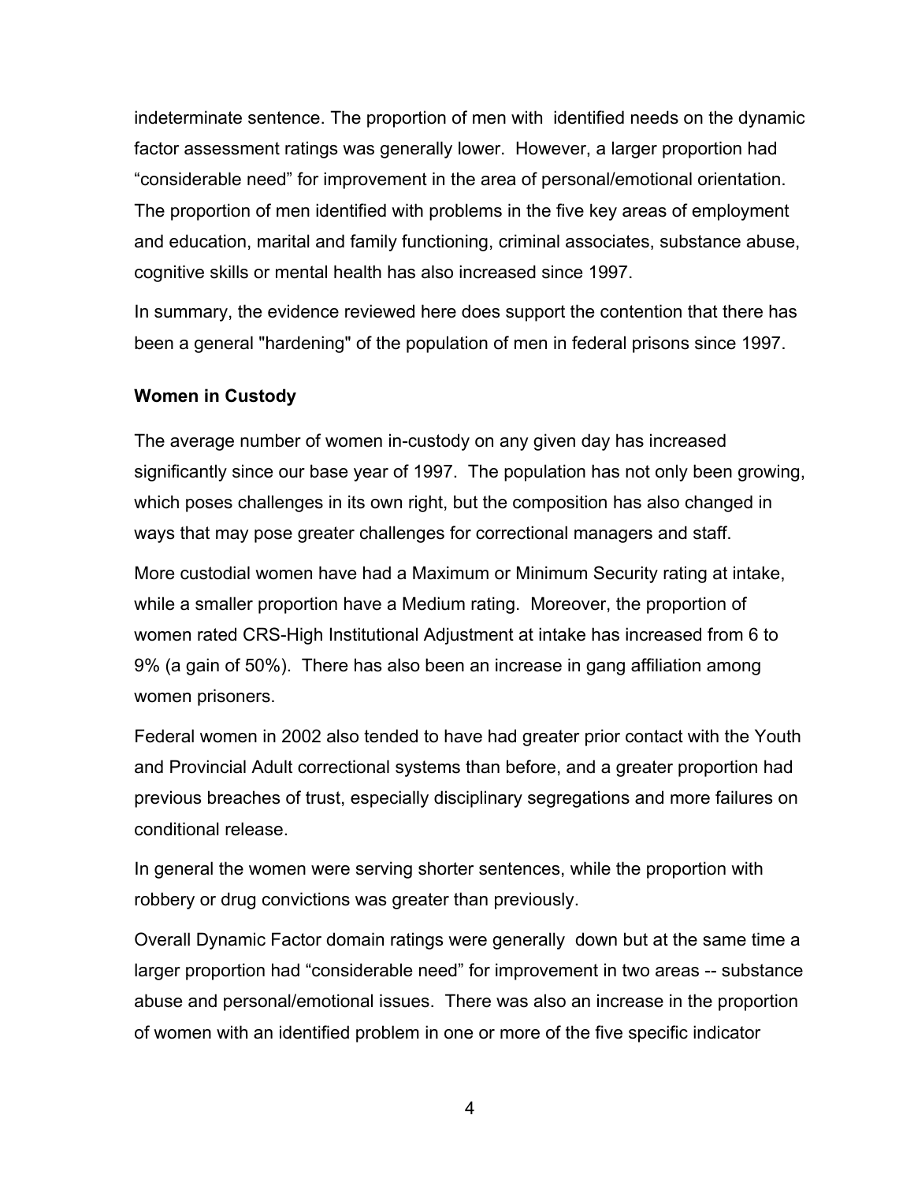indeterminate sentence. The proportion of men with identified needs on the dynamic factor assessment ratings was generally lower. However, a larger proportion had “considerable need” for improvement in the area of personal/emotional orientation. The proportion of men identified with problems in the five key areas of employment and education, marital and family functioning, criminal associates, substance abuse, cognitive skills or mental health has also increased since 1997.

In summary, the evidence reviewed here does support the contention that there has been a general "hardening" of the population of men in federal prisons since 1997.

**Women in Custody**

The average number of women in-custody on any given day has increased significantly since our base year of 1997. The population has not only been growing, which poses challenges in its own right, but the composition has also changed in ways that may pose greater challenges for correctional managers and staff.

More custodial women have had a Maximum or Minimum Security rating at intake, while a smaller proportion have a Medium rating. Moreover, the proportion of women rated CRS-High Institutional Adjustment at intake has increased from 6 to 9% (a gain of 50%). There has also been an increase in gang affiliation among women prisoners.

Federal women in 2002 also tended to have had greater prior contact with the Youth and Provincial Adult correctional systems than before, and a greater proportion had previous breaches of trust, especially disciplinary segregations and more failures on conditional release.

In general the women were serving shorter sentences, while the proportion with robbery or drug convictions was greater than previously.

Overall Dynamic Factor domain ratings were generally down but at the same time a larger proportion had “considerable need” for improvement in two areas -- substance abuse and personal/emotional issues. There was also an increase in the proportion of women with an identified problem in one or more of the five specific indicator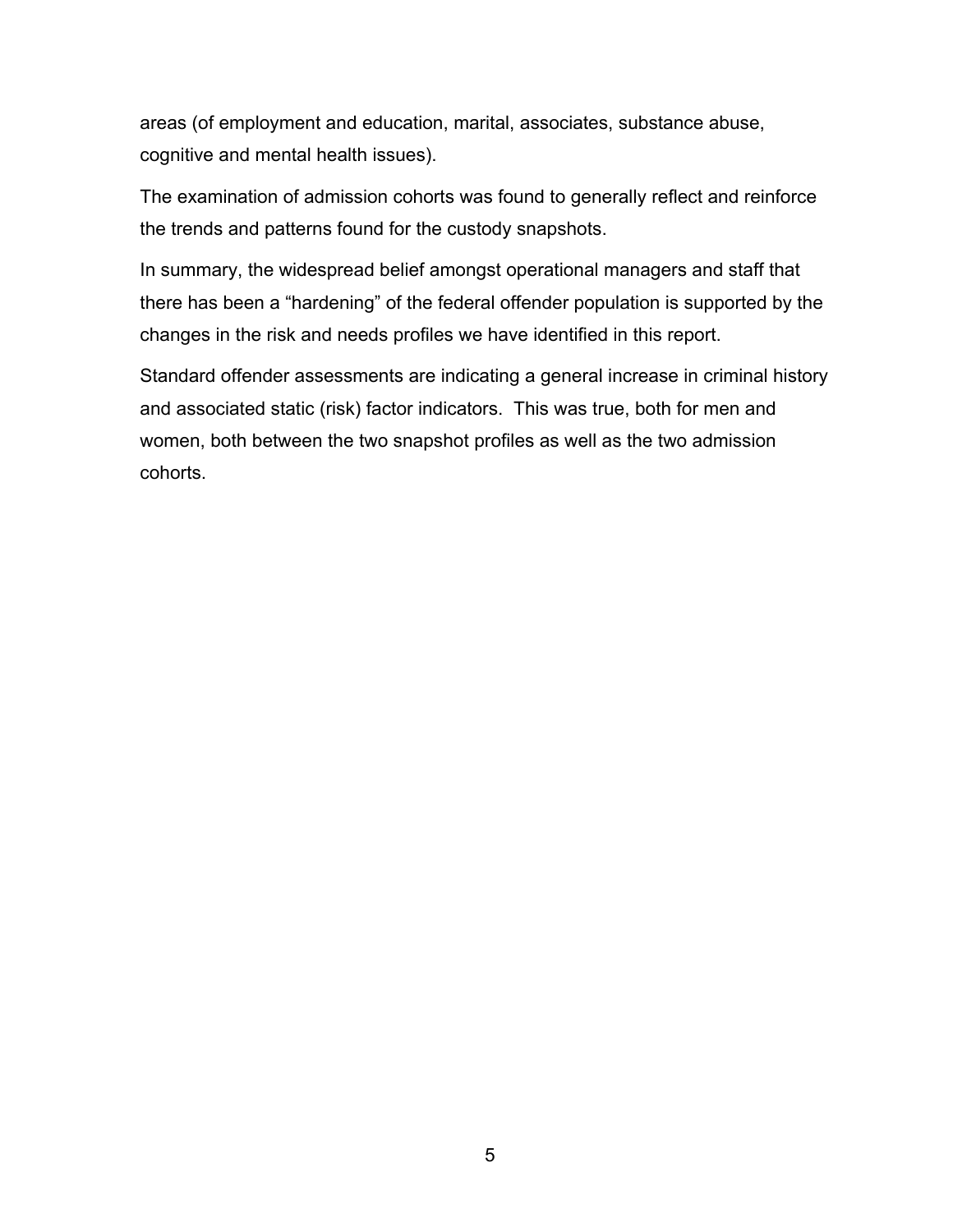areas (of employment and education, marital, associates, substance abuse, cognitive and mental health issues).

The examination of admission cohorts was found to generally reflect and reinforce the trends and patterns found for the custody snapshots.

In summary, the widespread belief amongst operational managers and staff that there has been a "hardening" of the federal offender population is supported by the changes in the risk and needs profiles we have identified in this report.

Standard offender assessments are indicating a general increase in criminal history and associated static (risk) factor indicators. This was true, both for men and women, both between the two snapshot profiles as well as the two admission cohorts.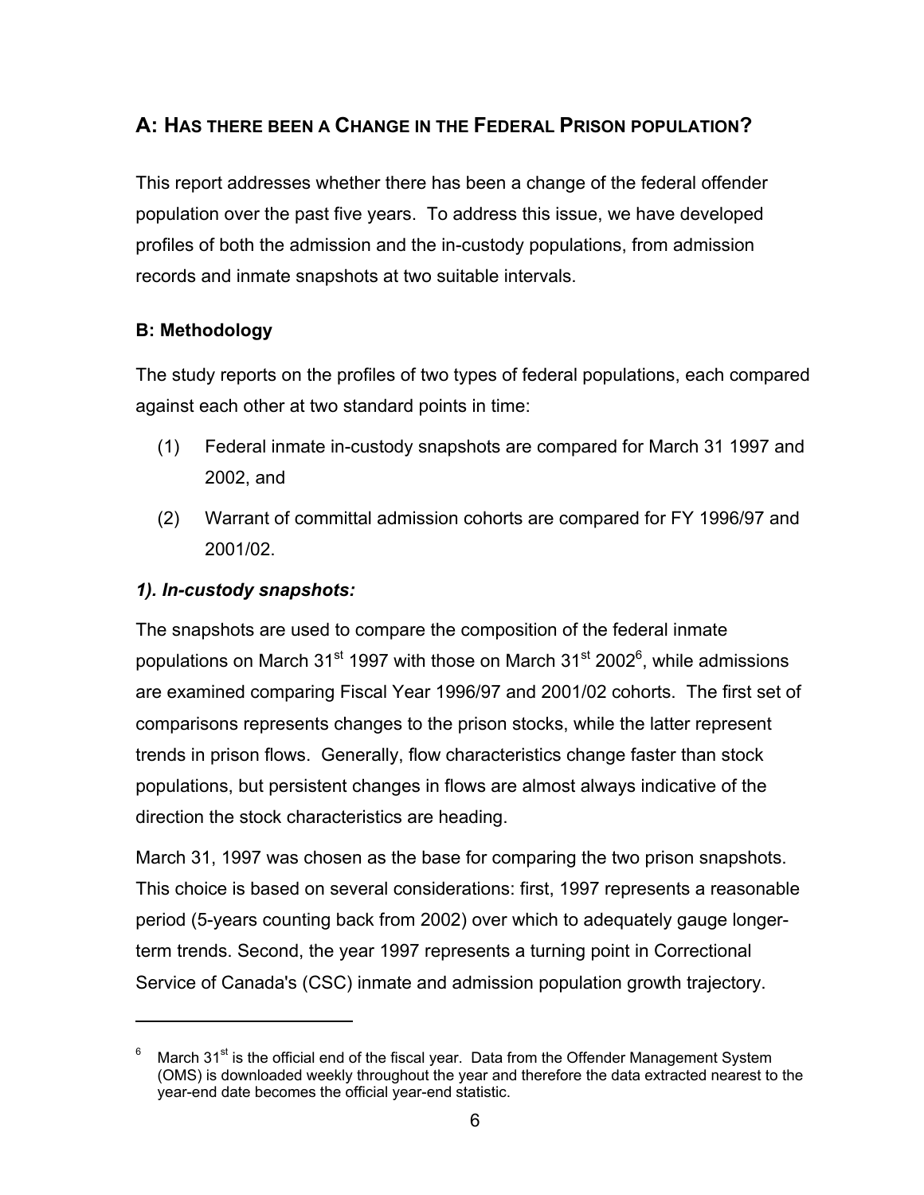## A: HAS THERE BEEN A CHANGE IN THE FEDERAL PRISON POPULATION?

This report addresses whether there has been a change of the federal offender population over the past five years. To address this issue, we have developed profiles of both the admission and the in-custody populations, from admission records and inmate snapshots at two suitable intervals.

### B: Methodology

The study reports on the profiles of two types of federal populations, each compared against each other at two standard points in time:

(1) Federal inmate in-custody snapshots are compared for March 31 1997 and 2002, and

(2) Warrant of committal admission cohorts are compared for FY 1996/97 and 2001/02.

#### *1). In-custody snapshots:*

The snapshots are used to compare the composition of the federal inmate populations on March 31st 1997 with those on March 31st 2002[6], while admissions are examined comparing Fiscal Year 1996/97 and 2001/02 cohorts. The first set of comparisons represents changes to the prison stocks, while the latter represent trends in prison flows. Generally, flow characteristics change faster than stock populations, but persistent changes in flows are almost always indicative of the direction the stock characteristics are heading.

March 31, 1997 was chosen as the base for comparing the two prison snapshots. This choice is based on several considerations: first, 1997 represents a reasonable period (5-years counting back from 2002) over which to adequately gauge longer-term trends. Second, the year 1997 represents a turning point in Correctional Service of Canada's (CSC) inmate and admission population growth trajectory.

---

[6] March 31st is the official end of the fiscal year. Data from the Offender Management System (OMS) is downloaded weekly throughout the year and therefore the data extracted nearest to the year-end date becomes the official year-end statistic.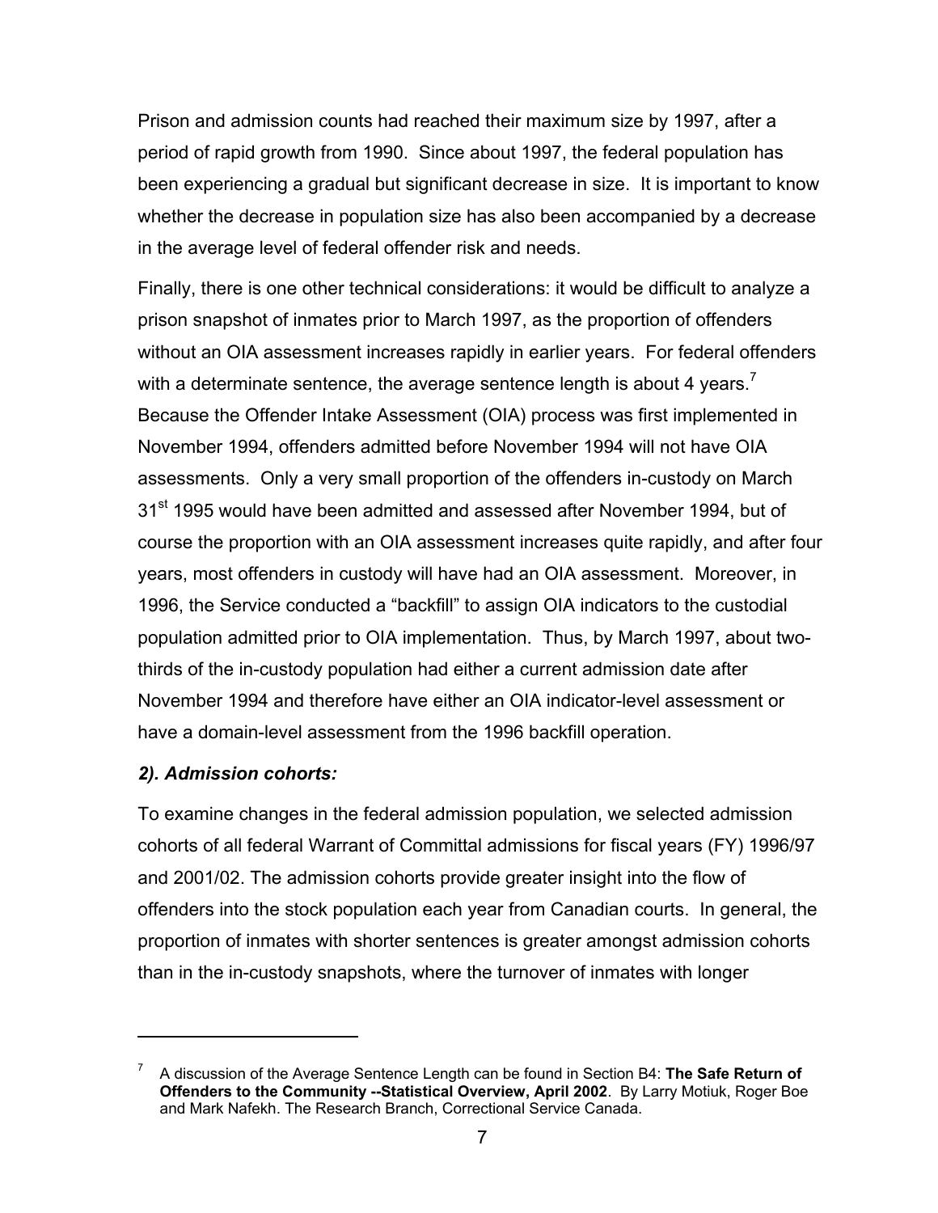Prison and admission counts had reached their maximum size by 1997, after a period of rapid growth from 1990. Since about 1997, the federal population has been experiencing a gradual but significant decrease in size. It is important to know whether the decrease in population size has also been accompanied by a decrease in the average level of federal offender risk and needs.

Finally, there is one other technical considerations: it would be difficult to analyze a prison snapshot of inmates prior to March 1997, as the proportion of offenders without an OIA assessment increases rapidly in earlier years. For federal offenders with a determinate sentence, the average sentence length is about 4 years.[7] Because the Offender Intake Assessment (OIA) process was first implemented in November 1994, offenders admitted before November 1994 will not have OIA assessments. Only a very small proportion of the offenders in-custody on March 31st 1995 would have been admitted and assessed after November 1994, but of course the proportion with an OIA assessment increases quite rapidly, and after four years, most offenders in custody will have had an OIA assessment. Moreover, in 1996, the Service conducted a "backfill" to assign OIA indicators to the custodial population admitted prior to OIA implementation. Thus, by March 1997, about two-thirds of the in-custody population had either a current admission date after November 1994 and therefore have either an OIA indicator-level assessment or have a domain-level assessment from the 1996 backfill operation.

### *2). Admission cohorts:*

To examine changes in the federal admission population, we selected admission cohorts of all federal Warrant of Committal admissions for fiscal years (FY) 1996/97 and 2001/02. The admission cohorts provide greater insight into the flow of offenders into the stock population each year from Canadian courts. In general, the proportion of inmates with shorter sentences is greater amongst admission cohorts than in the in-custody snapshots, where the turnover of inmates with longer

---

[7] A discussion of the Average Sentence Length can be found in Section B4: **The Safe Return of Offenders to the Community --Statistical Overview, April 2002**. By Larry Motiuk, Roger Boe and Mark Nafekh. The Research Branch, Correctional Service Canada.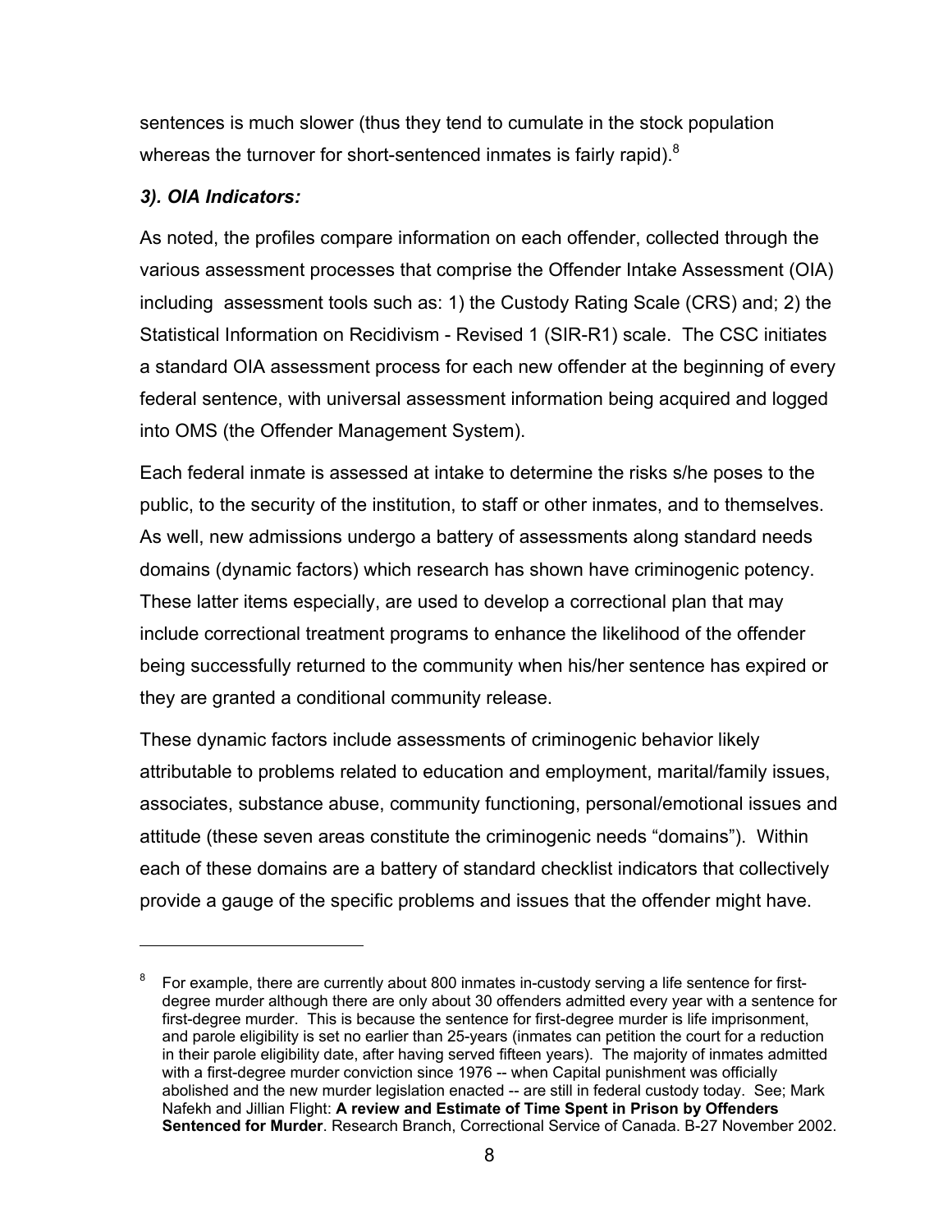sentences is much slower (thus they tend to cumulate in the stock population whereas the turnover for short-sentenced inmates is fairly rapid).[8]

### *3). OIA Indicators:*

As noted, the profiles compare information on each offender, collected through the various assessment processes that comprise the Offender Intake Assessment (OIA) including assessment tools such as: 1) the Custody Rating Scale (CRS) and; 2) the Statistical Information on Recidivism - Revised 1 (SIR-R1) scale. The CSC initiates a standard OIA assessment process for each new offender at the beginning of every federal sentence, with universal assessment information being acquired and logged into OMS (the Offender Management System).

Each federal inmate is assessed at intake to determine the risks s/he poses to the public, to the security of the institution, to staff or other inmates, and to themselves. As well, new admissions undergo a battery of assessments along standard needs domains (dynamic factors) which research has shown have criminogenic potency. These latter items especially, are used to develop a correctional plan that may include correctional treatment programs to enhance the likelihood of the offender being successfully returned to the community when his/her sentence has expired or they are granted a conditional community release.

These dynamic factors include assessments of criminogenic behavior likely attributable to problems related to education and employment, marital/family issues, associates, substance abuse, community functioning, personal/emotional issues and attitude (these seven areas constitute the criminogenic needs "domains"). Within each of these domains are a battery of standard checklist indicators that collectively provide a gauge of the specific problems and issues that the offender might have.

---

[8] For example, there are currently about 800 inmates in-custody serving a life sentence for first-degree murder although there are only about 30 offenders admitted every year with a sentence for first-degree murder. This is because the sentence for first-degree murder is life imprisonment, and parole eligibility is set no earlier than 25-years (inmates can petition the court for a reduction in their parole eligibility date, after having served fifteen years). The majority of inmates admitted with a first-degree murder conviction since 1976 -- when Capital punishment was officially abolished and the new murder legislation enacted -- are still in federal custody today. See; Mark Nafekh and Jillian Flight: **A review and Estimate of Time Spent in Prison by Offenders Sentenced for Murder**. Research Branch, Correctional Service of Canada. B-27 November 2002.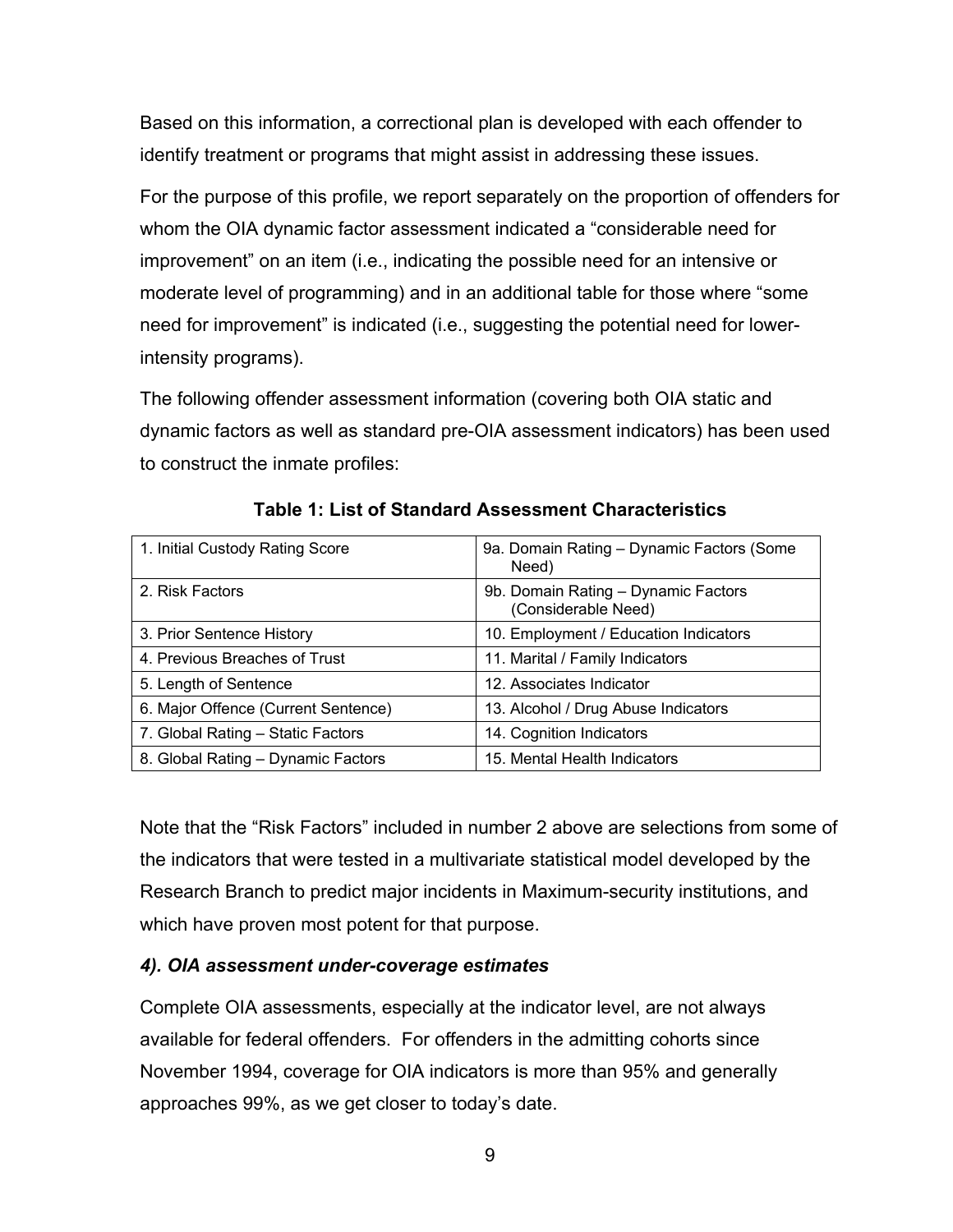Based on this information, a correctional plan is developed with each offender to identify treatment or programs that might assist in addressing these issues.

For the purpose of this profile, we report separately on the proportion of offenders for whom the OIA dynamic factor assessment indicated a "considerable need for improvement" on an item (i.e., indicating the possible need for an intensive or moderate level of programming) and in an additional table for those where "some need for improvement" is indicated (i.e., suggesting the potential need for lower-intensity programs).

The following offender assessment information (covering both OIA static and dynamic factors as well as standard pre-OIA assessment indicators) has been used to construct the inmate profiles:

**Table 1: List of Standard Assessment Characteristics**

| | |
|---|---|
| 1. Initial Custody Rating Score | 9a. Domain Rating – Dynamic Factors (Some Need) |
| 2. Risk Factors | 9b. Domain Rating – Dynamic Factors (Considerable Need) |
| 3. Prior Sentence History | 10. Employment / Education Indicators |
| 4. Previous Breaches of Trust | 11. Marital / Family Indicators |
| 5. Length of Sentence | 12. Associates Indicator |
| 6. Major Offence (Current Sentence) | 13. Alcohol / Drug Abuse Indicators |
| 7. Global Rating – Static Factors | 14. Cognition Indicators |
| 8. Global Rating – Dynamic Factors | 15. Mental Health Indicators |

Note that the "Risk Factors" included in number 2 above are selections from some of the indicators that were tested in a multivariate statistical model developed by the Research Branch to predict major incidents in Maximum-security institutions, and which have proven most potent for that purpose.

### *4). OIA assessment under-coverage estimates*

Complete OIA assessments, especially at the indicator level, are not always available for federal offenders. For offenders in the admitting cohorts since November 1994, coverage for OIA indicators is more than 95% and generally approaches 99%, as we get closer to today's date.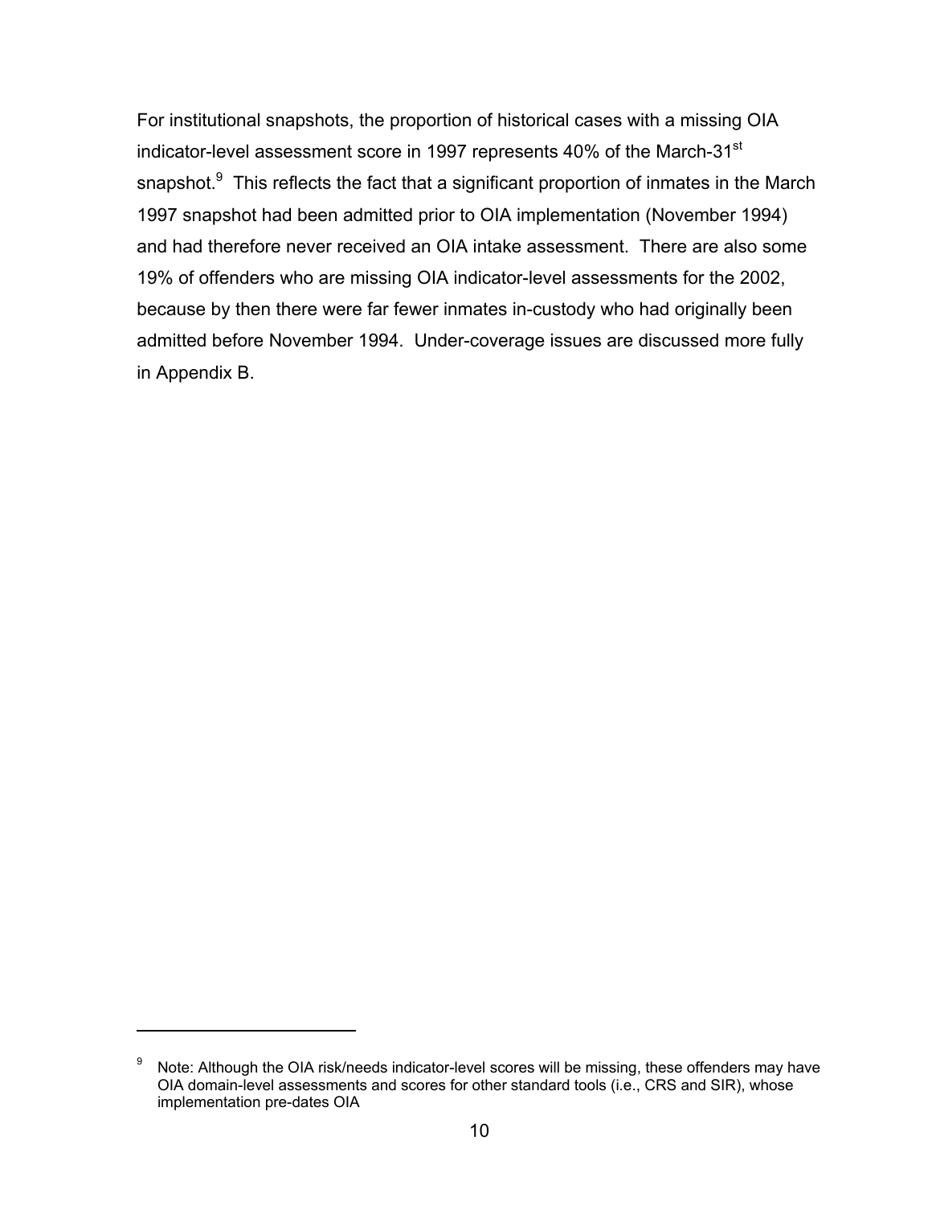For institutional snapshots, the proportion of historical cases with a missing OIA indicator-level assessment score in 1997 represents 40% of the March-31st snapshot.[9] This reflects the fact that a significant proportion of inmates in the March 1997 snapshot had been admitted prior to OIA implementation (November 1994) and had therefore never received an OIA intake assessment. There are also some 19% of offenders who are missing OIA indicator-level assessments for the 2002, because by then there were far fewer inmates in-custody who had originally been admitted before November 1994. Under-coverage issues are discussed more fully in Appendix B.

---

[9] Note: Although the OIA risk/needs indicator-level scores will be missing, these offenders may have OIA domain-level assessments and scores for other standard tools (i.e., CRS and SIR), whose implementation pre-dates OIA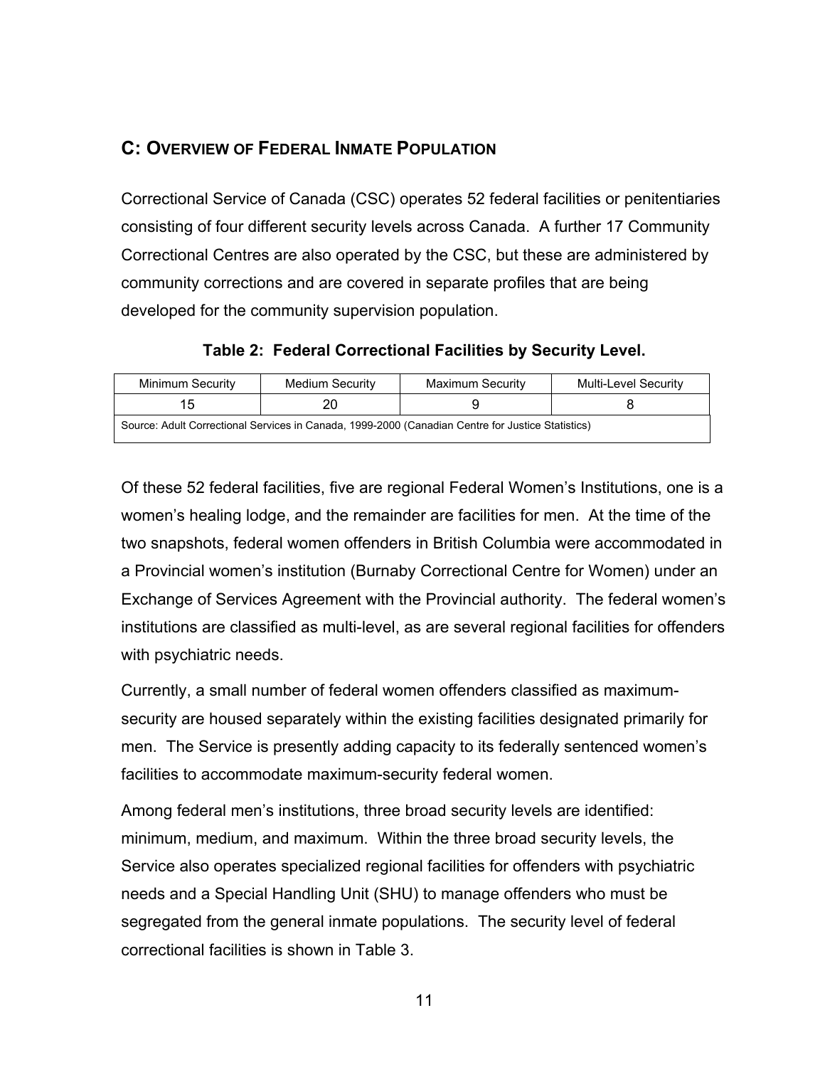## C: OVERVIEW OF FEDERAL INMATE POPULATION

Correctional Service of Canada (CSC) operates 52 federal facilities or penitentiaries consisting of four different security levels across Canada. A further 17 Community Correctional Centres are also operated by the CSC, but these are administered by community corrections and are covered in separate profiles that are being developed for the community supervision population.

**Table 2: Federal Correctional Facilities by Security Level.**

| Minimum Security | Medium Security | Maximum Security | Multi-Level Security |
|---|---|---|---|
| 15 | 20 | 9 | 8 |
| Source: Adult Correctional Services in Canada, 1999-2000 (Canadian Centre for Justice Statistics) | | | |

Of these 52 federal facilities, five are regional Federal Women's Institutions, one is a women's healing lodge, and the remainder are facilities for men. At the time of the two snapshots, federal women offenders in British Columbia were accommodated in a Provincial women's institution (Burnaby Correctional Centre for Women) under an Exchange of Services Agreement with the Provincial authority. The federal women's institutions are classified as multi-level, as are several regional facilities for offenders with psychiatric needs.

Currently, a small number of federal women offenders classified as maximum-security are housed separately within the existing facilities designated primarily for men. The Service is presently adding capacity to its federally sentenced women's facilities to accommodate maximum-security federal women.

Among federal men's institutions, three broad security levels are identified: minimum, medium, and maximum. Within the three broad security levels, the Service also operates specialized regional facilities for offenders with psychiatric needs and a Special Handling Unit (SHU) to manage offenders who must be segregated from the general inmate populations. The security level of federal correctional facilities is shown in Table 3.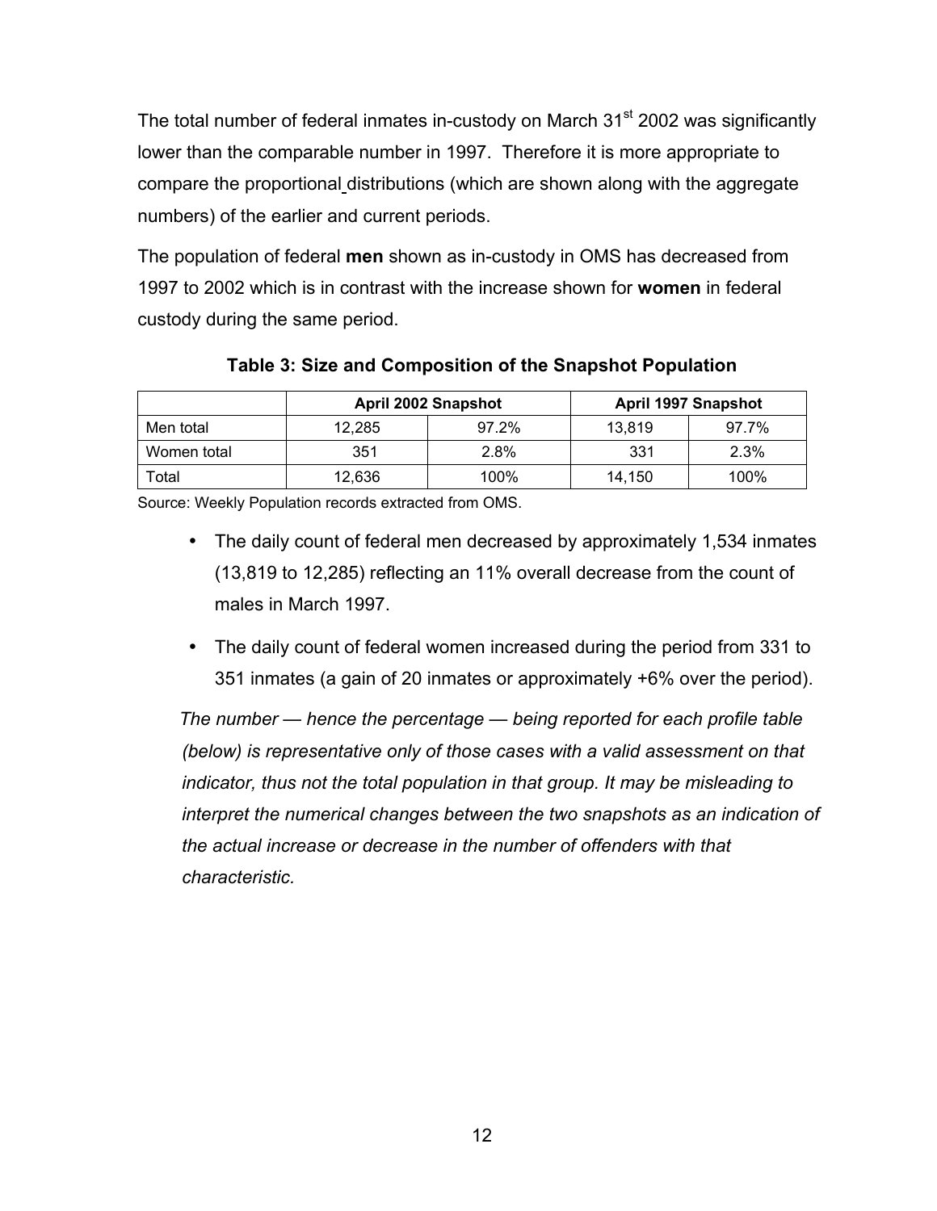The total number of federal inmates in-custody on March 31[st] 2002 was significantly lower than the comparable number in 1997. Therefore it is more appropriate to compare the proportional distributions (which are shown along with the aggregate numbers) of the earlier and current periods.

The population of federal **men** shown as in-custody in OMS has decreased from 1997 to 2002 which is in contrast with the increase shown for **women** in federal custody during the same period.

**Table 3: Size and Composition of the Snapshot Population**

| | April 2002 Snapshot | | April 1997 Snapshot | |
|---|---|---|---|---|
| Men total | 12,285 | 97.2% | 13,819 | 97.7% |
| Women total | 351 | 2.8% | 331 | 2.3% |
| Total | 12,636 | 100% | 14,150 | 100% |

Source: Weekly Population records extracted from OMS.

- The daily count of federal men decreased by approximately 1,534 inmates (13,819 to 12,285) reflecting an 11% overall decrease from the count of males in March 1997.
- The daily count of federal women increased during the period from 331 to 351 inmates (a gain of 20 inmates or approximately +6% over the period).

*The number — hence the percentage — being reported for each profile table (below) is representative only of those cases with a valid assessment on that indicator, thus not the total population in that group. It may be misleading to interpret the numerical changes between the two snapshots as an indication of the actual increase or decrease in the number of offenders with that characteristic.*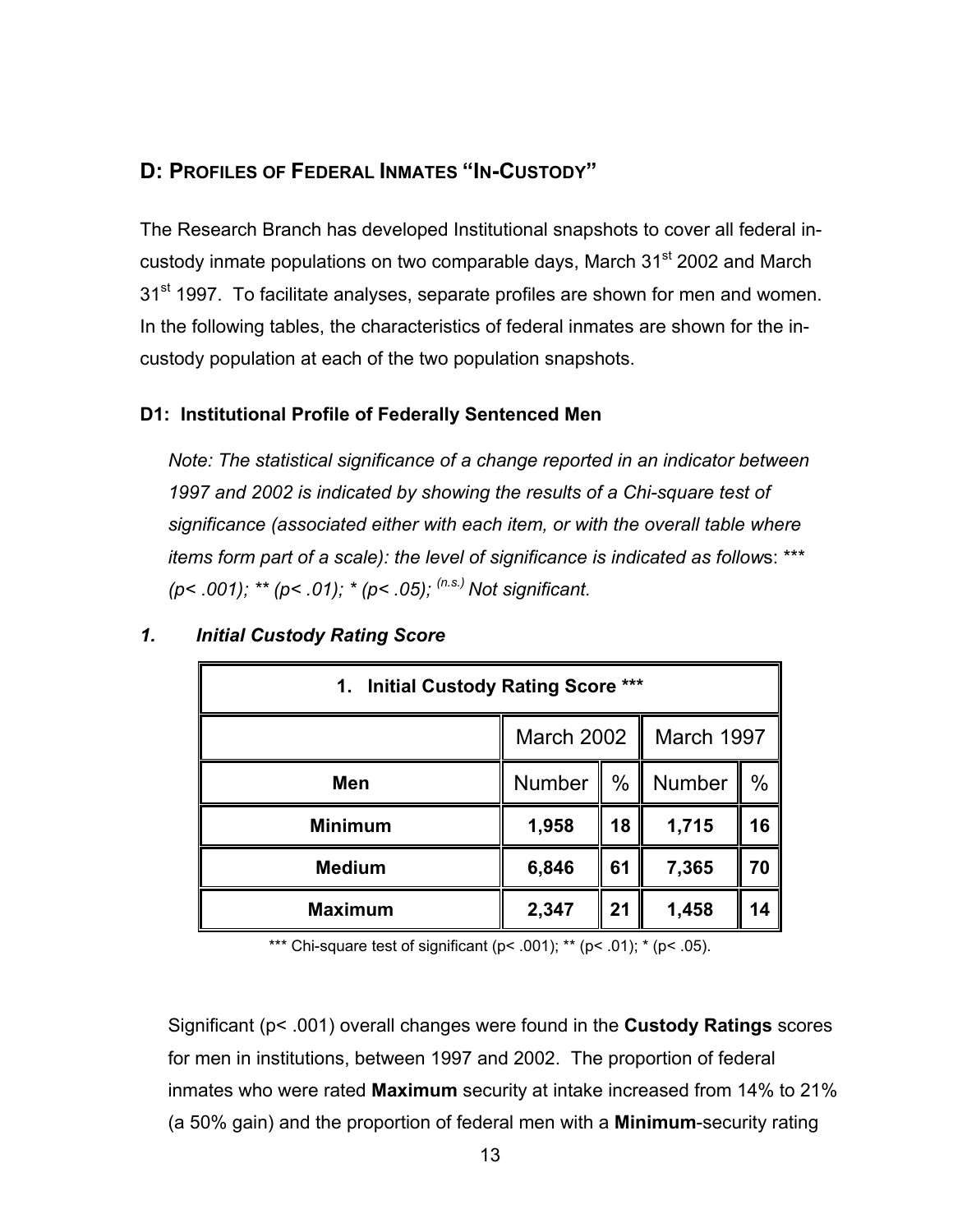## D: PROFILES OF FEDERAL INMATES "IN-CUSTODY"

The Research Branch has developed Institutional snapshots to cover all federal in-custody inmate populations on two comparable days, March 31st 2002 and March 31st 1997. To facilitate analyses, separate profiles are shown for men and women. In the following tables, the characteristics of federal inmates are shown for the in-custody population at each of the two population snapshots.

### D1: Institutional Profile of Federally Sentenced Men

*Note: The statistical significance of a change reported in an indicator between 1997 and 2002 is indicated by showing the results of a Chi-square test of significance (associated either with each item, or with the overall table where items form part of a scale): the level of significance is indicated as follows: *** (p< .001); ** (p< .01); * (p< .05); (n.s.) Not significant.*

#### *1. Initial Custody Rating Score*

| 1. Initial Custody Rating Score *** | | | | |
|---|---|---|---|---|
| | March 2002 | | March 1997 | |
| **Men** | Number | % | Number | % |
| **Minimum** | **1,958** | **18** | **1,715** | **16** |
| **Medium** | **6,846** | **61** | **7,365** | **70** |
| **Maximum** | **2,347** | **21** | **1,458** | **14** |

*** Chi-square test of significant (p< .001); ** (p< .01); * (p< .05).

Significant (p< .001) overall changes were found in the **Custody Ratings** scores for men in institutions, between 1997 and 2002. The proportion of federal inmates who were rated **Maximum** security at intake increased from 14% to 21% (a 50% gain) and the proportion of federal men with a **Minimum**-security rating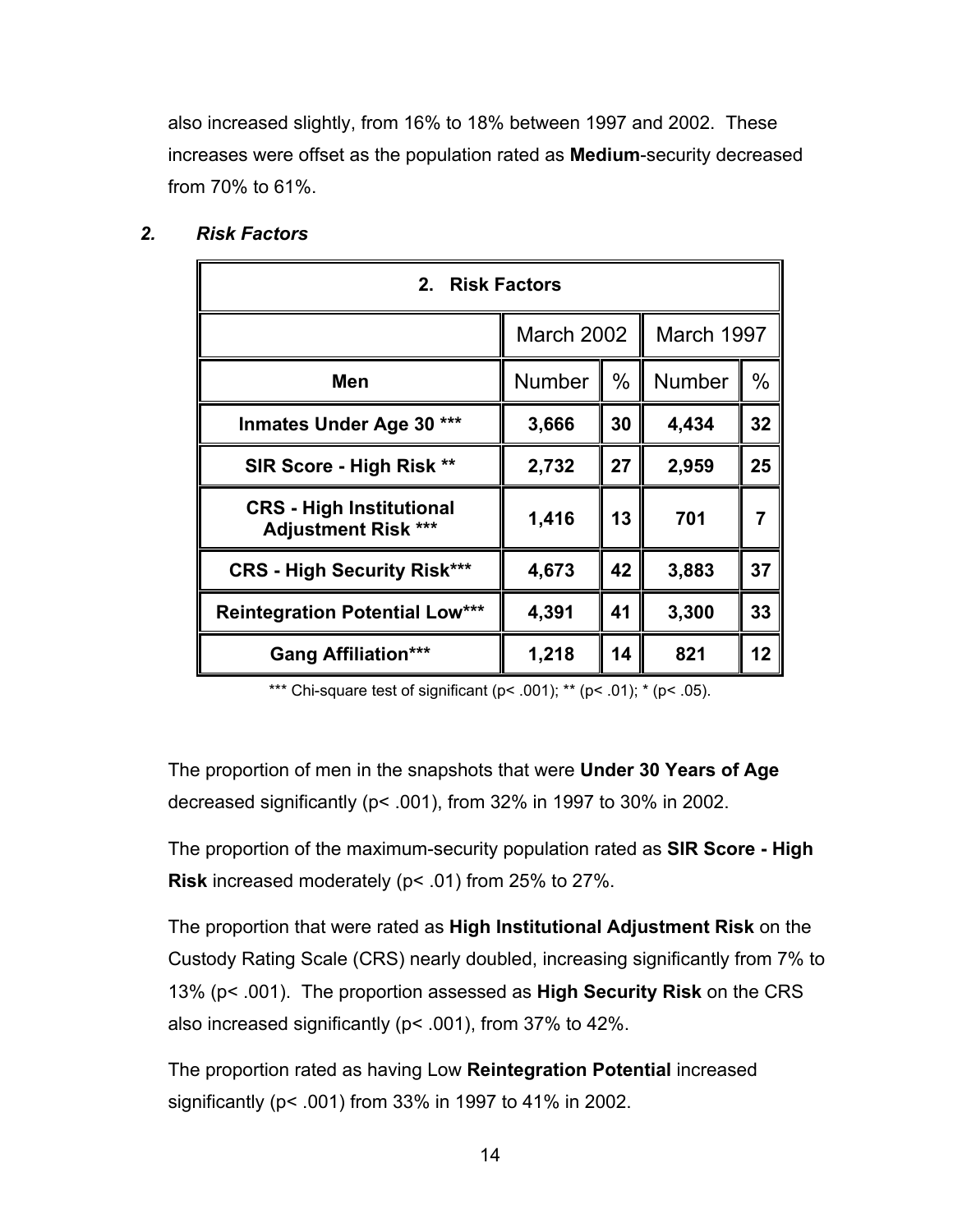also increased slightly, from 16% to 18% between 1997 and 2002. These increases were offset as the population rated as **Medium**-security decreased from 70% to 61%.

### *2. Risk Factors*

| **2. Risk Factors** | | | | |
|---|---|---|---|---|
| | March 2002 | | March 1997 | |
| **Men** | Number | % | Number | % |
| **Inmates Under Age 30 *** ** | **3,666** | **30** | **4,434** | **32** |
| **SIR Score - High Risk ** ** | **2,732** | **27** | **2,959** | **25** |
| **CRS - High Institutional Adjustment Risk *** ** | **1,416** | **13** | **701** | **7** |
| **CRS - High Security Risk***** | **4,673** | **42** | **3,883** | **37** |
| **Reintegration Potential Low***** | **4,391** | **41** | **3,300** | **33** |
| **Gang Affiliation***** | **1,218** | **14** | **821** | **12** |

*** Chi-square test of significant ($p < .001$); ** ($p < .01$); * ($p < .05$).

The proportion of men in the snapshots that were **Under 30 Years of Age** decreased significantly ($p < .001$), from 32% in 1997 to 30% in 2002.

The proportion of the maximum-security population rated as **SIR Score - High Risk** increased moderately ($p < .01$) from 25% to 27%.

The proportion that were rated as **High Institutional Adjustment Risk** on the Custody Rating Scale (CRS) nearly doubled, increasing significantly from 7% to 13% ($p < .001$). The proportion assessed as **High Security Risk** on the CRS also increased significantly ($p < .001$), from 37% to 42%.

The proportion rated as having Low **Reintegration Potential** increased significantly ($p < .001$) from 33% in 1997 to 41% in 2002.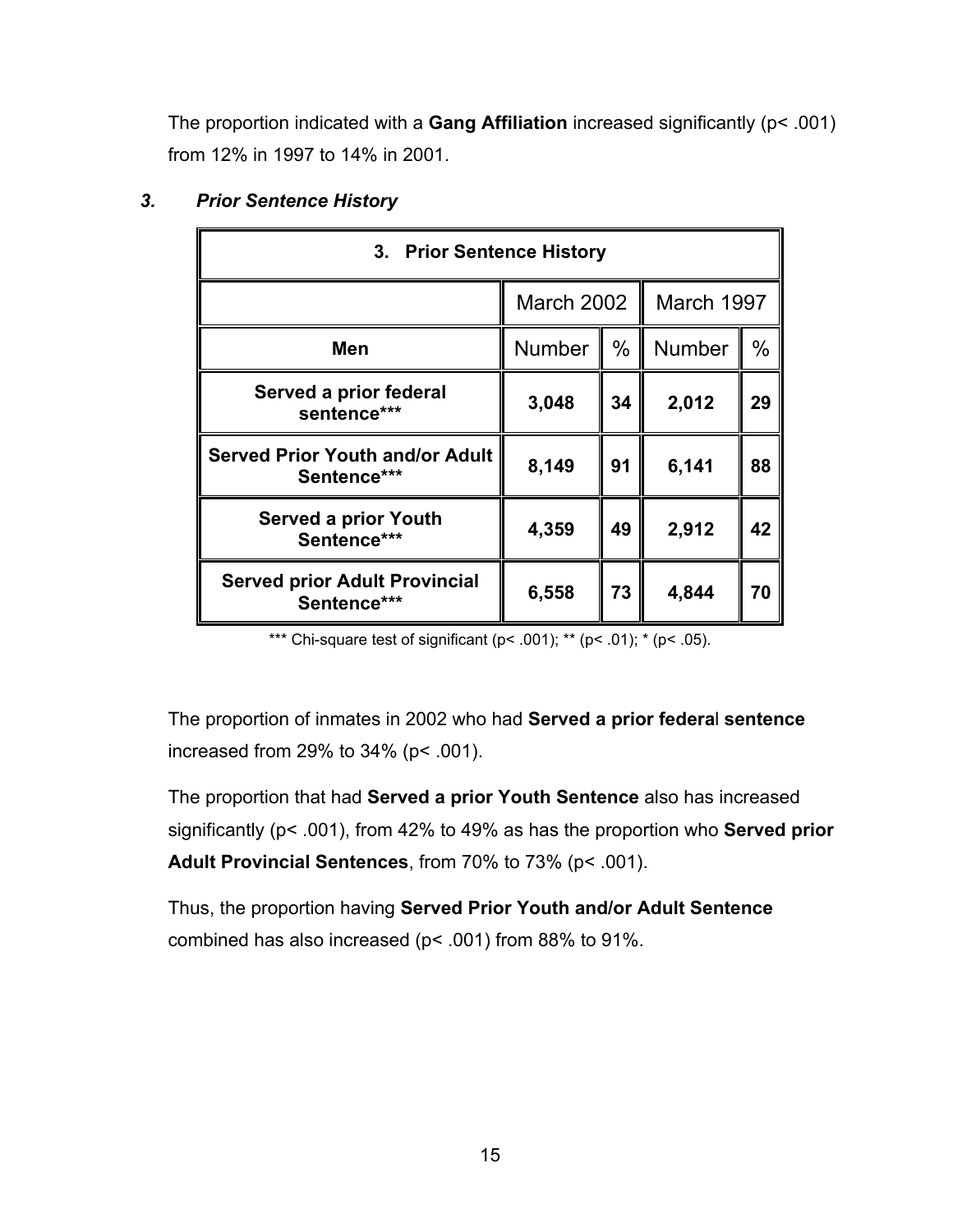The proportion indicated with a **Gang Affiliation** increased significantly ($p < .001$) from 12% in 1997 to 14% in 2001.

### *3. Prior Sentence History*

| 3. Prior Sentence History | | | | |
|---|---|---|---|---|
| | March 2002 | | March 1997 | |
| **Men** | Number | % | Number | % |
| **Served a prior federal sentence*** | **3,048** | **34** | **2,012** | **29** |
| **Served Prior Youth and/or Adult Sentence*** | **8,149** | **91** | **6,141** | **88** |
| **Served a prior Youth Sentence*** | **4,359** | **49** | **2,912** | **42** |
| **Served prior Adult Provincial Sentence*** | **6,558** | **73** | **4,844** | **70** |

*** Chi-square test of significant ($p < .001$); ** ($p < .01$); * ($p < .05$).

The proportion of inmates in 2002 who had **Served a prior federal sentence** increased from 29% to 34% ($p < .001$).

The proportion that had **Served a prior Youth Sentence** also has increased significantly ($p < .001$), from 42% to 49% as has the proportion who **Served prior Adult Provincial Sentences**, from 70% to 73% ($p < .001$).

Thus, the proportion having **Served Prior Youth and/or Adult Sentence** combined has also increased ($p < .001$) from 88% to 91%.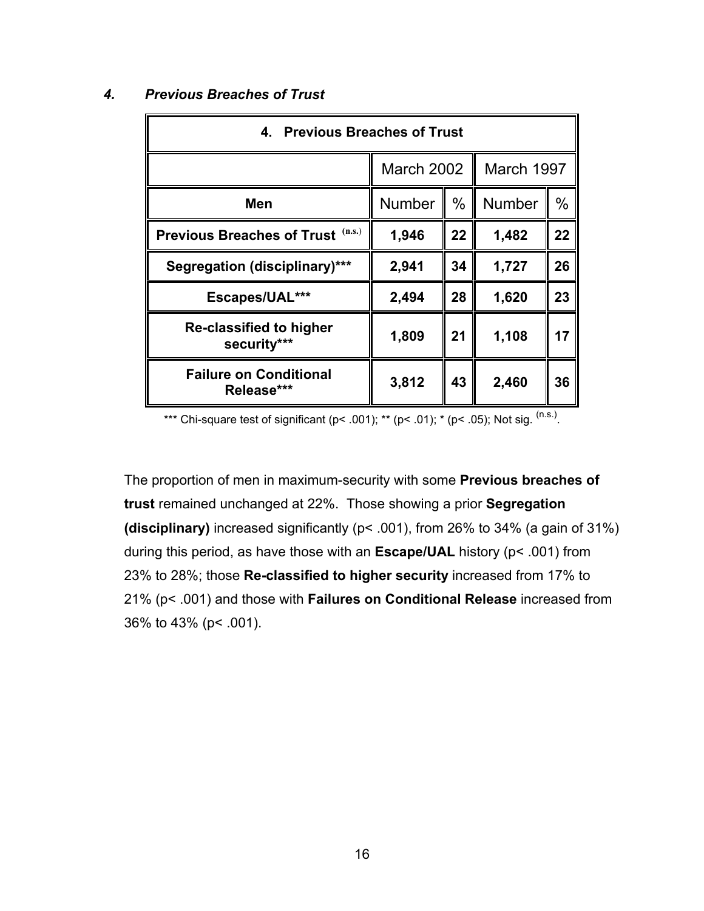### *4. Previous Breaches of Trust*

| 4. Previous Breaches of Trust | | | | |
|---|---|---|---|---|
| | March 2002 | | March 1997 | |
| **Men** | Number | % | Number | % |
| **Previous Breaches of Trust** (n.s.) | **1,946** | **22** | **1,482** | **22** |
| **Segregation (disciplinary)*** ** | **2,941** | **34** | **1,727** | **26** |
| **Escapes/UAL*** ** | **2,494** | **28** | **1,620** | **23** |
| **Re-classified to higher security*** ** | **1,809** | **21** | **1,108** | **17** |
| **Failure on Conditional Release*** ** | **3,812** | **43** | **2,460** | **36** |

*** Chi-square test of significant ($p < .001$); ** ($p < .01$); * ($p < .05$); Not sig. (n.s.).

The proportion of men in maximum-security with some **Previous breaches of trust** remained unchanged at 22%. Those showing a prior **Segregation (disciplinary)** increased significantly ($p < .001$), from 26% to 34% (a gain of 31%) during this period, as have those with an **Escape/UAL** history ($p < .001$) from 23% to 28%; those **Re-classified to higher security** increased from 17% to 21% ($p < .001$) and those with **Failures on Conditional Release** increased from 36% to 43% ($p < .001$).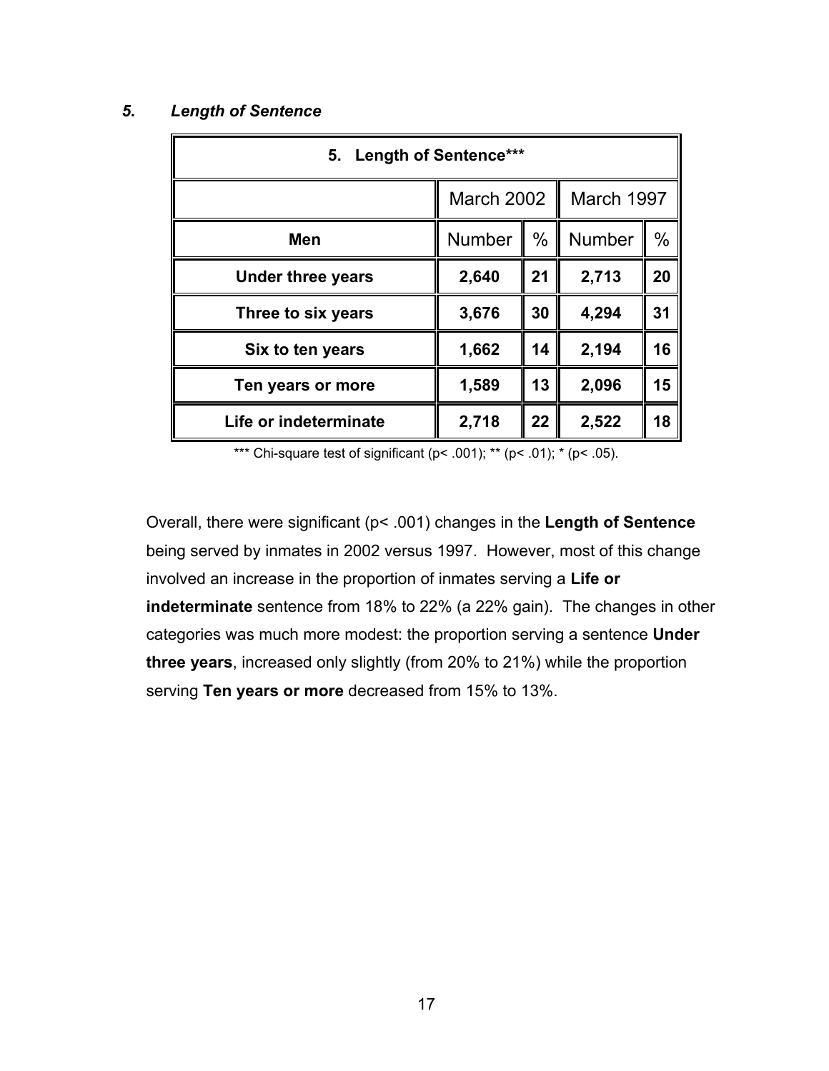### *5. Length of Sentence*

| 5. Length of Sentence*** | | | | |
|---|---|---|---|---|
| | March 2002 | | March 1997 | |
| **Men** | Number | % | Number | % |
| **Under three years** | **2,640** | **21** | **2,713** | **20** |
| **Three to six years** | **3,676** | **30** | **4,294** | **31** |
| **Six to ten years** | **1,662** | **14** | **2,194** | **16** |
| **Ten years or more** | **1,589** | **13** | **2,096** | **15** |
| **Life or indeterminate** | **2,718** | **22** | **2,522** | **18** |

*** Chi-square test of significant ($p < .001$); ** ($p < .01$); * ($p < .05$).

Overall, there were significant ($p < .001$) changes in the **Length of Sentence** being served by inmates in 2002 versus 1997. However, most of this change involved an increase in the proportion of inmates serving a **Life or indeterminate** sentence from 18% to 22% (a 22% gain). The changes in other categories was much more modest: the proportion serving a sentence **Under three years**, increased only slightly (from 20% to 21%) while the proportion serving **Ten years or more** decreased from 15% to 13%.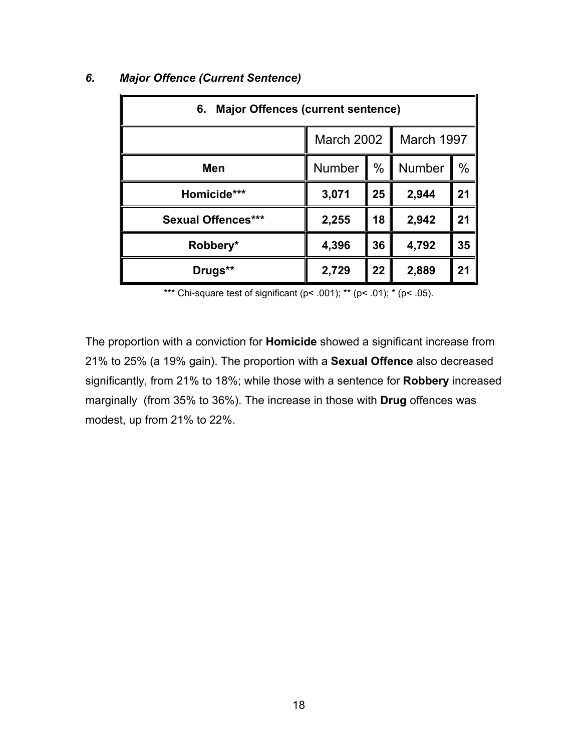## *6. Major Offence (Current Sentence)*

| **6. Major Offences (current sentence)** | | | | |
|---|---|---|---|---|
| | March 2002 | | March 1997 | |
| **Men** | Number | % | Number | % |
| **Homicide*** ** | **3,071** | **25** | **2,944** | **21** |
| **Sexual Offences*** ** | **2,255** | **18** | **2,942** | **21** |
| **Robbery*** | **4,396** | **36** | **4,792** | **35** |
| **Drugs**** | **2,729** | **22** | **2,889** | **21** |

*** Chi-square test of significant ($p < .001$); ** ($p < .01$); * ($p < .05$).

The proportion with a conviction for **Homicide** showed a significant increase from 21% to 25% (a 19% gain). The proportion with a **Sexual Offence** also decreased significantly, from 21% to 18%; while those with a sentence for **Robbery** increased marginally (from 35% to 36%). The increase in those with **Drug** offences was modest, up from 21% to 22%.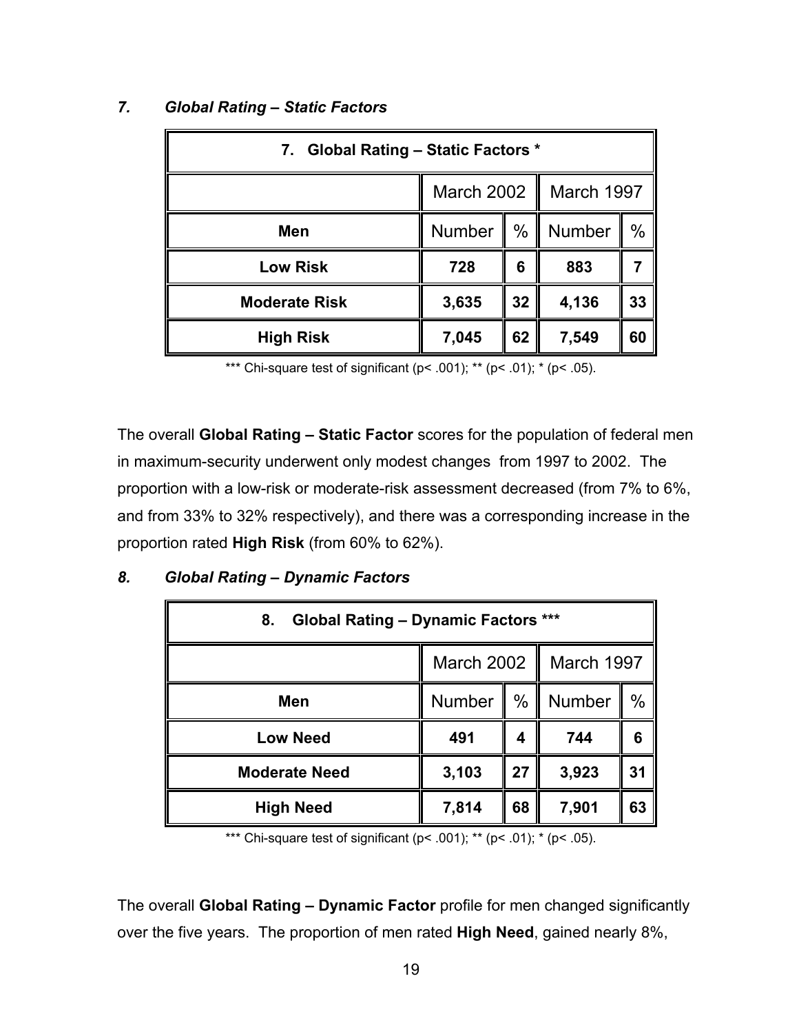### *7. Global Rating – Static Factors*

| 7. Global Rating – Static Factors * | | | | |
|---|---|---|---|---|
| | March 2002 | | March 1997 | |
| **Men** | Number | % | Number | % |
| **Low Risk** | **728** | **6** | **883** | **7** |
| **Moderate Risk** | **3,635** | **32** | **4,136** | **33** |
| **High Risk** | **7,045** | **62** | **7,549** | **60** |

*** Chi-square test of significant ($p < .001$); ** ($p < .01$); * ($p < .05$).

The overall **Global Rating – Static Factor** scores for the population of federal men in maximum-security underwent only modest changes from 1997 to 2002. The proportion with a low-risk or moderate-risk assessment decreased (from 7% to 6%, and from 33% to 32% respectively), and there was a corresponding increase in the proportion rated **High Risk** (from 60% to 62%).

### *8. Global Rating – Dynamic Factors*

| 8. Global Rating – Dynamic Factors *** | | | | |
|---|---|---|---|---|
| | March 2002 | | March 1997 | |
| **Men** | Number | % | Number | % |
| **Low Need** | **491** | **4** | **744** | **6** |
| **Moderate Need** | **3,103** | **27** | **3,923** | **31** |
| **High Need** | **7,814** | **68** | **7,901** | **63** |

*** Chi-square test of significant ($p < .001$); ** ($p < .01$); * ($p < .05$).

The overall **Global Rating – Dynamic Factor** profile for men changed significantly over the five years. The proportion of men rated **High Need**, gained nearly 8%,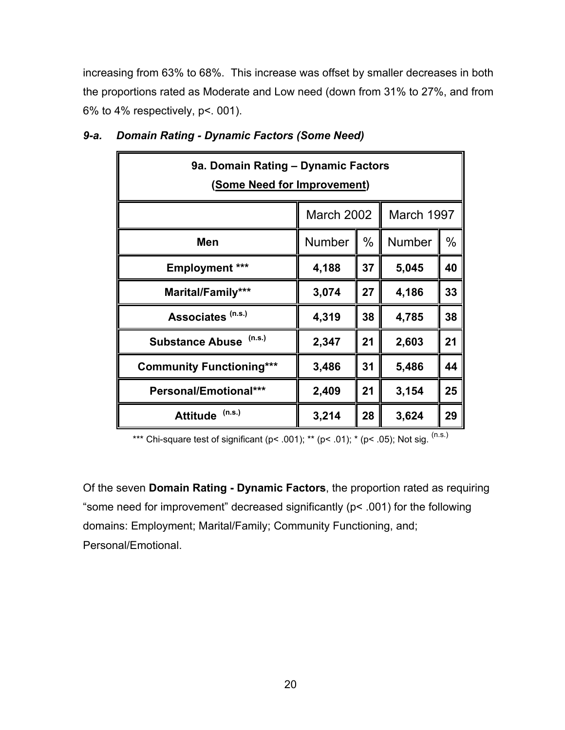increasing from 63% to 68%. This increase was offset by smaller decreases in both the proportions rated as Moderate and Low need (down from 31% to 27%, and from 6% to 4% respectively, p<. 001).

### *9-a. Domain Rating - Dynamic Factors (Some Need)*

| 9a. Domain Rating – Dynamic Factors (Some Need for Improvement) | | | | |
|---|---|---|---|---|
| | March 2002 | | March 1997 | |
| **Men** | Number | % | Number | % |
| **Employment *** ** | **4,188** | **37** | **5,045** | **40** |
| **Marital/Family*** ** | **3,074** | **27** | **4,186** | **33** |
| **Associates (n.s.)** | **4,319** | **38** | **4,785** | **38** |
| **Substance Abuse (n.s.)** | **2,347** | **21** | **2,603** | **21** |
| **Community Functioning*** ** | **3,486** | **31** | **5,486** | **44** |
| **Personal/Emotional*** ** | **2,409** | **21** | **3,154** | **25** |
| **Attitude (n.s.)** | **3,214** | **28** | **3,624** | **29** |

*** Chi-square test of significant (p< .001); ** (p< .01); * (p< .05); Not sig. (n.s.)

Of the seven **Domain Rating - Dynamic Factors**, the proportion rated as requiring "some need for improvement" decreased significantly (p< .001) for the following domains: Employment; Marital/Family; Community Functioning, and; Personal/Emotional.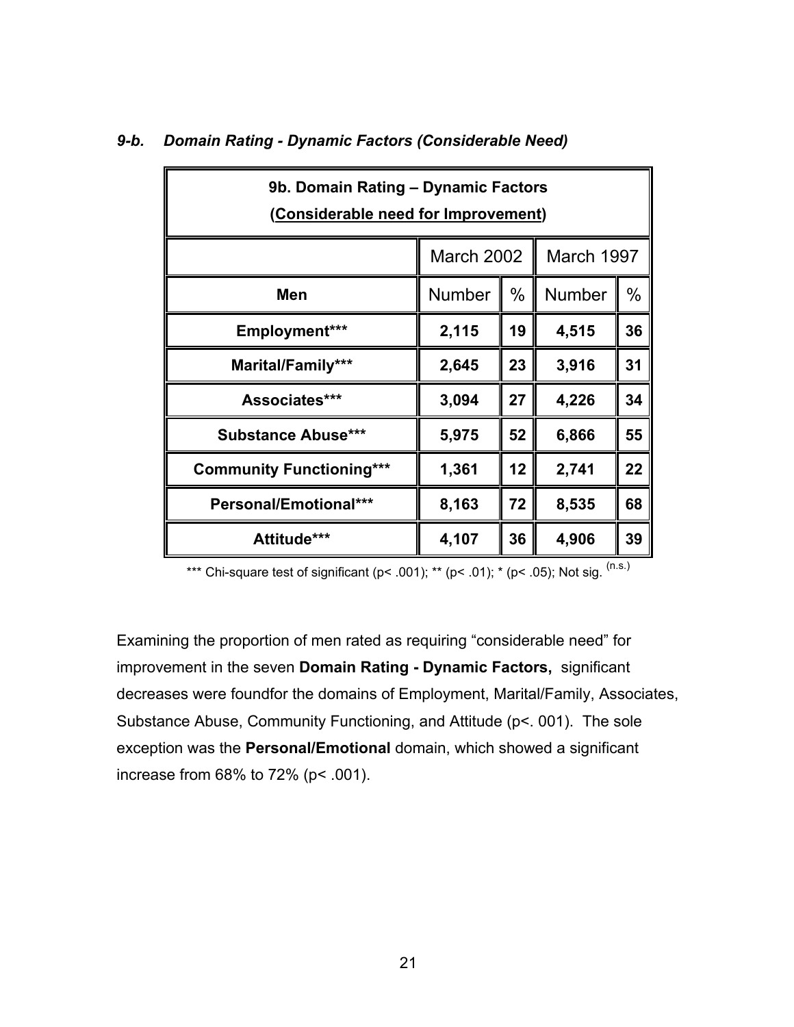### *9-b. Domain Rating - Dynamic Factors (Considerable Need)*

| 9b. Domain Rating – Dynamic Factors (Considerable need for Improvement) | | | | |
|---|---|---|---|---|
| | March 2002 | | March 1997 | |
| **Men** | Number | % | Number | % |
| **Employment*** ** | **2,115** | **19** | **4,515** | **36** |
| **Marital/Family*** ** | **2,645** | **23** | **3,916** | **31** |
| **Associates*** ** | **3,094** | **27** | **4,226** | **34** |
| **Substance Abuse*** ** | **5,975** | **52** | **6,866** | **55** |
| **Community Functioning*** ** | **1,361** | **12** | **2,741** | **22** |
| **Personal/Emotional*** ** | **8,163** | **72** | **8,535** | **68** |
| **Attitude*** ** | **4,107** | **36** | **4,906** | **39** |

*** Chi-square test of significant (p< .001); ** (p< .01); * (p< .05); Not sig. (n.s.)

Examining the proportion of men rated as requiring "considerable need" for improvement in the seven **Domain Rating - Dynamic Factors,** significant decreases were foundfor the domains of Employment, Marital/Family, Associates, Substance Abuse, Community Functioning, and Attitude (p<. 001). The sole exception was the **Personal/Emotional** domain, which showed a significant increase from 68% to 72% (p< .001).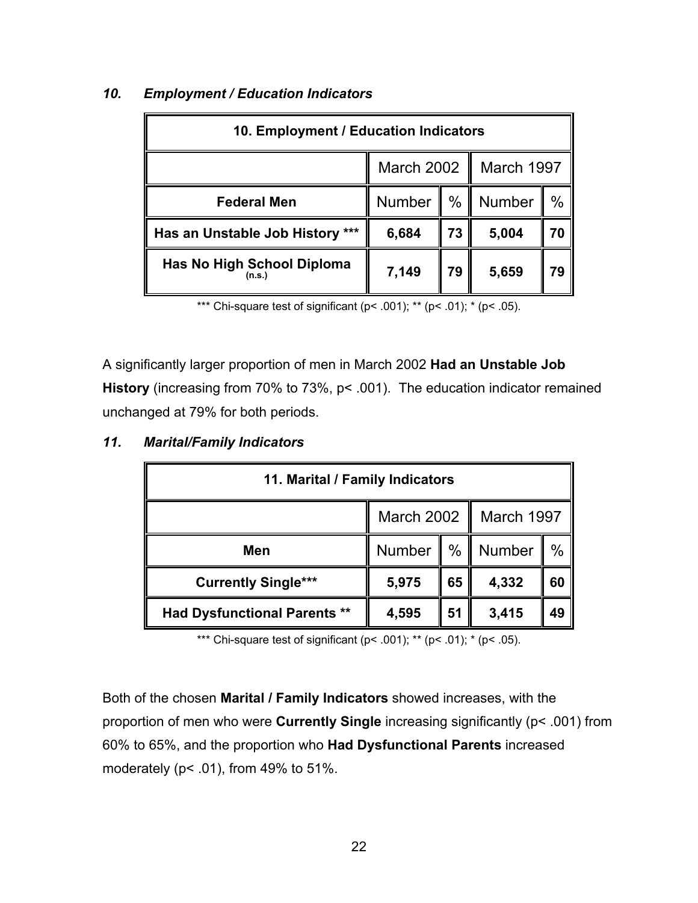### *10. Employment / Education Indicators*

| 10. Employment / Education Indicators | | | | |
|---|---|---|---|---|
| | March 2002 | | March 1997 | |
| **Federal Men** | Number | % | Number | % |
| **Has an Unstable Job History \*\*\*** | **6,684** | **73** | **5,004** | **70** |
| **Has No High School Diploma (n.s.)** | **7,149** | **79** | **5,659** | **79** |

\*\*\* Chi-square test of significant ($p < .001$); \*\* ($p < .01$); \* ($p < .05$).

A significantly larger proportion of men in March 2002 **Had an Unstable Job History** (increasing from 70% to 73%, $p < .001$). The education indicator remained unchanged at 79% for both periods.

### *11. Marital/Family Indicators*

| 11. Marital / Family Indicators | | | | |
|---|---|---|---|---|
| | March 2002 | | March 1997 | |
| **Men** | Number | % | Number | % |
| **Currently Single\*\*\*** | **5,975** | **65** | **4,332** | **60** |
| **Had Dysfunctional Parents \*\*** | **4,595** | **51** | **3,415** | **49** |

\*\*\* Chi-square test of significant ($p < .001$); \*\* ($p < .01$); \* ($p < .05$).

Both of the chosen **Marital / Family Indicators** showed increases, with the proportion of men who were **Currently Single** increasing significantly ($p < .001$) from 60% to 65%, and the proportion who **Had Dysfunctional Parents** increased moderately ($p < .01$), from 49% to 51%.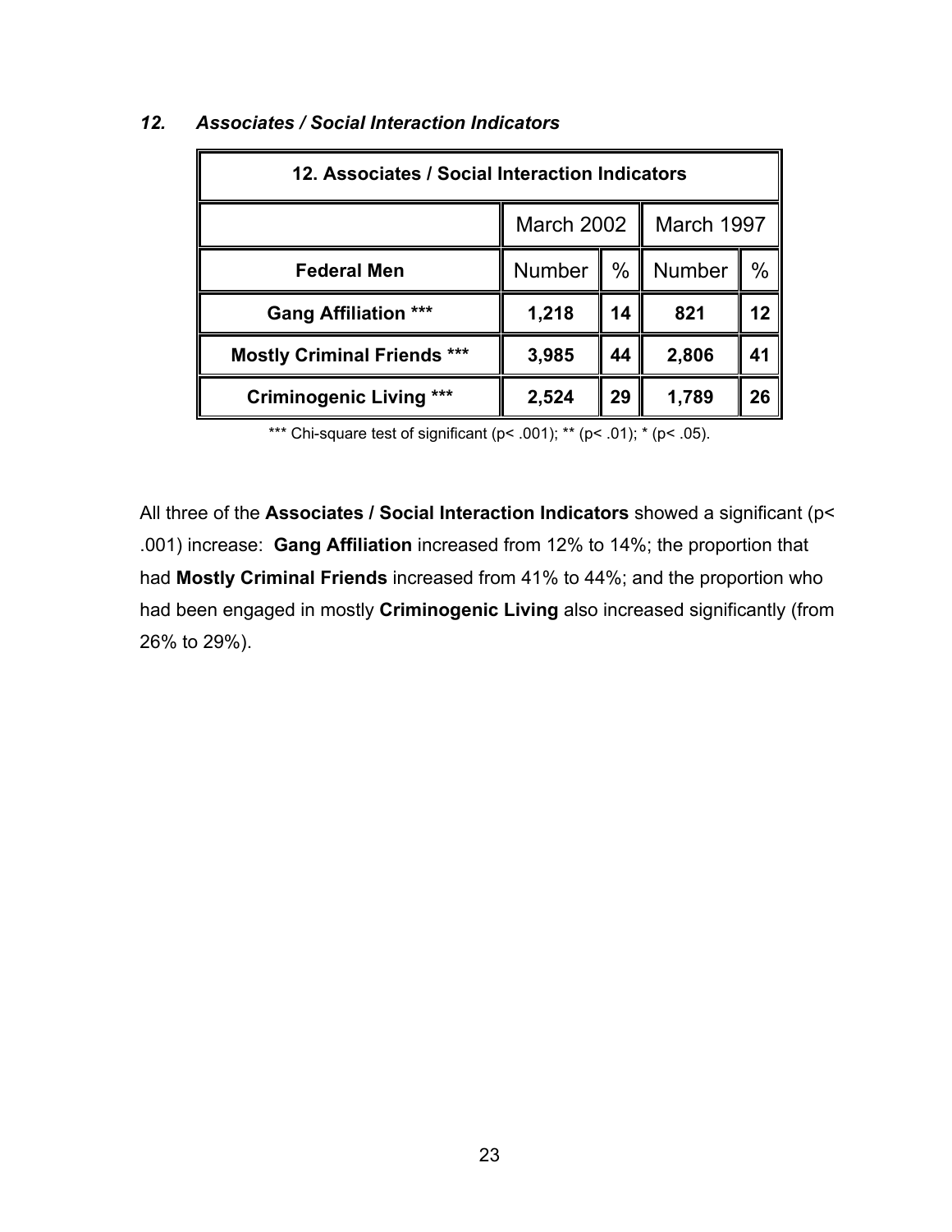## *12. Associates / Social Interaction Indicators*

| 12. Associates / Social Interaction Indicators | | | | |
|---|---|---|---|---|
| | March 2002 | | March 1997 | |
| **Federal Men** | Number | % | Number | % |
| **Gang Affiliation \*\*\*** | **1,218** | **14** | **821** | **12** |
| **Mostly Criminal Friends \*\*\*** | **3,985** | **44** | **2,806** | **41** |
| **Criminogenic Living \*\*\*** | **2,524** | **29** | **1,789** | **26** |

\*\*\* Chi-square test of significant ($p < .001$); \*\* ($p < .01$); \* ($p < .05$).

All three of the **Associates / Social Interaction Indicators** showed a significant ($p < .001$) increase: **Gang Affiliation** increased from 12% to 14%; the proportion that had **Mostly Criminal Friends** increased from 41% to 44%; and the proportion who had been engaged in mostly **Criminogenic Living** also increased significantly (from 26% to 29%).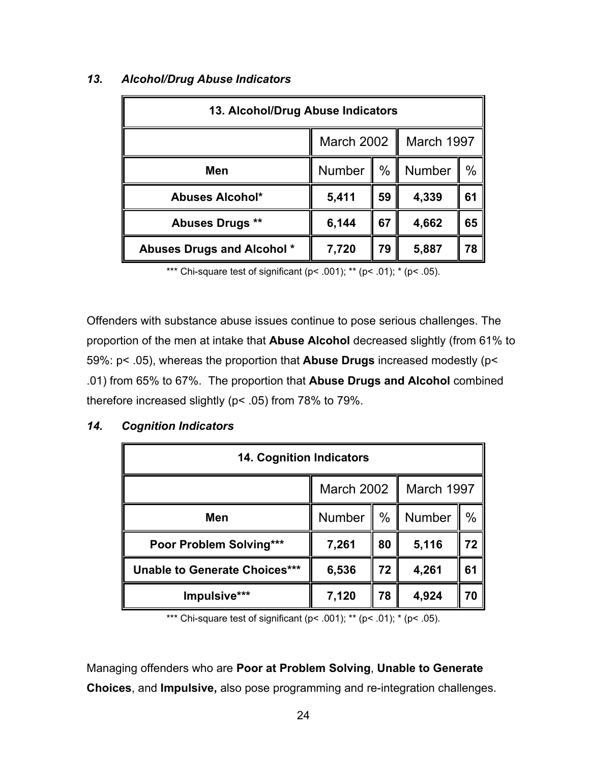### *13. Alcohol/Drug Abuse Indicators*

| 13. Alcohol/Drug Abuse Indicators | | | | |
|---|---|---|---|---|
| | March 2002 | | March 1997 | |
| **Men** | Number | % | Number | % |
| **Abuses Alcohol*** | **5,411** | **59** | **4,339** | **61** |
| **Abuses Drugs ** ** | **6,144** | **67** | **4,662** | **65** |
| **Abuses Drugs and Alcohol *** | **7,720** | **79** | **5,887** | **78** |

*** Chi-square test of significant ($p < .001$); ** ($p < .01$); * ($p < .05$).

Offenders with substance abuse issues continue to pose serious challenges. The proportion of the men at intake that **Abuse Alcohol** decreased slightly (from 61% to 59%: $p < .05$), whereas the proportion that **Abuse Drugs** increased modestly ($p < .01$) from 65% to 67%. The proportion that **Abuse Drugs and Alcohol** combined therefore increased slightly ($p < .05$) from 78% to 79%.

### *14. Cognition Indicators*

| 14. Cognition Indicators | | | | |
|---|---|---|---|---|
| | March 2002 | | March 1997 | |
| **Men** | Number | % | Number | % |
| **Poor Problem Solving*** ** | **7,261** | **80** | **5,116** | **72** |
| **Unable to Generate Choices*** ** | **6,536** | **72** | **4,261** | **61** |
| **Impulsive*** ** | **7,120** | **78** | **4,924** | **70** |

*** Chi-square test of significant ($p < .001$); ** ($p < .01$); * ($p < .05$).

Managing offenders who are **Poor at Problem Solving**, **Unable to Generate Choices**, and **Impulsive,** also pose programming and re-integration challenges.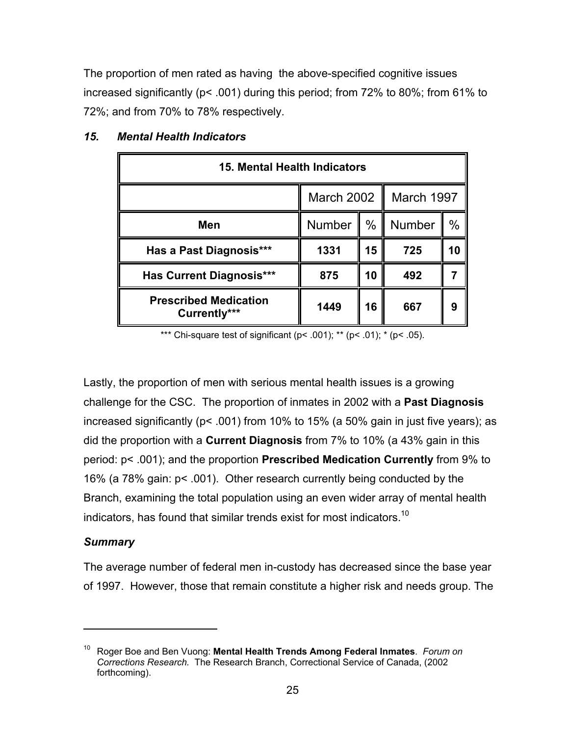The proportion of men rated as having the above-specified cognitive issues increased significantly ($p < .001$) during this period; from 72% to 80%; from 61% to 72%; and from 70% to 78% respectively.

### *15. Mental Health Indicators*

| 15. Mental Health Indicators | | | | |
|---|---|---|---|---|
| | March 2002 | | March 1997 | |
| **Men** | Number | % | Number | % |
| **Has a Past Diagnosis*** ** | **1331** | **15** | **725** | **10** |
| **Has Current Diagnosis*** ** | **875** | **10** | **492** | **7** |
| **Prescribed Medication Currently*** ** | **1449** | **16** | **667** | **9** |

*** Chi-square test of significant ($p < .001$); ** ($p < .01$); * ($p < .05$).

Lastly, the proportion of men with serious mental health issues is a growing challenge for the CSC. The proportion of inmates in 2002 with a **Past Diagnosis** increased significantly ($p < .001$) from 10% to 15% (a 50% gain in just five years); as did the proportion with a **Current Diagnosis** from 7% to 10% (a 43% gain in this period: $p < .001$); and the proportion **Prescribed Medication Currently** from 9% to 16% (a 78% gain: $p < .001$). Other research currently being conducted by the Branch, examining the total population using an even wider array of mental health indicators, has found that similar trends exist for most indicators.[10]

### *Summary*

The average number of federal men in-custody has decreased since the base year of 1997. However, those that remain constitute a higher risk and needs group. The

---

[10] Roger Boe and Ben Vuong: **Mental Health Trends Among Federal Inmates**. *Forum on Corrections Research.* The Research Branch, Correctional Service of Canada, (2002 forthcoming).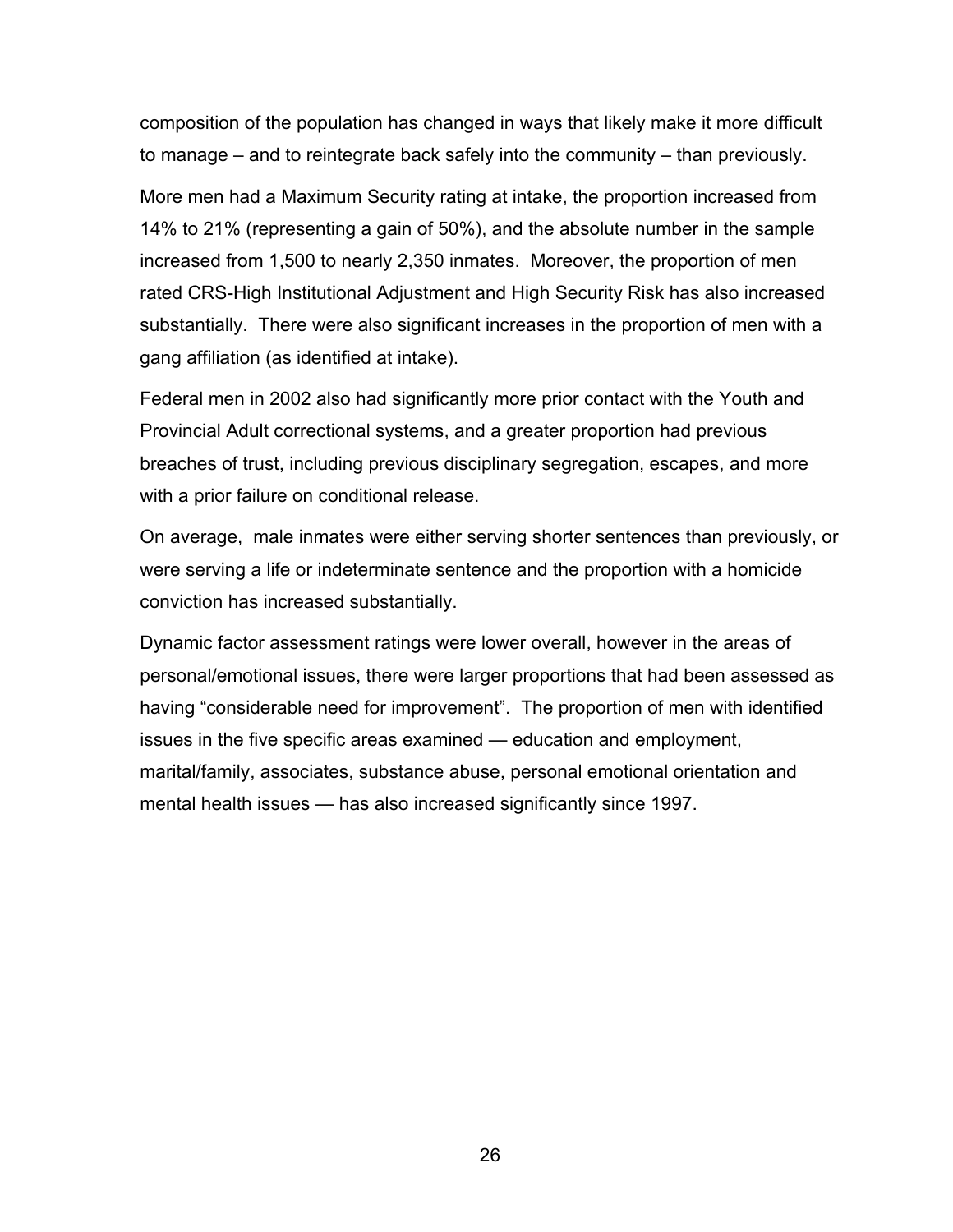composition of the population has changed in ways that likely make it more difficult to manage – and to reintegrate back safely into the community – than previously.

More men had a Maximum Security rating at intake, the proportion increased from 14% to 21% (representing a gain of 50%), and the absolute number in the sample increased from 1,500 to nearly 2,350 inmates. Moreover, the proportion of men rated CRS-High Institutional Adjustment and High Security Risk has also increased substantially. There were also significant increases in the proportion of men with a gang affiliation (as identified at intake).

Federal men in 2002 also had significantly more prior contact with the Youth and Provincial Adult correctional systems, and a greater proportion had previous breaches of trust, including previous disciplinary segregation, escapes, and more with a prior failure on conditional release.

On average, male inmates were either serving shorter sentences than previously, or were serving a life or indeterminate sentence and the proportion with a homicide conviction has increased substantially.

Dynamic factor assessment ratings were lower overall, however in the areas of personal/emotional issues, there were larger proportions that had been assessed as having "considerable need for improvement". The proportion of men with identified issues in the five specific areas examined — education and employment, marital/family, associates, substance abuse, personal emotional orientation and mental health issues — has also increased significantly since 1997.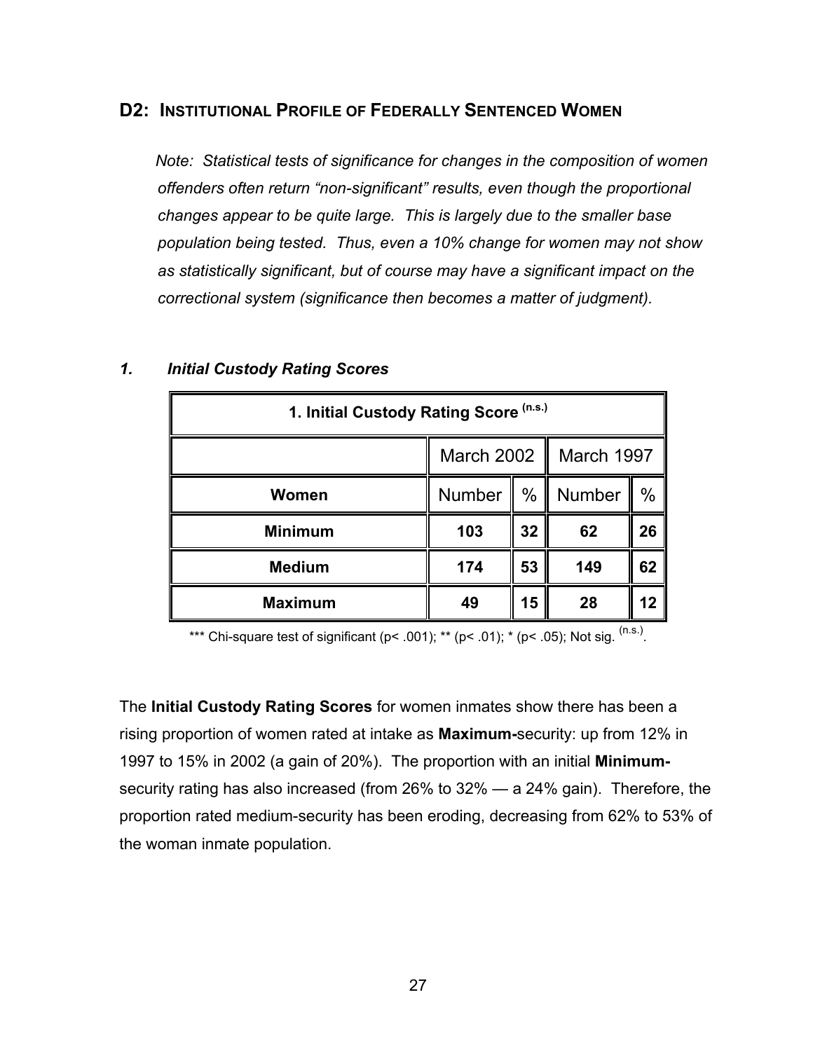## D2: Institutional Profile of Federally Sentenced Women

*Note: Statistical tests of significance for changes in the composition of women offenders often return "non-significant" results, even though the proportional changes appear to be quite large. This is largely due to the smaller base population being tested. Thus, even a 10% change for women may not show as statistically significant, but of course may have a significant impact on the correctional system (significance then becomes a matter of judgment).*

### *1. Initial Custody Rating Scores*

| 1. Initial Custody Rating Score (n.s.) | | | | |
|---|---|---|---|---|
| | March 2002 | | March 1997 | |
| **Women** | Number | % | Number | % |
| **Minimum** | **103** | **32** | **62** | **26** |
| **Medium** | **174** | **53** | **149** | **62** |
| **Maximum** | **49** | **15** | **28** | **12** |

*** Chi-square test of significant ($p < .001$); ** ($p < .01$); * ($p < .05$); Not sig. (n.s.).

The **Initial Custody Rating Scores** for women inmates show there has been a rising proportion of women rated at intake as **Maximum-**security: up from 12% in 1997 to 15% in 2002 (a gain of 20%). The proportion with an initial **Minimum-**security rating has also increased (from 26% to 32% — a 24% gain). Therefore, the proportion rated medium-security has been eroding, decreasing from 62% to 53% of the woman inmate population.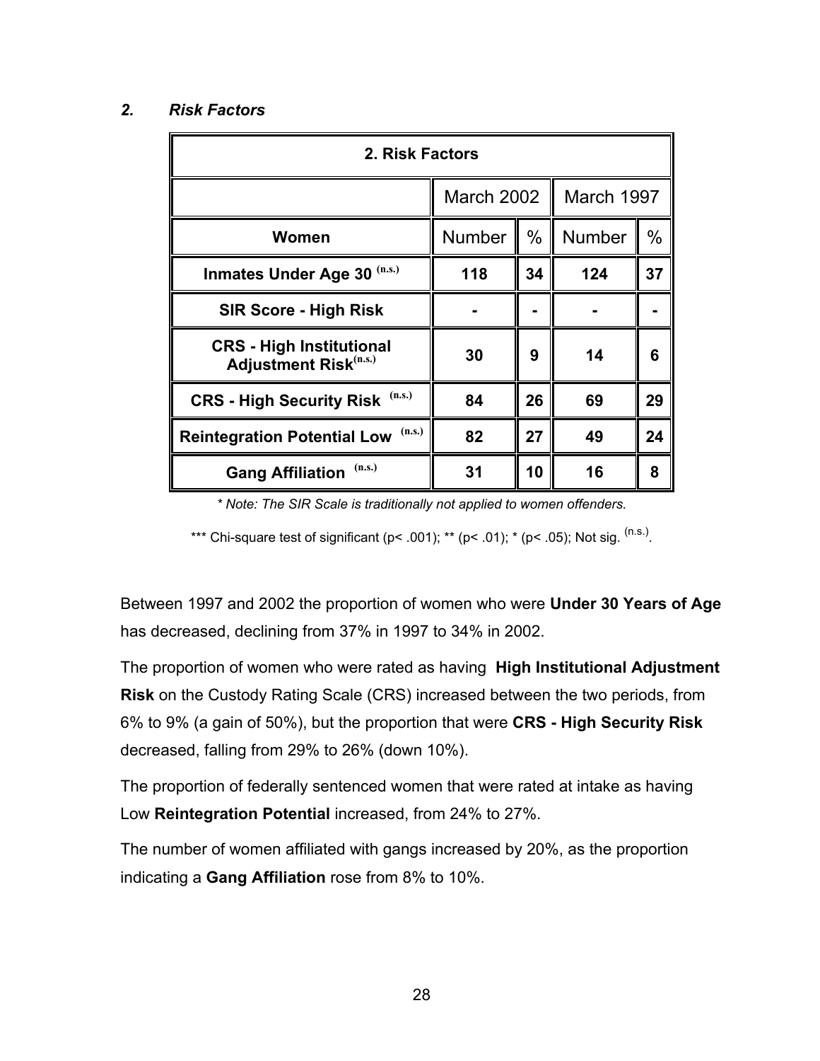### *2. Risk Factors*

| 2. Risk Factors | | | | |
|---|---|---|---|---|
| | March 2002 | | March 1997 | |
| **Women** | Number | % | Number | % |
| **Inmates Under Age 30** (n.s.) | **118** | **34** | **124** | **37** |
| **SIR Score - High Risk** | **-** | **-** | **-** | **-** |
| **CRS - High Institutional Adjustment Risk**(n.s.) | **30** | **9** | **14** | **6** |
| **CRS - High Security Risk** (n.s.) | **84** | **26** | **69** | **29** |
| **Reintegration Potential Low** (n.s.) | **82** | **27** | **49** | **24** |
| **Gang Affiliation** (n.s.) | **31** | **10** | **16** | **8** |

*\* Note: The SIR Scale is traditionally not applied to women offenders.*

\*\*\* Chi-square test of significant ($p < .001$); \*\* ($p < .01$); \* ($p < .05$); Not sig. (n.s.).

Between 1997 and 2002 the proportion of women who were **Under 30 Years of Age** has decreased, declining from 37% in 1997 to 34% in 2002.

The proportion of women who were rated as having **High Institutional Adjustment Risk** on the Custody Rating Scale (CRS) increased between the two periods, from 6% to 9% (a gain of 50%), but the proportion that were **CRS - High Security Risk** decreased, falling from 29% to 26% (down 10%).

The proportion of federally sentenced women that were rated at intake as having Low **Reintegration Potential** increased, from 24% to 27%.

The number of women affiliated with gangs increased by 20%, as the proportion indicating a **Gang Affiliation** rose from 8% to 10%.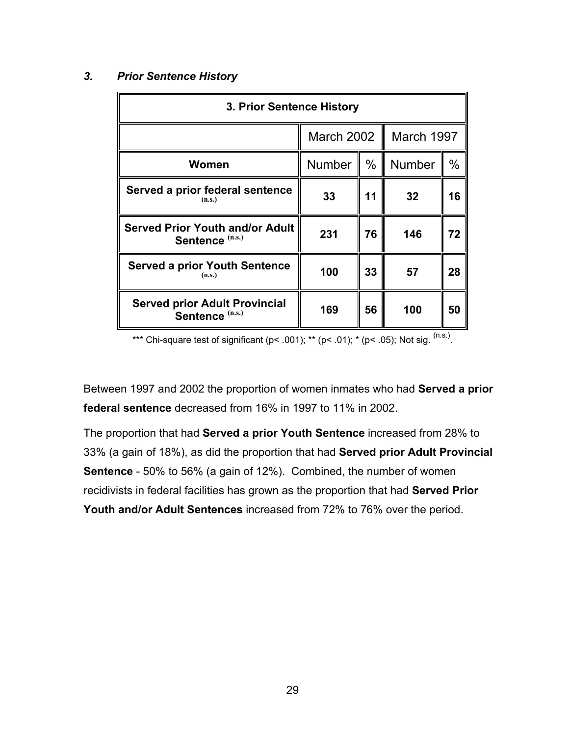### *3. Prior Sentence History*

| 3. Prior Sentence History | | | | |
|---|---|---|---|---|
| | March 2002 | | March 1997 | |
| **Women** | Number | % | Number | % |
| **Served a prior federal sentence** (n.s.) | **33** | **11** | **32** | **16** |
| **Served Prior Youth and/or Adult Sentence** (n.s.) | **231** | **76** | **146** | **72** |
| **Served a prior Youth Sentence** (n.s.) | **100** | **33** | **57** | **28** |
| **Served prior Adult Provincial Sentence** (n.s.) | **169** | **56** | **100** | **50** |

*** Chi-square test of significant ($p < .001$); ** ($p < .01$); * ($p < .05$); Not sig. (n.s.).

Between 1997 and 2002 the proportion of women inmates who had **Served a prior federal sentence** decreased from 16% in 1997 to 11% in 2002.

The proportion that had **Served a prior Youth Sentence** increased from 28% to 33% (a gain of 18%), as did the proportion that had **Served prior Adult Provincial Sentence** - 50% to 56% (a gain of 12%). Combined, the number of women recidivists in federal facilities has grown as the proportion that had **Served Prior Youth and/or Adult Sentences** increased from 72% to 76% over the period.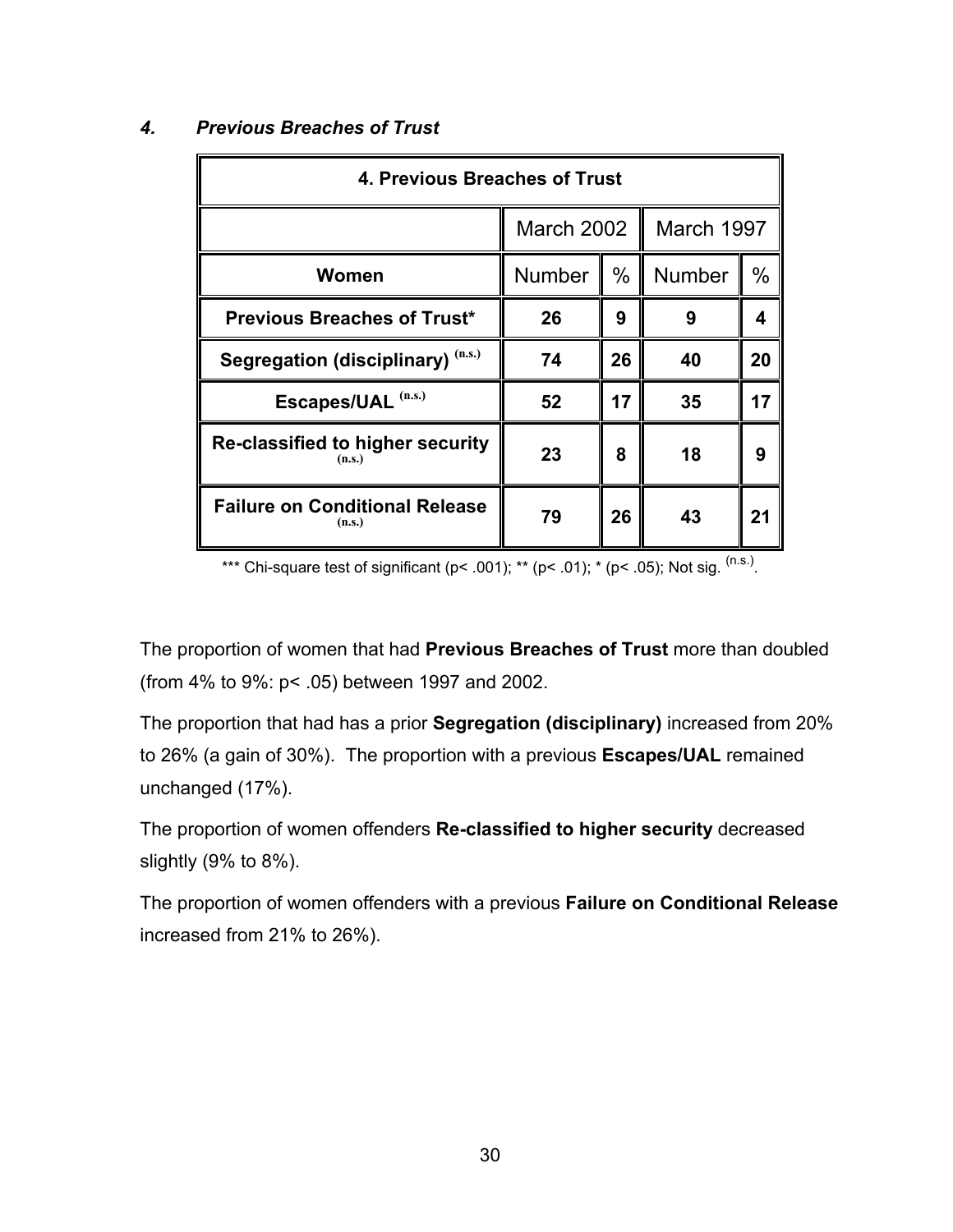### *4. Previous Breaches of Trust*

| **4. Previous Breaches of Trust** | | | | |
|---|---|---|---|---|
| | March 2002 | | March 1997 | |
| **Women** | Number | % | Number | % |
| **Previous Breaches of Trust*** | **26** | **9** | **9** | **4** |
| **Segregation (disciplinary)** (n.s.) | **74** | **26** | **40** | **20** |
| **Escapes/UAL** (n.s.) | **52** | **17** | **35** | **17** |
| **Re-classified to higher security** (n.s.) | **23** | **8** | **18** | **9** |
| **Failure on Conditional Release** (n.s.) | **79** | **26** | **43** | **21** |

*** Chi-square test of significant ($p < .001$); ** ($p < .01$); * ($p < .05$); Not sig. (n.s.).

The proportion of women that had **Previous Breaches of Trust** more than doubled (from 4% to 9%: $p < .05$) between 1997 and 2002.

The proportion that had has a prior **Segregation (disciplinary)** increased from 20% to 26% (a gain of 30%). The proportion with a previous **Escapes/UAL** remained unchanged (17%).

The proportion of women offenders **Re-classified to higher security** decreased slightly (9% to 8%).

The proportion of women offenders with a previous **Failure on Conditional Release** increased from 21% to 26%).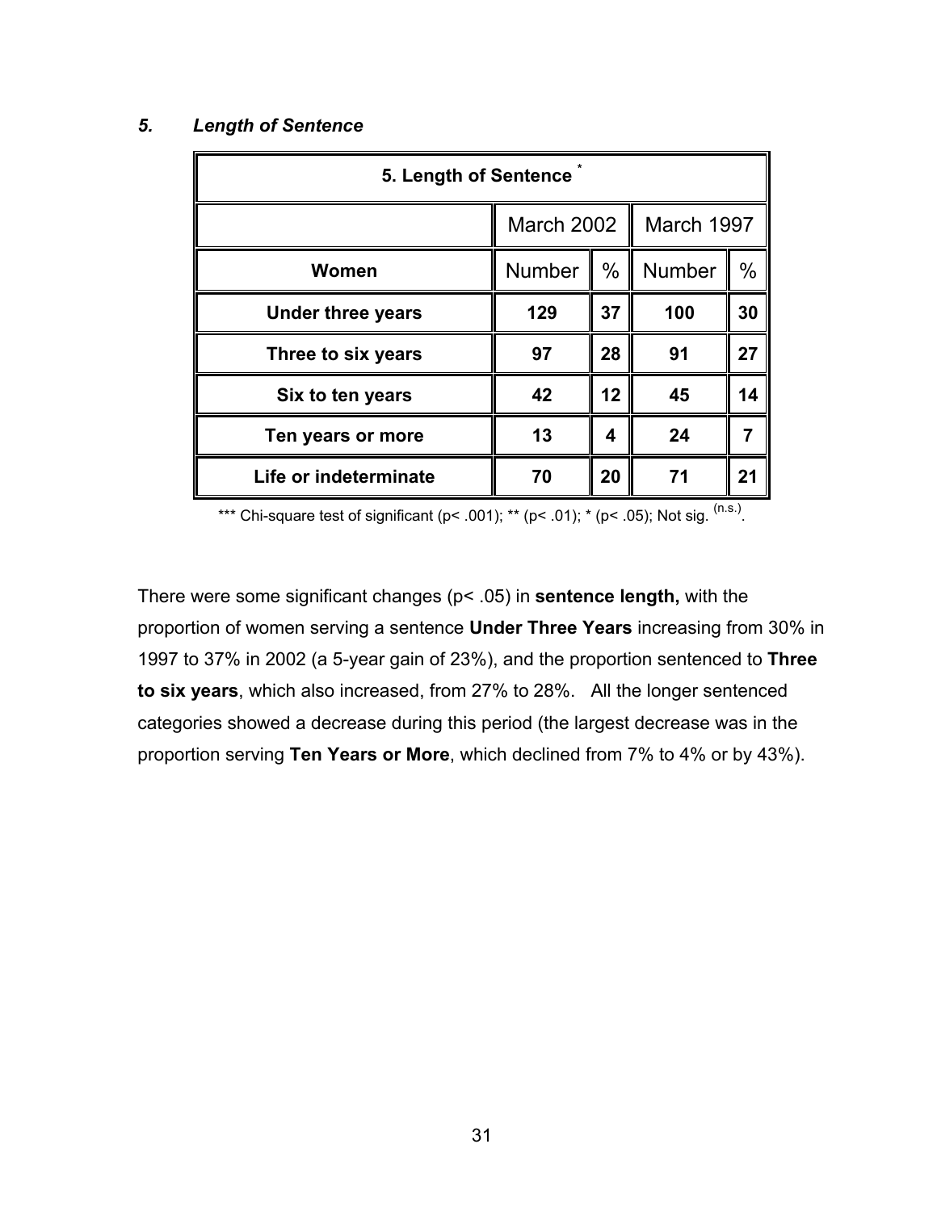### *5. Length of Sentence*

| 5. Length of Sentence * | | | | |
|---|---|---|---|---|
| | March 2002 | | March 1997 | |
| **Women** | Number | % | Number | % |
| **Under three years** | **129** | **37** | **100** | **30** |
| **Three to six years** | **97** | **28** | **91** | **27** |
| **Six to ten years** | **42** | **12** | **45** | **14** |
| **Ten years or more** | **13** | **4** | **24** | **7** |
| **Life or indeterminate** | **70** | **20** | **71** | **21** |

*** Chi-square test of significant (p< .001); ** (p< .01); * (p< .05); Not sig. (n.s.).

There were some significant changes (p< .05) in **sentence length,** with the proportion of women serving a sentence **Under Three Years** increasing from 30% in 1997 to 37% in 2002 (a 5-year gain of 23%), and the proportion sentenced to **Three to six years**, which also increased, from 27% to 28%. All the longer sentenced categories showed a decrease during this period (the largest decrease was in the proportion serving **Ten Years or More**, which declined from 7% to 4% or by 43%).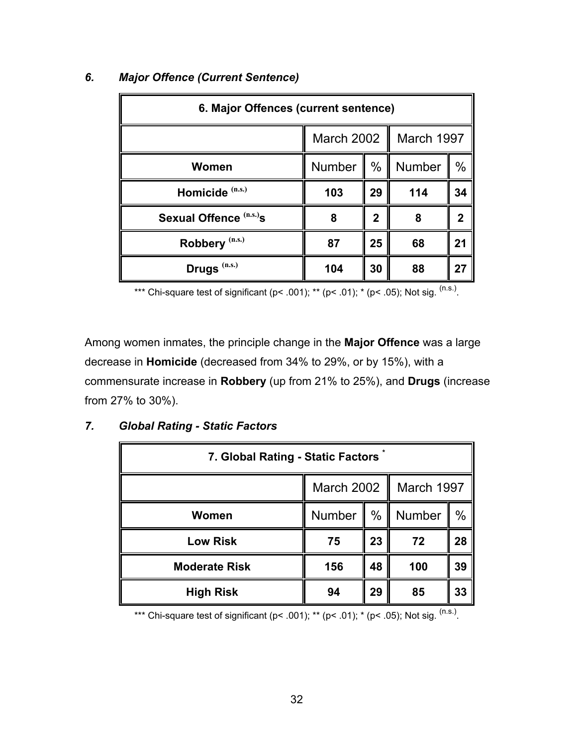### *6. Major Offence (Current Sentence)*

| 6. Major Offences (current sentence) | | | | |
|---|---|---|---|---|
| | March 2002 | | March 1997 | |
| **Women** | Number | % | Number | % |
| **Homicide** (n.s.) | **103** | **29** | **114** | **34** |
| **Sexual Offence** (n.s.)**s** | **8** | **2** | **8** | **2** |
| **Robbery** (n.s.) | **87** | **25** | **68** | **21** |
| **Drugs** (n.s.) | **104** | **30** | **88** | **27** |

\*\*\* Chi-square test of significant ($p < .001$); \*\* ($p < .01$); \* ($p < .05$); Not sig. (n.s.).

Among women inmates, the principle change in the **Major Offence** was a large decrease in **Homicide** (decreased from 34% to 29%, or by 15%), with a commensurate increase in **Robbery** (up from 21% to 25%), and **Drugs** (increase from 27% to 30%).

### *7. Global Rating - Static Factors*

| 7. Global Rating - Static Factors * | | | | |
|---|---|---|---|---|
| | March 2002 | | March 1997 | |
| **Women** | Number | % | Number | % |
| **Low Risk** | **75** | **23** | **72** | **28** |
| **Moderate Risk** | **156** | **48** | **100** | **39** |
| **High Risk** | **94** | **29** | **85** | **33** |

\*\*\* Chi-square test of significant ($p < .001$); \*\* ($p < .01$); \* ($p < .05$); Not sig. (n.s.).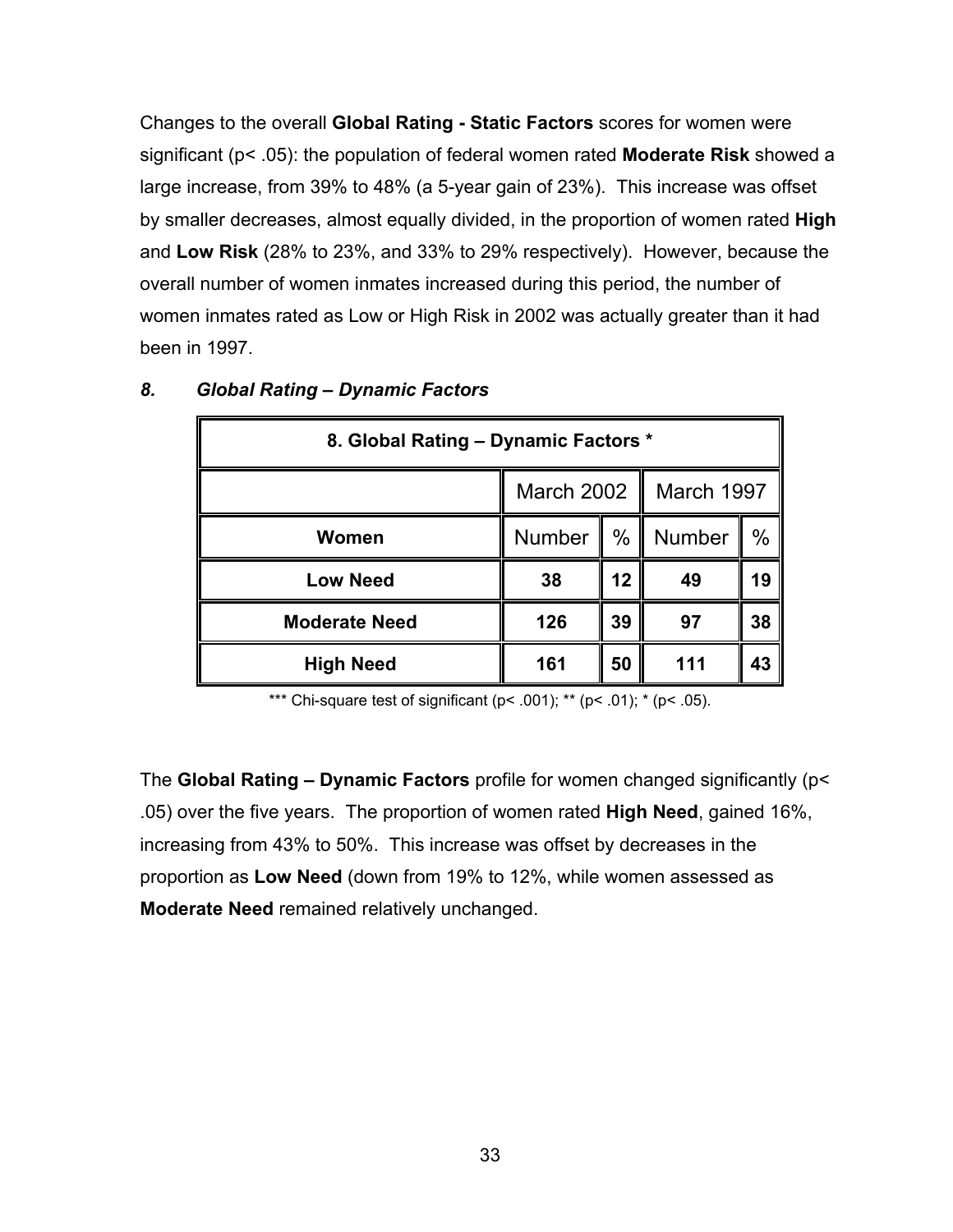Changes to the overall **Global Rating - Static Factors** scores for women were significant ($p < .05$): the population of federal women rated **Moderate Risk** showed a large increase, from 39% to 48% (a 5-year gain of 23%). This increase was offset by smaller decreases, almost equally divided, in the proportion of women rated **High** and **Low Risk** (28% to 23%, and 33% to 29% respectively). However, because the overall number of women inmates increased during this period, the number of women inmates rated as Low or High Risk in 2002 was actually greater than it had been in 1997.

### *8. Global Rating – Dynamic Factors*

| 8. Global Rating – Dynamic Factors * | | | | |
|---|---|---|---|---|
| | March 2002 | | March 1997 | |
| **Women** | Number | % | Number | % |
| **Low Need** | **38** | **12** | **49** | **19** |
| **Moderate Need** | **126** | **39** | **97** | **38** |
| **High Need** | **161** | **50** | **111** | **43** |

*** Chi-square test of significant ($p < .001$); ** ($p < .01$); * ($p < .05$).

The **Global Rating – Dynamic Factors** profile for women changed significantly ($p < .05$) over the five years. The proportion of women rated **High Need**, gained 16%, increasing from 43% to 50%. This increase was offset by decreases in the proportion as **Low Need** (down from 19% to 12%, while women assessed as **Moderate Need** remained relatively unchanged.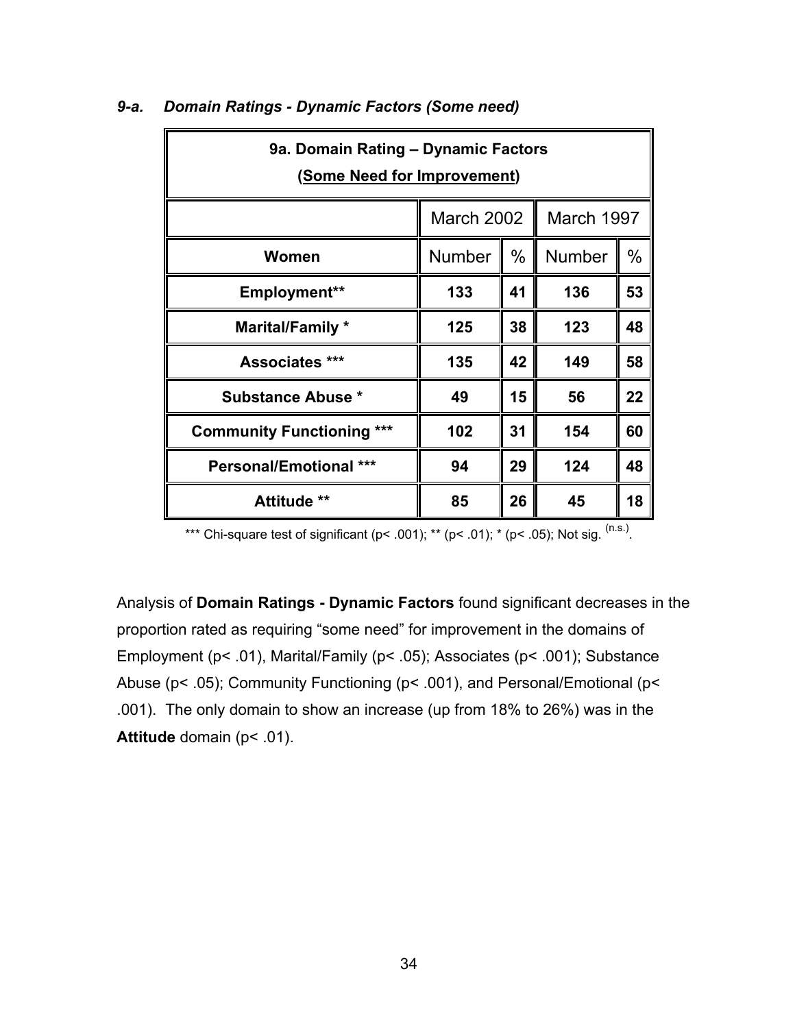### *9-a. Domain Ratings - Dynamic Factors (Some need)*

| **9a. Domain Rating – Dynamic Factors (Some Need for Improvement)** | | | | |
|---|---|---|---|---|
| | March 2002 | | March 1997 | |
| **Women** | Number | % | Number | % |
| **Employment**** | **133** | **41** | **136** | **53** |
| **Marital/Family *** | **125** | **38** | **123** | **48** |
| **Associates ***** | **135** | **42** | **149** | **58** |
| **Substance Abuse *** | **49** | **15** | **56** | **22** |
| **Community Functioning ***** | **102** | **31** | **154** | **60** |
| **Personal/Emotional ***** | **94** | **29** | **124** | **48** |
| **Attitude **** | **85** | **26** | **45** | **18** |

*** Chi-square test of significant ($p < .001$); ** ($p < .01$); * ($p < .05$); Not sig. (n.s.).

Analysis of **Domain Ratings - Dynamic Factors** found significant decreases in the proportion rated as requiring "some need" for improvement in the domains of Employment ($p < .01$), Marital/Family ($p < .05$); Associates ($p < .001$); Substance Abuse ($p < .05$); Community Functioning ($p < .001$), and Personal/Emotional ($p < .001$). The only domain to show an increase (up from 18% to 26%) was in the **Attitude** domain ($p < .01$).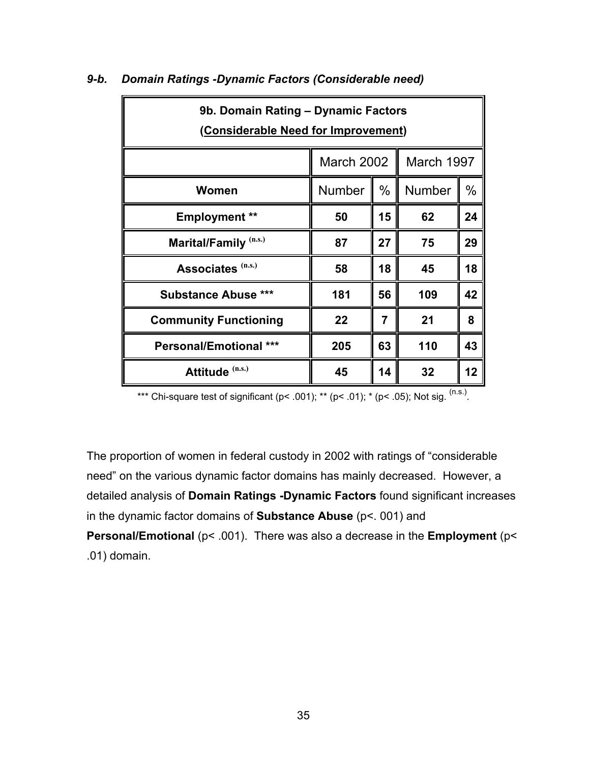### *9-b. Domain Ratings -Dynamic Factors (Considerable need)*

| **9b. Domain Rating – Dynamic Factors (Considerable Need for Improvement)** | | | | |
|---|---|---|---|---|
| | March 2002 | | March 1997 | |
| **Women** | Number | % | Number | % |
| **Employment \*\*** | **50** | **15** | **62** | **24** |
| **Marital/Family (n.s.)** | **87** | **27** | **75** | **29** |
| **Associates (n.s.)** | **58** | **18** | **45** | **18** |
| **Substance Abuse \*\*\*** | **181** | **56** | **109** | **42** |
| **Community Functioning** | **22** | **7** | **21** | **8** |
| **Personal/Emotional \*\*\*** | **205** | **63** | **110** | **43** |
| **Attitude (n.s.)** | **45** | **14** | **32** | **12** |

*** Chi-square test of significant (p< .001); ** (p< .01); * (p< .05); Not sig. (n.s.).

The proportion of women in federal custody in 2002 with ratings of "considerable need" on the various dynamic factor domains has mainly decreased. However, a detailed analysis of **Domain Ratings -Dynamic Factors** found significant increases in the dynamic factor domains of **Substance Abuse** (p<. 001) and **Personal/Emotional** (p< .001). There was also a decrease in the **Employment** (p< .01) domain.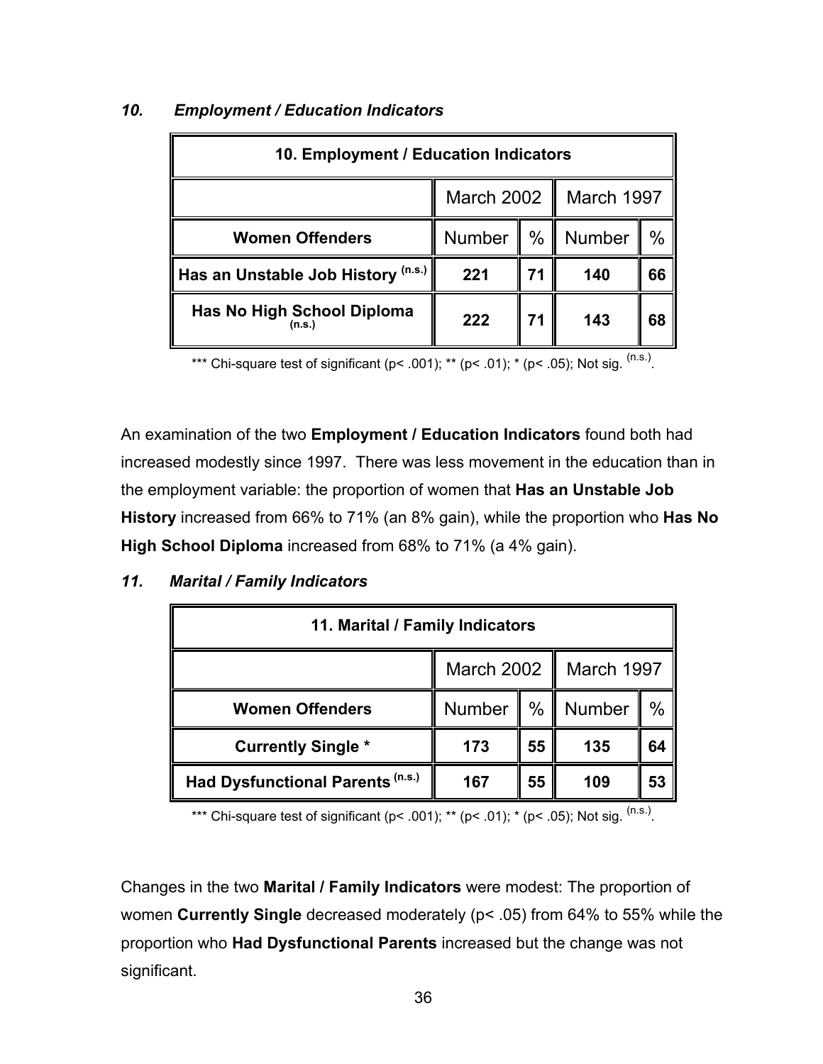### *10. Employment / Education Indicators*

| 10. Employment / Education Indicators | | | | |
|---|---|---|---|---|
| | March 2002 | | March 1997 | |
| **Women Offenders** | Number | % | Number | % |
| **Has an Unstable Job History (n.s.)** | **221** | **71** | **140** | **66** |
| **Has No High School Diploma (n.s.)** | **222** | **71** | **143** | **68** |

*** Chi-square test of significant ($p < .001$); ** ($p < .01$); * ($p < .05$); Not sig. (n.s.).

An examination of the two **Employment / Education Indicators** found both had increased modestly since 1997. There was less movement in the education than in the employment variable: the proportion of women that **Has an Unstable Job History** increased from 66% to 71% (an 8% gain), while the proportion who **Has No High School Diploma** increased from 68% to 71% (a 4% gain).

### *11. Marital / Family Indicators*

| 11. Marital / Family Indicators | | | | |
|---|---|---|---|---|
| | March 2002 | | March 1997 | |
| **Women Offenders** | Number | % | Number | % |
| **Currently Single *** | **173** | **55** | **135** | **64** |
| **Had Dysfunctional Parents (n.s.)** | **167** | **55** | **109** | **53** |

*** Chi-square test of significant ($p < .001$); ** ($p < .01$); * ($p < .05$); Not sig. (n.s.).

Changes in the two **Marital / Family Indicators** were modest: The proportion of women **Currently Single** decreased moderately ($p < .05$) from 64% to 55% while the proportion who **Had Dysfunctional Parents** increased but the change was not significant.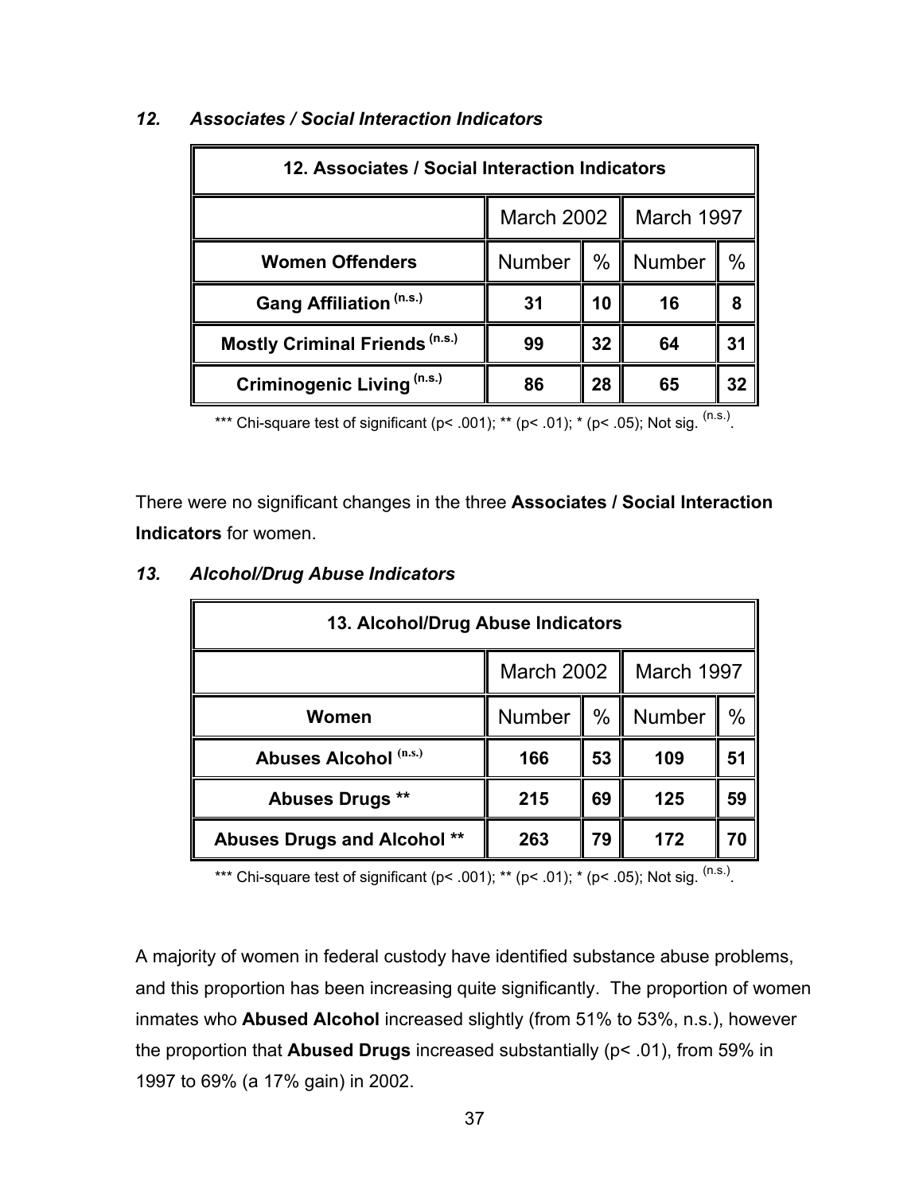### *12. Associates / Social Interaction Indicators*

| 12. Associates / Social Interaction Indicators | | | | |
|---|---|---|---|---|
| | March 2002 | | March 1997 | |
| **Women Offenders** | Number | % | Number | % |
| **Gang Affiliation (n.s.)** | **31** | **10** | **16** | **8** |
| **Mostly Criminal Friends (n.s.)** | **99** | **32** | **64** | **31** |
| **Criminogenic Living (n.s.)** | **86** | **28** | **65** | **32** |

*** Chi-square test of significant (p< .001); ** (p< .01); * (p< .05); Not sig. (n.s.).

There were no significant changes in the three **Associates / Social Interaction Indicators** for women.

### *13. Alcohol/Drug Abuse Indicators*

| 13. Alcohol/Drug Abuse Indicators | | | | |
|---|---|---|---|---|
| | March 2002 | | March 1997 | |
| **Women** | Number | % | Number | % |
| **Abuses Alcohol (n.s.)** | **166** | **53** | **109** | **51** |
| **Abuses Drugs ** ** | **215** | **69** | **125** | **59** |
| **Abuses Drugs and Alcohol ** ** | **263** | **79** | **172** | **70** |

*** Chi-square test of significant (p< .001); ** (p< .01); * (p< .05); Not sig. (n.s.).

A majority of women in federal custody have identified substance abuse problems, and this proportion has been increasing quite significantly. The proportion of women inmates who **Abused Alcohol** increased slightly (from 51% to 53%, n.s.), however the proportion that **Abused Drugs** increased substantially (p< .01), from 59% in 1997 to 69% (a 17% gain) in 2002.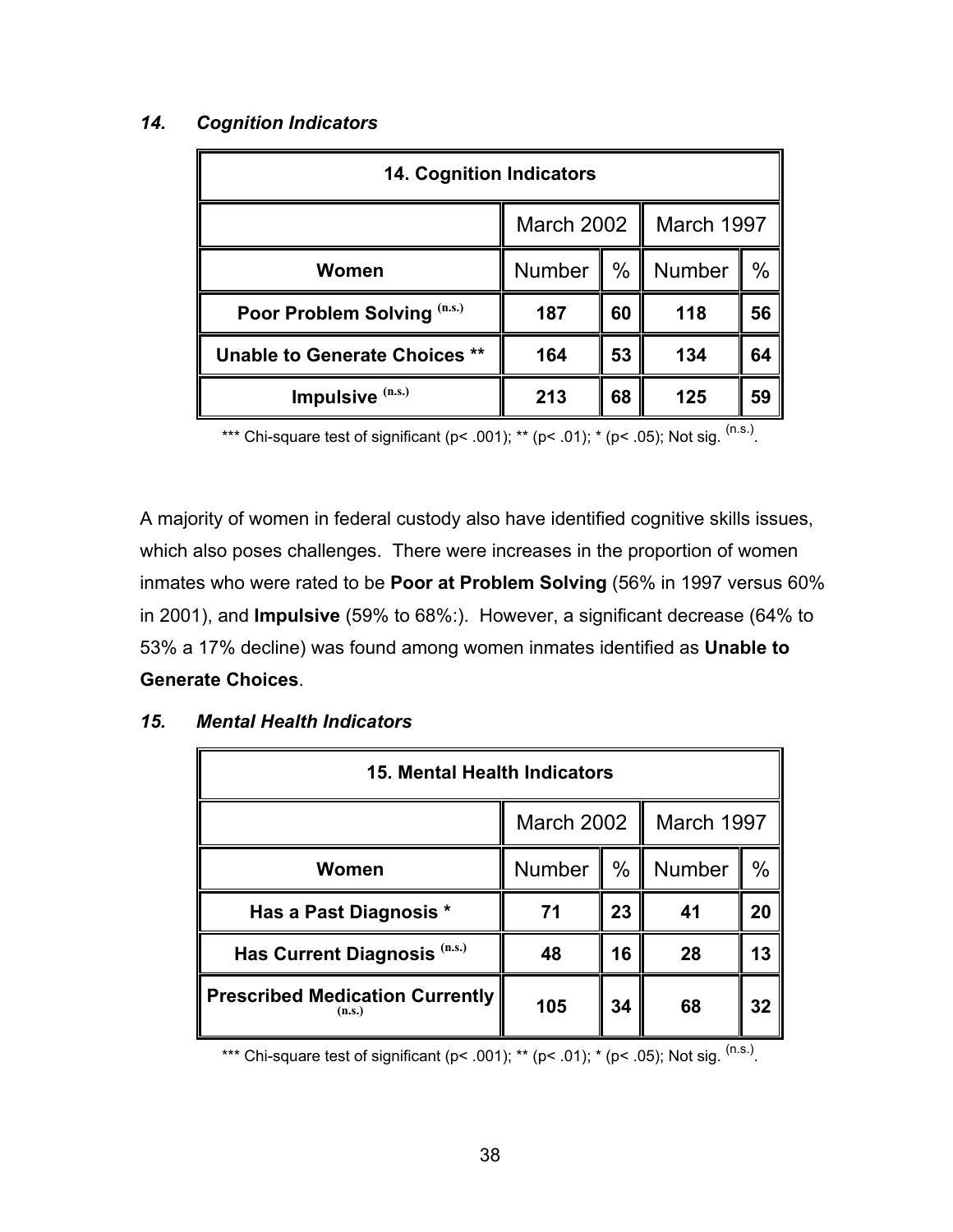### *14. Cognition Indicators*

| 14. Cognition Indicators | | | | |
|---|---|---|---|---|
| | March 2002 | | March 1997 | |
| **Women** | Number | % | Number | % |
| **Poor Problem Solving** (n.s.) | **187** | **60** | **118** | **56** |
| **Unable to Generate Choices ** ** | **164** | **53** | **134** | **64** |
| **Impulsive** (n.s.) | **213** | **68** | **125** | **59** |

*** Chi-square test of significant (p< .001); ** (p< .01); * (p< .05); Not sig. (n.s.).

A majority of women in federal custody also have identified cognitive skills issues, which also poses challenges. There were increases in the proportion of women inmates who were rated to be **Poor at Problem Solving** (56% in 1997 versus 60% in 2001), and **Impulsive** (59% to 68%:). However, a significant decrease (64% to 53% a 17% decline) was found among women inmates identified as **Unable to Generate Choices**.

### *15. Mental Health Indicators*

| 15. Mental Health Indicators | | | | |
|---|---|---|---|---|
| | March 2002 | | March 1997 | |
| **Women** | Number | % | Number | % |
| **Has a Past Diagnosis *** | **71** | **23** | **41** | **20** |
| **Has Current Diagnosis** (n.s.) | **48** | **16** | **28** | **13** |
| **Prescribed Medication Currently** (n.s.) | **105** | **34** | **68** | **32** |

*** Chi-square test of significant (p< .001); ** (p< .01); * (p< .05); Not sig. (n.s.).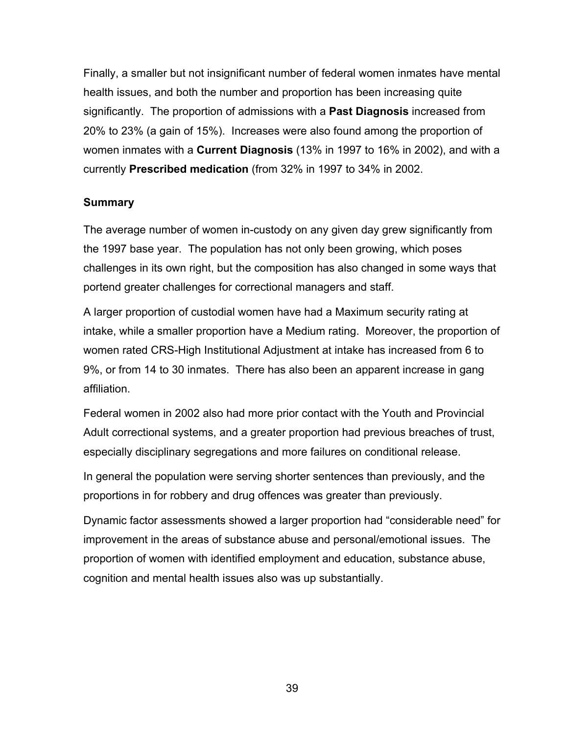Finally, a smaller but not insignificant number of federal women inmates have mental health issues, and both the number and proportion has been increasing quite significantly. The proportion of admissions with a **Past Diagnosis** increased from 20% to 23% (a gain of 15%). Increases were also found among the proportion of women inmates with a **Current Diagnosis** (13% in 1997 to 16% in 2002), and with a currently **Prescribed medication** (from 32% in 1997 to 34% in 2002.

### Summary

The average number of women in-custody on any given day grew significantly from the 1997 base year. The population has not only been growing, which poses challenges in its own right, but the composition has also changed in some ways that portend greater challenges for correctional managers and staff.

A larger proportion of custodial women have had a Maximum security rating at intake, while a smaller proportion have a Medium rating. Moreover, the proportion of women rated CRS-High Institutional Adjustment at intake has increased from 6 to 9%, or from 14 to 30 inmates. There has also been an apparent increase in gang affiliation.

Federal women in 2002 also had more prior contact with the Youth and Provincial Adult correctional systems, and a greater proportion had previous breaches of trust, especially disciplinary segregations and more failures on conditional release.

In general the population were serving shorter sentences than previously, and the proportions in for robbery and drug offences was greater than previously.

Dynamic factor assessments showed a larger proportion had "considerable need" for improvement in the areas of substance abuse and personal/emotional issues. The proportion of women with identified employment and education, substance abuse, cognition and mental health issues also was up substantially.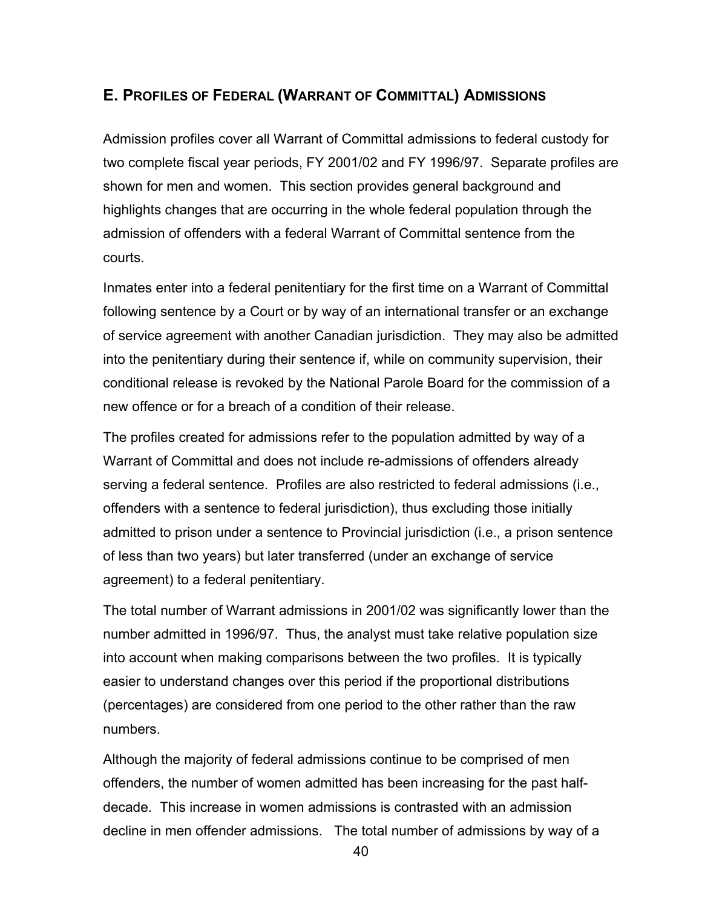## E. Profiles of Federal (Warrant of Committal) Admissions

Admission profiles cover all Warrant of Committal admissions to federal custody for two complete fiscal year periods, FY 2001/02 and FY 1996/97. Separate profiles are shown for men and women. This section provides general background and highlights changes that are occurring in the whole federal population through the admission of offenders with a federal Warrant of Committal sentence from the courts.

Inmates enter into a federal penitentiary for the first time on a Warrant of Committal following sentence by a Court or by way of an international transfer or an exchange of service agreement with another Canadian jurisdiction. They may also be admitted into the penitentiary during their sentence if, while on community supervision, their conditional release is revoked by the National Parole Board for the commission of a new offence or for a breach of a condition of their release.

The profiles created for admissions refer to the population admitted by way of a Warrant of Committal and does not include re-admissions of offenders already serving a federal sentence. Profiles are also restricted to federal admissions (i.e., offenders with a sentence to federal jurisdiction), thus excluding those initially admitted to prison under a sentence to Provincial jurisdiction (i.e., a prison sentence of less than two years) but later transferred (under an exchange of service agreement) to a federal penitentiary.

The total number of Warrant admissions in 2001/02 was significantly lower than the number admitted in 1996/97. Thus, the analyst must take relative population size into account when making comparisons between the two profiles. It is typically easier to understand changes over this period if the proportional distributions (percentages) are considered from one period to the other rather than the raw numbers.

Although the majority of federal admissions continue to be comprised of men offenders, the number of women admitted has been increasing for the past half-decade. This increase in women admissions is contrasted with an admission decline in men offender admissions. The total number of admissions by way of a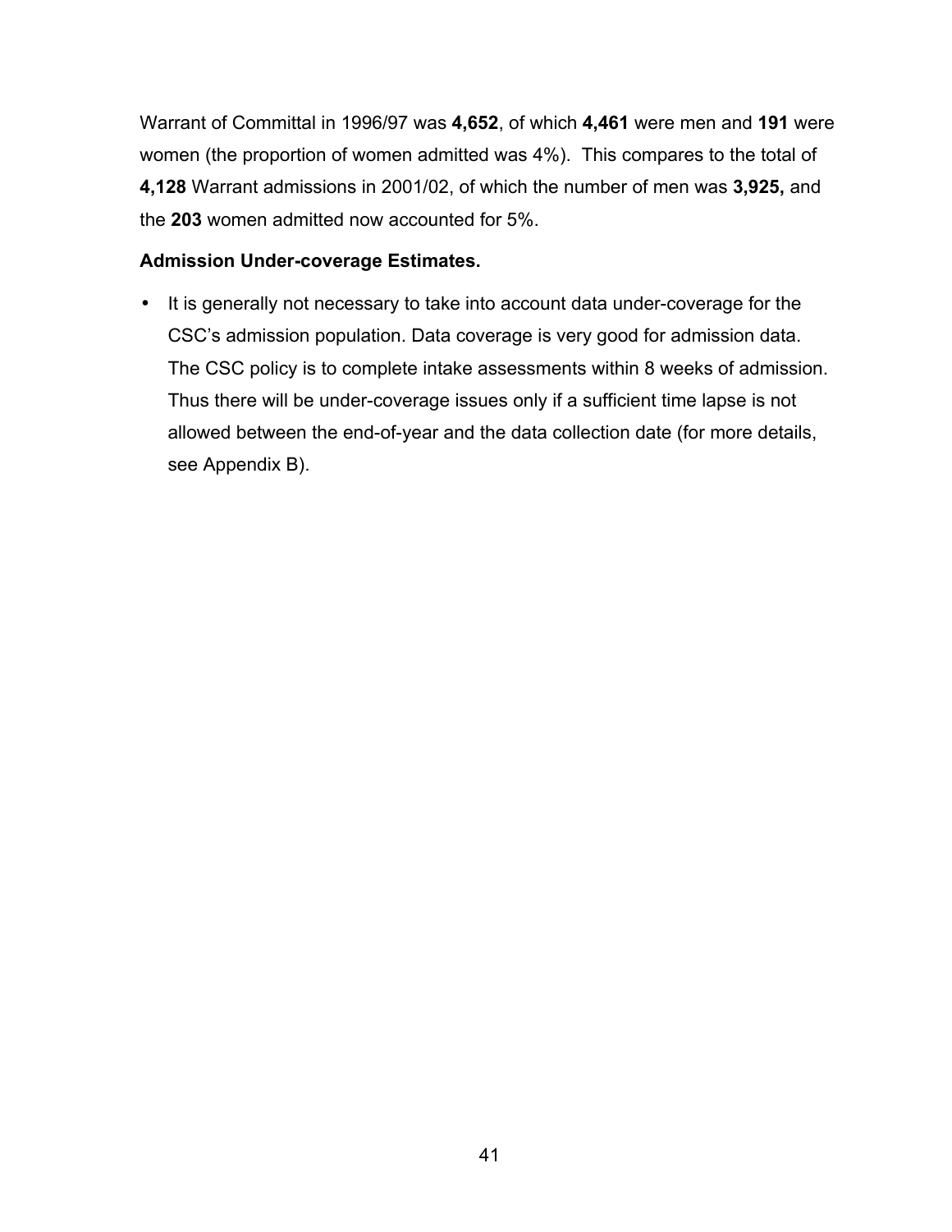Warrant of Committal in 1996/97 was **4,652**, of which **4,461** were men and **191** were women (the proportion of women admitted was 4%). This compares to the total of **4,128** Warrant admissions in 2001/02, of which the number of men was **3,925,** and the **203** women admitted now accounted for 5%.

**Admission Under-coverage Estimates.**

- It is generally not necessary to take into account data under-coverage for the CSC's admission population. Data coverage is very good for admission data. The CSC policy is to complete intake assessments within 8 weeks of admission. Thus there will be under-coverage issues only if a sufficient time lapse is not allowed between the end-of-year and the data collection date (for more details, see Appendix B).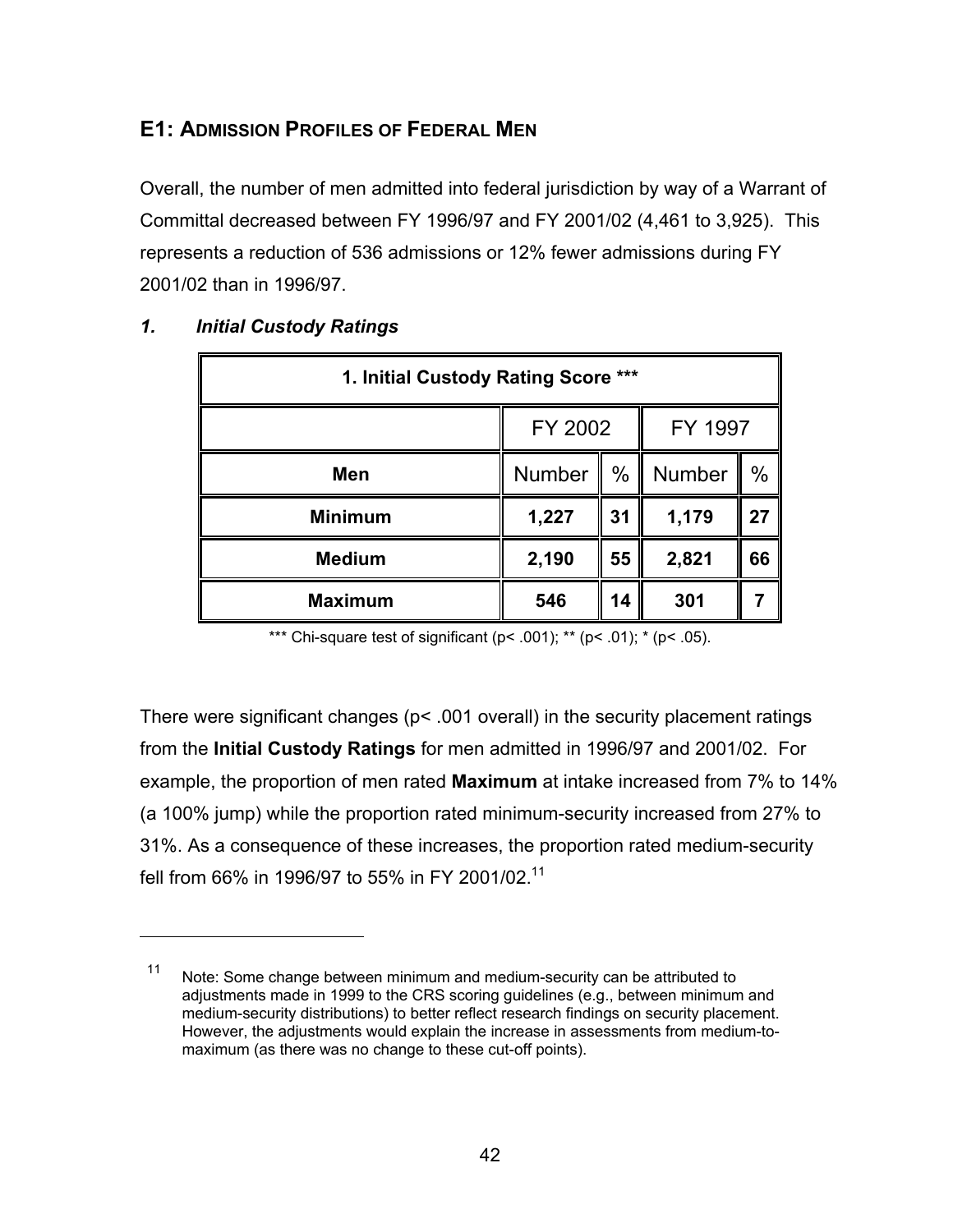## E1: Admission Profiles of Federal Men

Overall, the number of men admitted into federal jurisdiction by way of a Warrant of Committal decreased between FY 1996/97 and FY 2001/02 (4,461 to 3,925). This represents a reduction of 536 admissions or 12% fewer admissions during FY 2001/02 than in 1996/97.

### *1. Initial Custody Ratings*

| 1. Initial Custody Rating Score *** | | | | |
|---|---|---|---|---|
| | FY 2002 | | FY 1997 | |
| **Men** | Number | % | Number | % |
| **Minimum** | **1,227** | **31** | **1,179** | **27** |
| **Medium** | **2,190** | **55** | **2,821** | **66** |
| **Maximum** | **546** | **14** | **301** | **7** |

*** Chi-square test of significant ($p < .001$); ** ($p < .01$); * ($p < .05$).

There were significant changes ($p < .001$ overall) in the security placement ratings from the **Initial Custody Ratings** for men admitted in 1996/97 and 2001/02. For example, the proportion of men rated **Maximum** at intake increased from 7% to 14% (a 100% jump) while the proportion rated minimum-security increased from 27% to 31%. As a consequence of these increases, the proportion rated medium-security fell from 66% in 1996/97 to 55% in FY 2001/02.[11]

---

[11] Note: Some change between minimum and medium-security can be attributed to adjustments made in 1999 to the CRS scoring guidelines (e.g., between minimum and medium-security distributions) to better reflect research findings on security placement. However, the adjustments would explain the increase in assessments from medium-to-maximum (as there was no change to these cut-off points).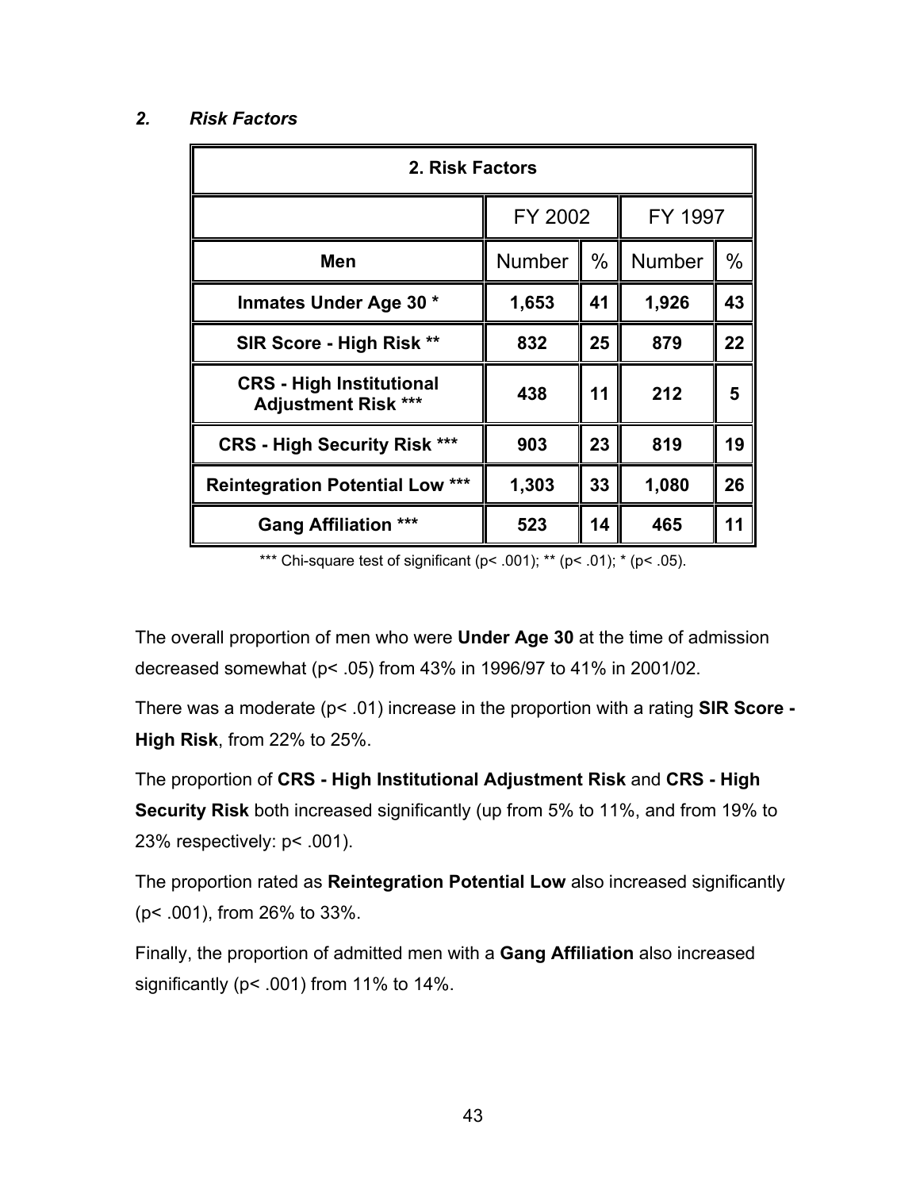### *2. Risk Factors*

| 2. Risk Factors | | | | |
|---|---|---|---|---|
| | FY 2002 | | FY 1997 | |
| **Men** | Number | % | Number | % |
| **Inmates Under Age 30 *** | **1,653** | **41** | **1,926** | **43** |
| **SIR Score - High Risk **** | **832** | **25** | **879** | **22** |
| **CRS - High Institutional Adjustment Risk ***** | **438** | **11** | **212** | **5** |
| **CRS - High Security Risk ***** | **903** | **23** | **819** | **19** |
| **Reintegration Potential Low ***** | **1,303** | **33** | **1,080** | **26** |
| **Gang Affiliation ***** | **523** | **14** | **465** | **11** |

*** Chi-square test of significant ($p < .001$); ** ($p < .01$); * ($p < .05$).

The overall proportion of men who were **Under Age 30** at the time of admission decreased somewhat ($p < .05$) from 43% in 1996/97 to 41% in 2001/02.

There was a moderate ($p < .01$) increase in the proportion with a rating **SIR Score - High Risk**, from 22% to 25%.

The proportion of **CRS - High Institutional Adjustment Risk** and **CRS - High Security Risk** both increased significantly (up from 5% to 11%, and from 19% to 23% respectively: $p < .001$).

The proportion rated as **Reintegration Potential Low** also increased significantly ($p < .001$), from 26% to 33%.

Finally, the proportion of admitted men with a **Gang Affiliation** also increased significantly ($p < .001$) from 11% to 14%.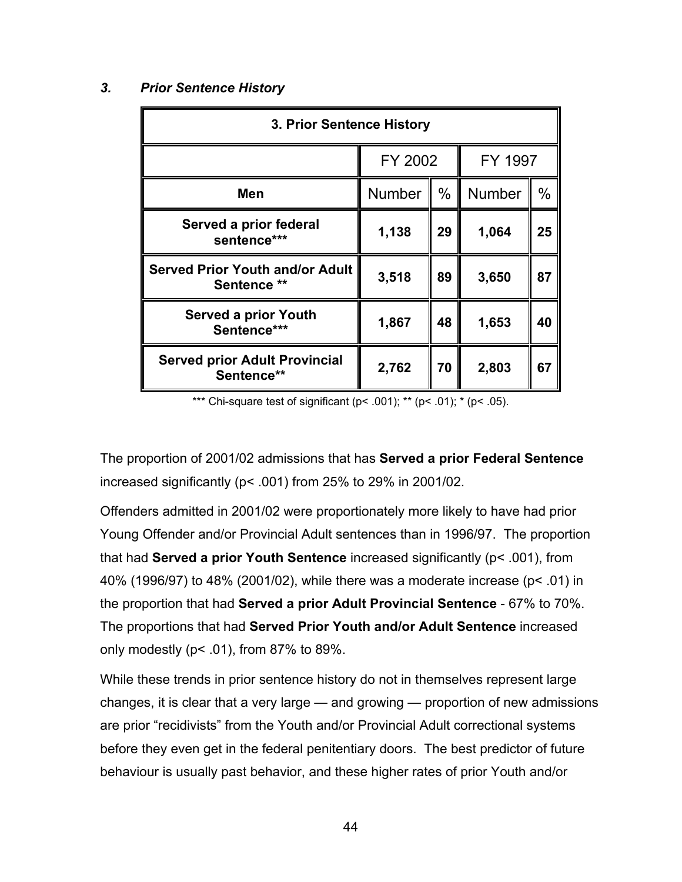### 3. *Prior Sentence History*

| 3. Prior Sentence History | | | | |
|---|---|---|---|---|
| | FY 2002 | | FY 1997 | |
| **Men** | Number | % | Number | % |
| **Served a prior federal sentence*** ** | **1,138** | **29** | **1,064** | **25** |
| **Served Prior Youth and/or Adult Sentence **** | **3,518** | **89** | **3,650** | **87** |
| **Served a prior Youth Sentence***** | **1,867** | **48** | **1,653** | **40** |
| **Served prior Adult Provincial Sentence**** | **2,762** | **70** | **2,803** | **67** |

*** Chi-square test of significant ($p < .001$); ** ($p < .01$); * ($p < .05$).

The proportion of 2001/02 admissions that has **Served a prior Federal Sentence** increased significantly ($p < .001$) from 25% to 29% in 2001/02.

Offenders admitted in 2001/02 were proportionately more likely to have had prior Young Offender and/or Provincial Adult sentences than in 1996/97. The proportion that had **Served a prior Youth Sentence** increased significantly ($p < .001$), from 40% (1996/97) to 48% (2001/02), while there was a moderate increase ($p < .01$) in the proportion that had **Served a prior Adult Provincial Sentence** - 67% to 70%. The proportions that had **Served Prior Youth and/or Adult Sentence** increased only modestly ($p < .01$), from 87% to 89%.

While these trends in prior sentence history do not in themselves represent large changes, it is clear that a very large — and growing — proportion of new admissions are prior "recidivists" from the Youth and/or Provincial Adult correctional systems before they even get in the federal penitentiary doors. The best predictor of future behaviour is usually past behavior, and these higher rates of prior Youth and/or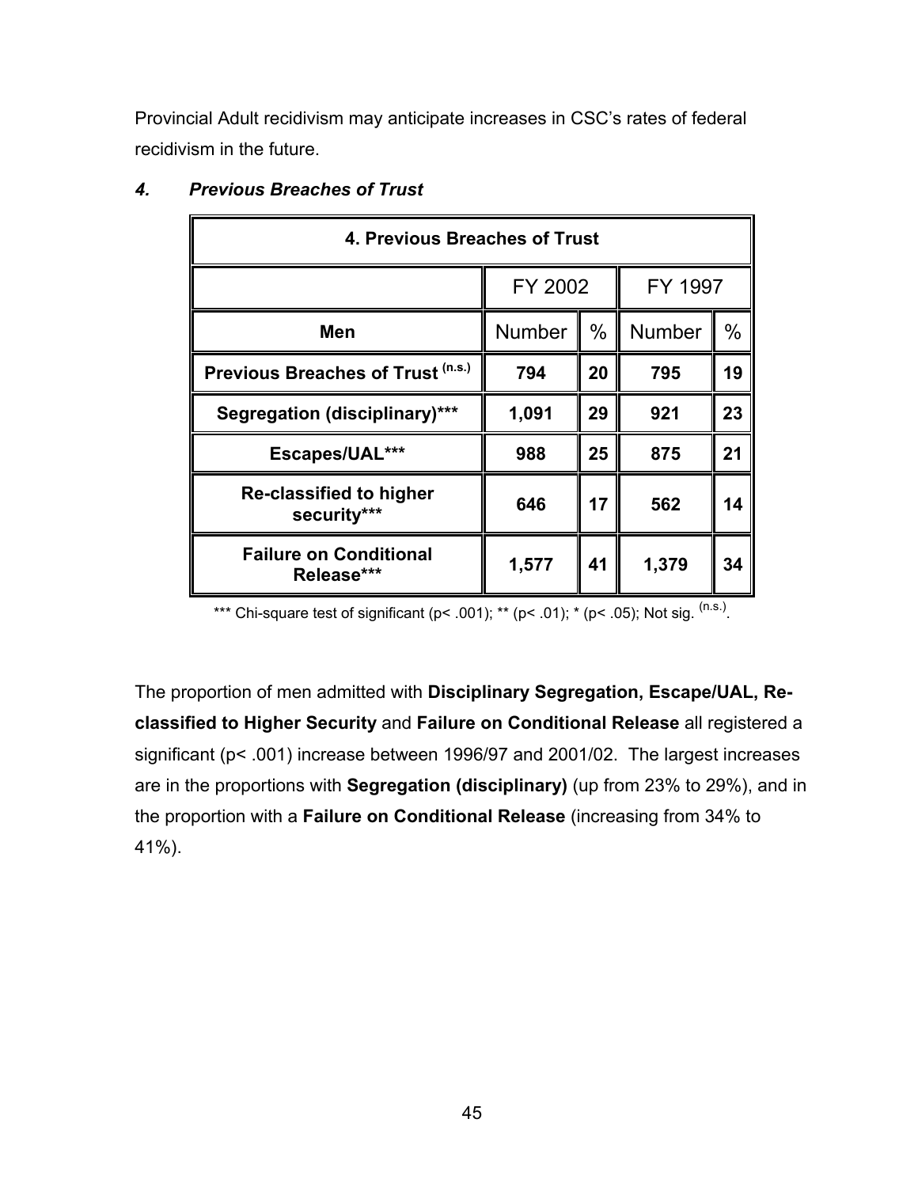Provincial Adult recidivism may anticipate increases in CSC's rates of federal recidivism in the future.

### *4. Previous Breaches of Trust*

| 4. Previous Breaches of Trust | | | | |
|---|---|---|---|---|
| | FY 2002 | | FY 1997 | |
| **Men** | Number | % | Number | % |
| **Previous Breaches of Trust (n.s.)** | **794** | **20** | **795** | **19** |
| **Segregation (disciplinary)*** ** | **1,091** | **29** | **921** | **23** |
| **Escapes/UAL*** ** | **988** | **25** | **875** | **21** |
| **Re-classified to higher security*** ** | **646** | **17** | **562** | **14** |
| **Failure on Conditional Release*** ** | **1,577** | **41** | **1,379** | **34** |

*** Chi-square test of significant ($p < .001$); ** ($p < .01$); * ($p < .05$); Not sig. (n.s.).

The proportion of men admitted with **Disciplinary Segregation, Escape/UAL, Re-classified to Higher Security** and **Failure on Conditional Release** all registered a significant ($p < .001$) increase between 1996/97 and 2001/02. The largest increases are in the proportions with **Segregation (disciplinary)** (up from 23% to 29%), and in the proportion with a **Failure on Conditional Release** (increasing from 34% to 41%).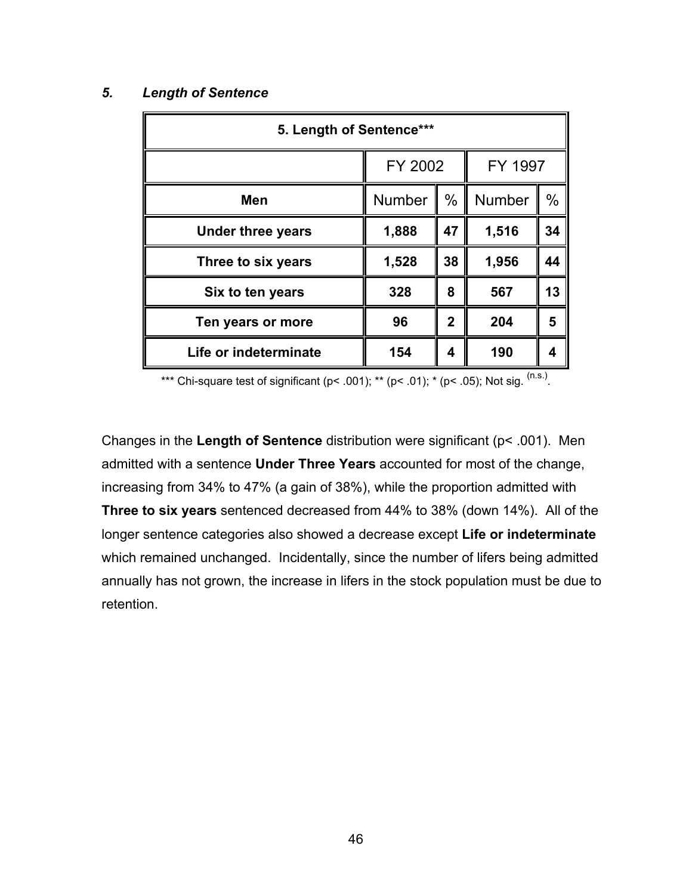### *5. Length of Sentence*

| 5. Length of Sentence*** | | | | |
|---|---|---|---|---|
| | FY 2002 | | FY 1997 | |
| **Men** | Number | % | Number | % |
| **Under three years** | **1,888** | **47** | **1,516** | **34** |
| **Three to six years** | **1,528** | **38** | **1,956** | **44** |
| **Six to ten years** | **328** | **8** | **567** | **13** |
| **Ten years or more** | **96** | **2** | **204** | **5** |
| **Life or indeterminate** | **154** | **4** | **190** | **4** |

*** Chi-square test of significant ($p < .001$); ** ($p < .01$); * ($p < .05$); Not sig. (n.s.).

Changes in the **Length of Sentence** distribution were significant ($p < .001$). Men admitted with a sentence **Under Three Years** accounted for most of the change, increasing from 34% to 47% (a gain of 38%), while the proportion admitted with **Three to six years** sentenced decreased from 44% to 38% (down 14%). All of the longer sentence categories also showed a decrease except **Life or indeterminate** which remained unchanged. Incidentally, since the number of lifers being admitted annually has not grown, the increase in lifers in the stock population must be due to retention.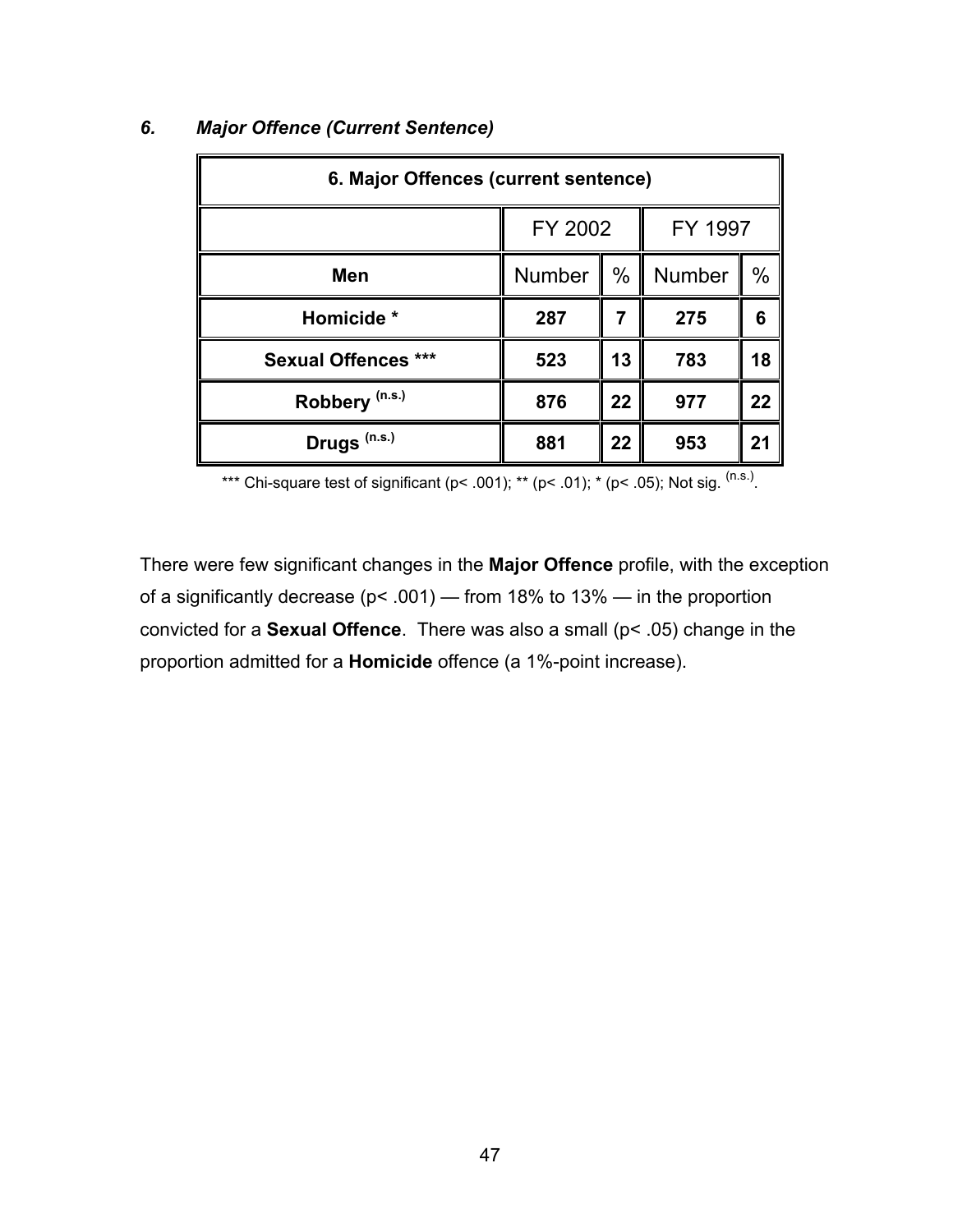### *6. Major Offence (Current Sentence)*

| 6. Major Offences (current sentence) | | | | |
|---|---|---|---|---|
| | FY 2002 | | FY 1997 | |
| **Men** | Number | % | Number | % |
| **Homicide *** | **287** | **7** | **275** | **6** |
| **Sexual Offences ***** | **523** | **13** | **783** | **18** |
| **Robbery (n.s.)** | **876** | **22** | **977** | **22** |
| **Drugs (n.s.)** | **881** | **22** | **953** | **21** |

*** Chi-square test of significant ($p < .001$); ** ($p < .01$); * ($p < .05$); Not sig. (n.s.).

There were few significant changes in the **Major Offence** profile, with the exception of a significantly decrease ($p < .001$) — from 18% to 13% — in the proportion convicted for a **Sexual Offence**. There was also a small ($p < .05$) change in the proportion admitted for a **Homicide** offence (a 1%-point increase).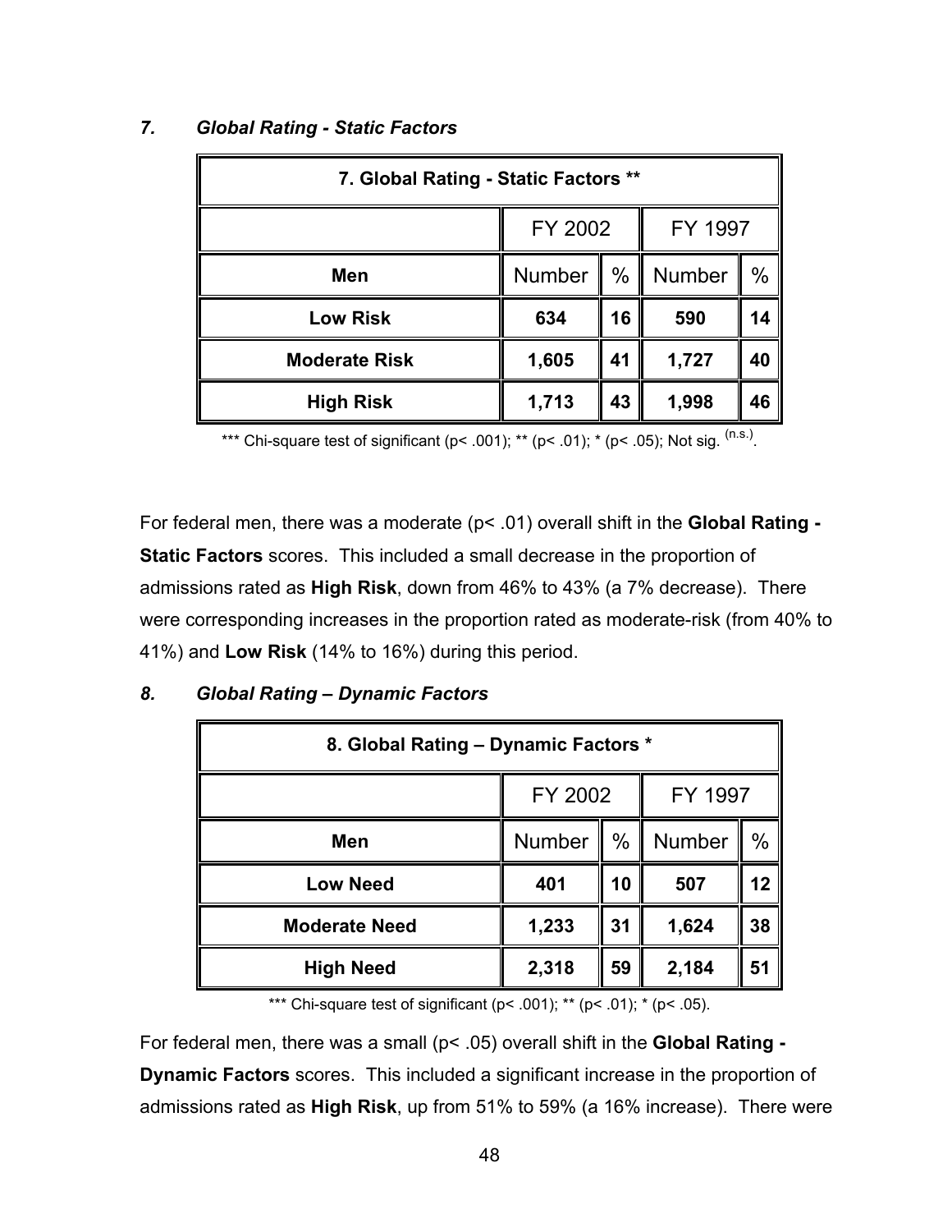### *7. Global Rating - Static Factors*

| 7. Global Rating - Static Factors ** | | | | |
|---|---|---|---|---|
| | FY 2002 | | FY 1997 | |
| **Men** | Number | % | Number | % |
| **Low Risk** | **634** | **16** | **590** | **14** |
| **Moderate Risk** | **1,605** | **41** | **1,727** | **40** |
| **High Risk** | **1,713** | **43** | **1,998** | **46** |

*** Chi-square test of significant ($p < .001$); ** ($p < .01$); * ($p < .05$); Not sig. (n.s.).

For federal men, there was a moderate ($p < .01$) overall shift in the **Global Rating - Static Factors** scores. This included a small decrease in the proportion of admissions rated as **High Risk**, down from 46% to 43% (a 7% decrease). There were corresponding increases in the proportion rated as moderate-risk (from 40% to 41%) and **Low Risk** (14% to 16%) during this period.

### *8. Global Rating – Dynamic Factors*

| 8. Global Rating – Dynamic Factors * | | | | |
|---|---|---|---|---|
| | FY 2002 | | FY 1997 | |
| **Men** | Number | % | Number | % |
| **Low Need** | **401** | **10** | **507** | **12** |
| **Moderate Need** | **1,233** | **31** | **1,624** | **38** |
| **High Need** | **2,318** | **59** | **2,184** | **51** |

*** Chi-square test of significant ($p < .001$); ** ($p < .01$); * ($p < .05$).

For federal men, there was a small ($p < .05$) overall shift in the **Global Rating - Dynamic Factors** scores. This included a significant increase in the proportion of admissions rated as **High Risk**, up from 51% to 59% (a 16% increase). There were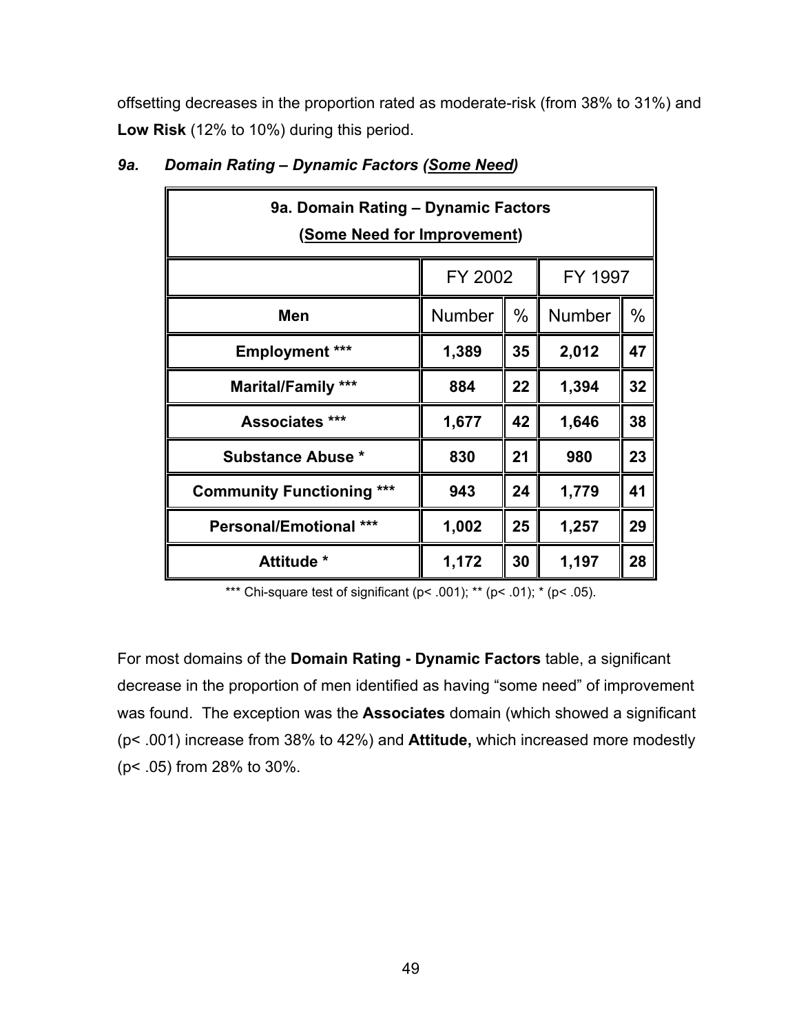offsetting decreases in the proportion rated as moderate-risk (from 38% to 31%) and **Low Risk** (12% to 10%) during this period.

### *9a. Domain Rating – Dynamic Factors (<u>Some Need</u>)*

| 9a. Domain Rating – Dynamic Factors (Some Need for Improvement) | | | | |
|---|---|---|---|---|
| | FY 2002 | | FY 1997 | |
| **Men** | Number | % | Number | % |
| **Employment \*\*\*** | **1,389** | **35** | **2,012** | **47** |
| **Marital/Family \*\*\*** | **884** | **22** | **1,394** | **32** |
| **Associates \*\*\*** | **1,677** | **42** | **1,646** | **38** |
| **Substance Abuse \*** | **830** | **21** | **980** | **23** |
| **Community Functioning \*\*\*** | **943** | **24** | **1,779** | **41** |
| **Personal/Emotional \*\*\*** | **1,002** | **25** | **1,257** | **29** |
| **Attitude \*** | **1,172** | **30** | **1,197** | **28** |

\*\*\* Chi-square test of significant ($p < .001$); \*\* ($p < .01$); \* ($p < .05$).

For most domains of the **Domain Rating - Dynamic Factors** table, a significant decrease in the proportion of men identified as having "some need" of improvement was found. The exception was the **Associates** domain (which showed a significant ($p < .001$) increase from 38% to 42%) and **Attitude,** which increased more modestly ($p < .05$) from 28% to 30%.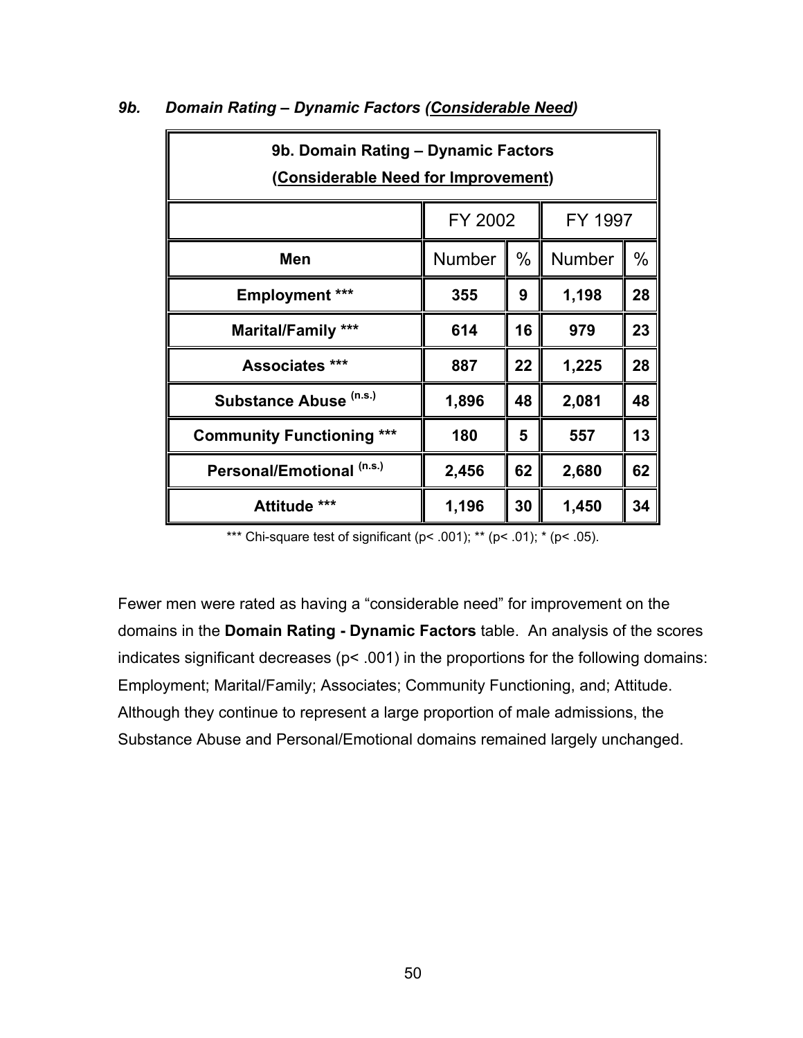### *9b. Domain Rating – Dynamic Factors (Considerable Need)*

| 9b. Domain Rating – Dynamic Factors (Considerable Need for Improvement) | | | | |
|---|---|---|---|---|
| | FY 2002 | | FY 1997 | |
| **Men** | Number | % | Number | % |
| **Employment *** ** | **355** | **9** | **1,198** | **28** |
| **Marital/Family *** ** | **614** | **16** | **979** | **23** |
| **Associates *** ** | **887** | **22** | **1,225** | **28** |
| **Substance Abuse (n.s.)** | **1,896** | **48** | **2,081** | **48** |
| **Community Functioning *** ** | **180** | **5** | **557** | **13** |
| **Personal/Emotional (n.s.)** | **2,456** | **62** | **2,680** | **62** |
| **Attitude *** ** | **1,196** | **30** | **1,450** | **34** |

*** Chi-square test of significant ($p < .001$); ** ($p < .01$); * ($p < .05$).

Fewer men were rated as having a "considerable need" for improvement on the domains in the **Domain Rating - Dynamic Factors** table. An analysis of the scores indicates significant decreases ($p < .001$) in the proportions for the following domains: Employment; Marital/Family; Associates; Community Functioning, and; Attitude. Although they continue to represent a large proportion of male admissions, the Substance Abuse and Personal/Emotional domains remained largely unchanged.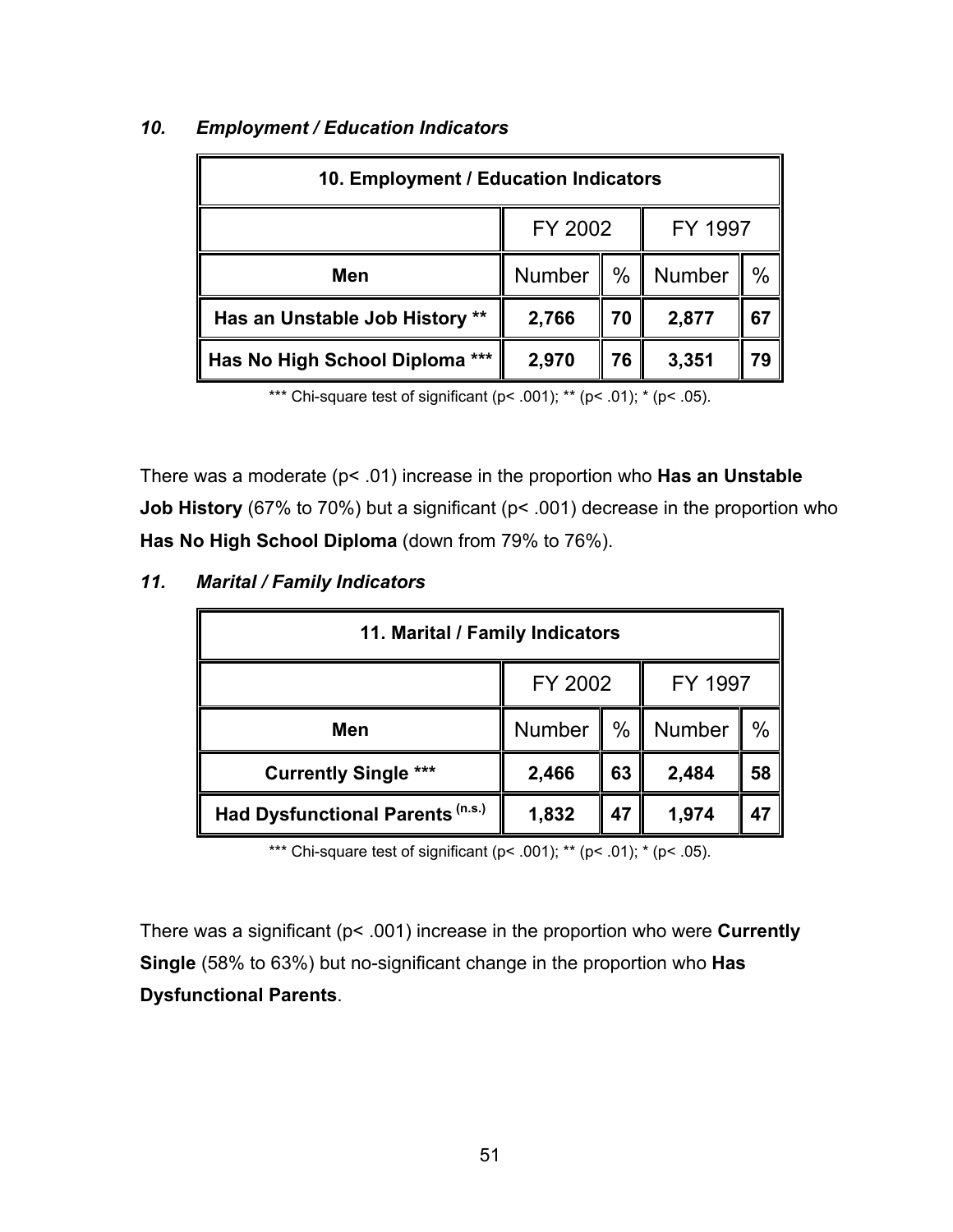### *10. Employment / Education Indicators*

| 10. Employment / Education Indicators | | | | |
|---|---|---|---|---|
| | FY 2002 | | FY 1997 | |
| **Men** | Number | % | Number | % |
| **Has an Unstable Job History ** ** | **2,766** | **70** | **2,877** | **67** |
| **Has No High School Diploma *** ** | **2,970** | **76** | **3,351** | **79** |

*** Chi-square test of significant ($p < .001$); ** ($p < .01$); * ($p < .05$).

There was a moderate ($p < .01$) increase in the proportion who **Has an Unstable Job History** (67% to 70%) but a significant ($p < .001$) decrease in the proportion who **Has No High School Diploma** (down from 79% to 76%).

### *11. Marital / Family Indicators*

| 11. Marital / Family Indicators | | | | |
|---|---|---|---|---|
| | FY 2002 | | FY 1997 | |
| **Men** | Number | % | Number | % |
| **Currently Single *** ** | **2,466** | **63** | **2,484** | **58** |
| **Had Dysfunctional Parents (n.s.)** | **1,832** | **47** | **1,974** | **47** |

*** Chi-square test of significant ($p < .001$); ** ($p < .01$); * ($p < .05$).

There was a significant ($p < .001$) increase in the proportion who were **Currently Single** (58% to 63%) but no-significant change in the proportion who **Has Dysfunctional Parents**.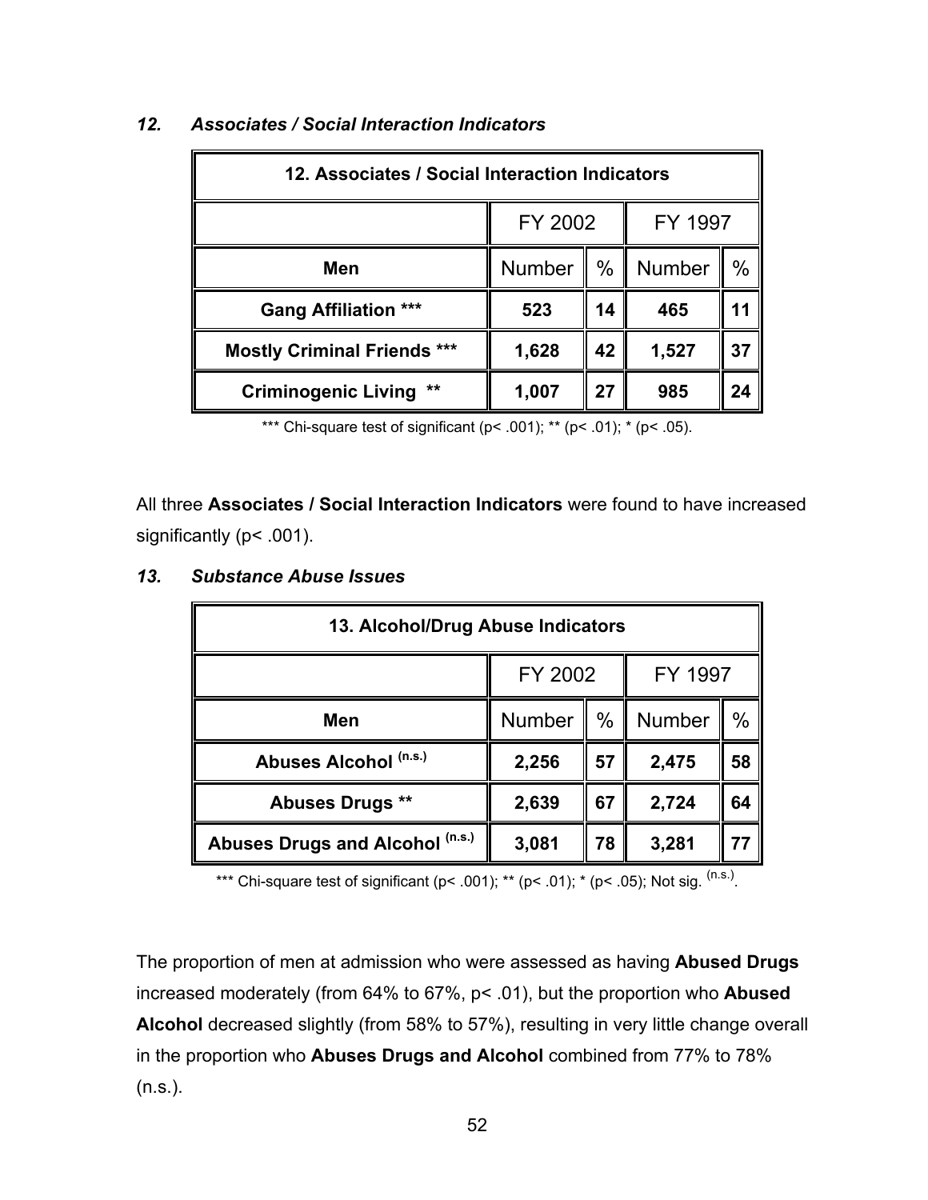### *12. Associates / Social Interaction Indicators*

| 12. Associates / Social Interaction Indicators | | | | |
|---|---|---|---|---|
| | FY 2002 | | FY 1997 | |
| **Men** | Number | % | Number | % |
| **Gang Affiliation \*\*\*** | **523** | **14** | **465** | **11** |
| **Mostly Criminal Friends \*\*\*** | **1,628** | **42** | **1,527** | **37** |
| **Criminogenic Living \*\*** | **1,007** | **27** | **985** | **24** |

\*\*\* Chi-square test of significant ($p < .001$); \*\* ($p < .01$); \* ($p < .05$).

All three **Associates / Social Interaction Indicators** were found to have increased significantly ($p < .001$).

### *13. Substance Abuse Issues*

| 13. Alcohol/Drug Abuse Indicators | | | | |
|---|---|---|---|---|
| | FY 2002 | | FY 1997 | |
| **Men** | Number | % | Number | % |
| **Abuses Alcohol (n.s.)** | **2,256** | **57** | **2,475** | **58** |
| **Abuses Drugs \*\*** | **2,639** | **67** | **2,724** | **64** |
| **Abuses Drugs and Alcohol (n.s.)** | **3,081** | **78** | **3,281** | **77** |

\*\*\* Chi-square test of significant ($p < .001$); \*\* ($p < .01$); \* ($p < .05$); Not sig. (n.s.).

The proportion of men at admission who were assessed as having **Abused Drugs** increased moderately (from 64% to 67%, $p < .01$), but the proportion who **Abused Alcohol** decreased slightly (from 58% to 57%), resulting in very little change overall in the proportion who **Abuses Drugs and Alcohol** combined from 77% to 78% (n.s.).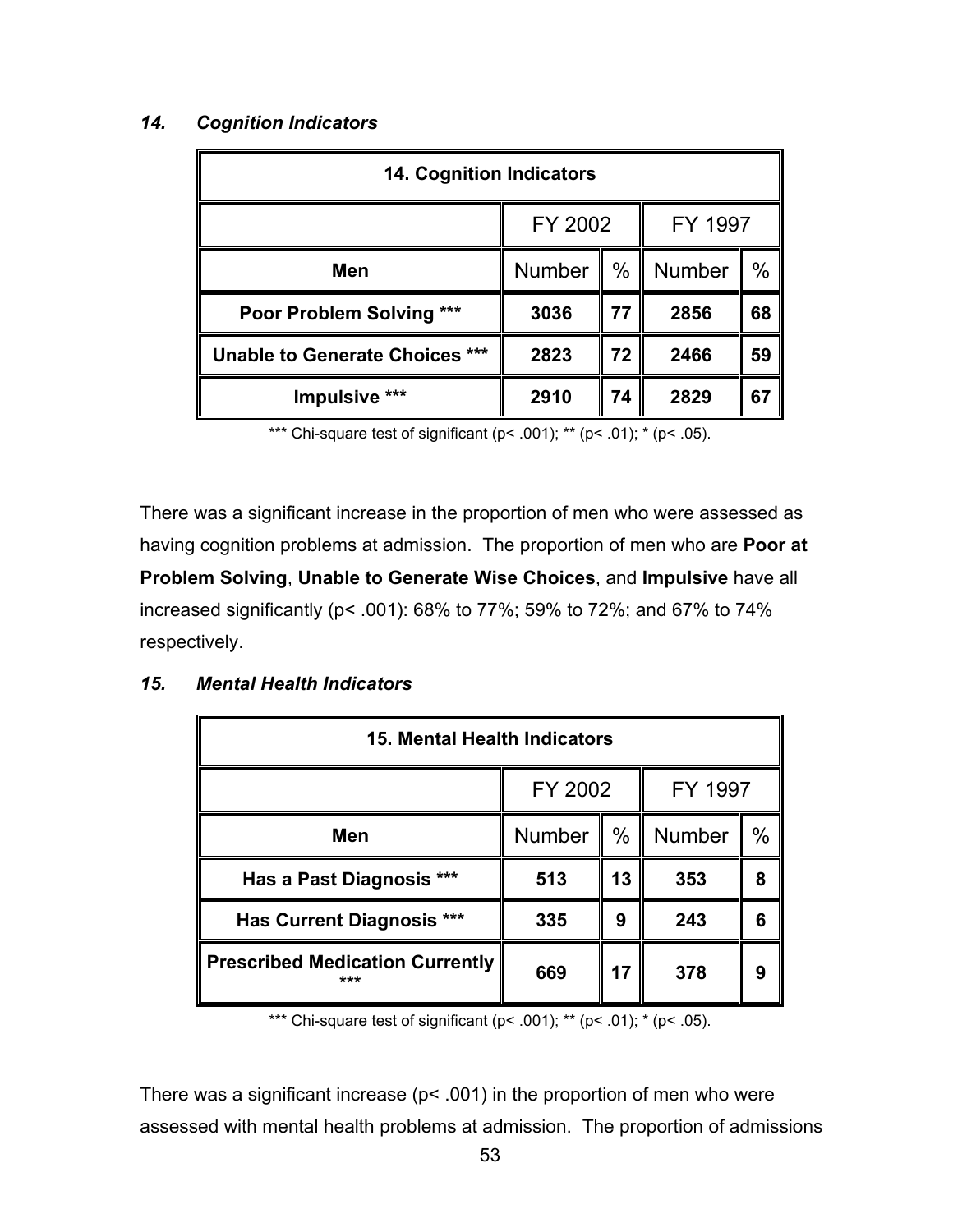### *14. Cognition Indicators*

| 14. Cognition Indicators | | | | |
|---|---|---|---|---|
| | FY 2002 | | FY 1997 | |
| **Men** | Number | % | Number | % |
| **Poor Problem Solving** *** | **3036** | **77** | **2856** | **68** |
| **Unable to Generate Choices** *** | **2823** | **72** | **2466** | **59** |
| **Impulsive** *** | **2910** | **74** | **2829** | **67** |

*** Chi-square test of significant ($p < .001$); ** ($p < .01$); * ($p < .05$).

There was a significant increase in the proportion of men who were assessed as having cognition problems at admission. The proportion of men who are **Poor at Problem Solving**, **Unable to Generate Wise Choices**, and **Impulsive** have all increased significantly ($p < .001$): 68% to 77%; 59% to 72%; and 67% to 74% respectively.

### *15. Mental Health Indicators*

| 15. Mental Health Indicators | | | | |
|---|---|---|---|---|
| | FY 2002 | | FY 1997 | |
| **Men** | Number | % | Number | % |
| **Has a Past Diagnosis** *** | **513** | **13** | **353** | **8** |
| **Has Current Diagnosis** *** | **335** | **9** | **243** | **6** |
| **Prescribed Medication Currently** *** | **669** | **17** | **378** | **9** |

*** Chi-square test of significant ($p < .001$); ** ($p < .01$); * ($p < .05$).

There was a significant increase ($p < .001$) in the proportion of men who were assessed with mental health problems at admission. The proportion of admissions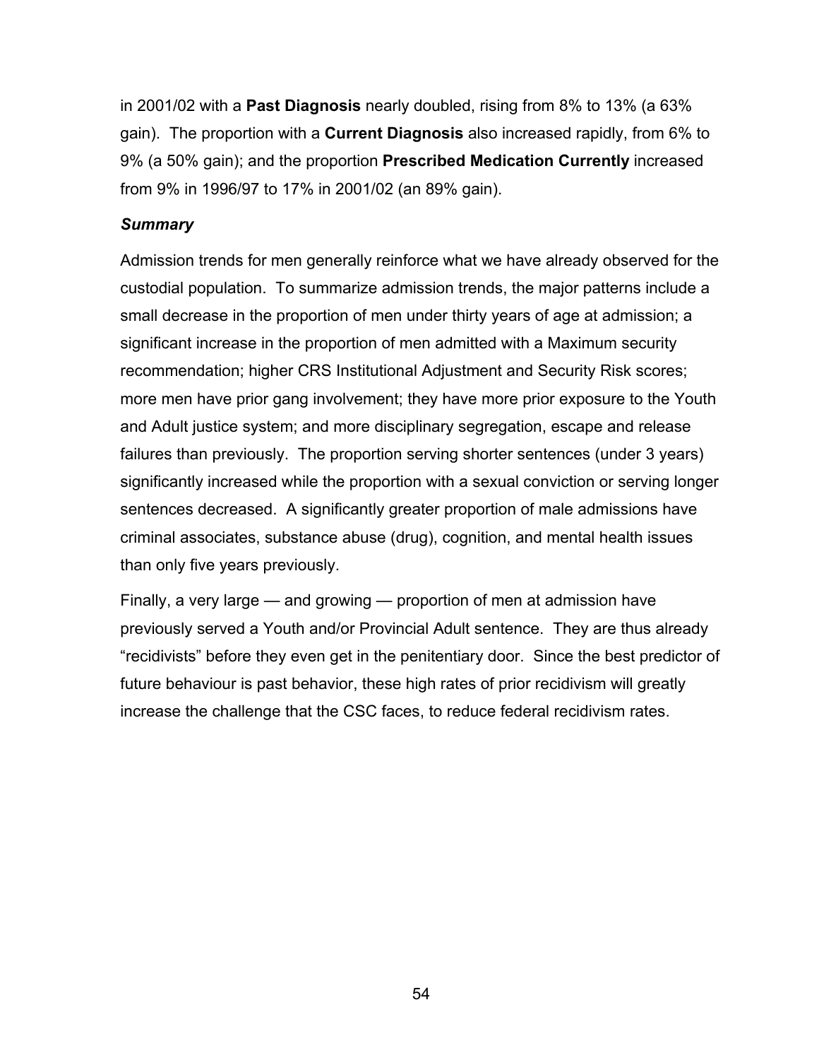in 2001/02 with a **Past Diagnosis** nearly doubled, rising from 8% to 13% (a 63% gain). The proportion with a **Current Diagnosis** also increased rapidly, from 6% to 9% (a 50% gain); and the proportion **Prescribed Medication Currently** increased from 9% in 1996/97 to 17% in 2001/02 (an 89% gain).

### *Summary*

Admission trends for men generally reinforce what we have already observed for the custodial population. To summarize admission trends, the major patterns include a small decrease in the proportion of men under thirty years of age at admission; a significant increase in the proportion of men admitted with a Maximum security recommendation; higher CRS Institutional Adjustment and Security Risk scores; more men have prior gang involvement; they have more prior exposure to the Youth and Adult justice system; and more disciplinary segregation, escape and release failures than previously. The proportion serving shorter sentences (under 3 years) significantly increased while the proportion with a sexual conviction or serving longer sentences decreased. A significantly greater proportion of male admissions have criminal associates, substance abuse (drug), cognition, and mental health issues than only five years previously.

Finally, a very large — and growing — proportion of men at admission have previously served a Youth and/or Provincial Adult sentence. They are thus already "recidivists" before they even get in the penitentiary door. Since the best predictor of future behaviour is past behavior, these high rates of prior recidivism will greatly increase the challenge that the CSC faces, to reduce federal recidivism rates.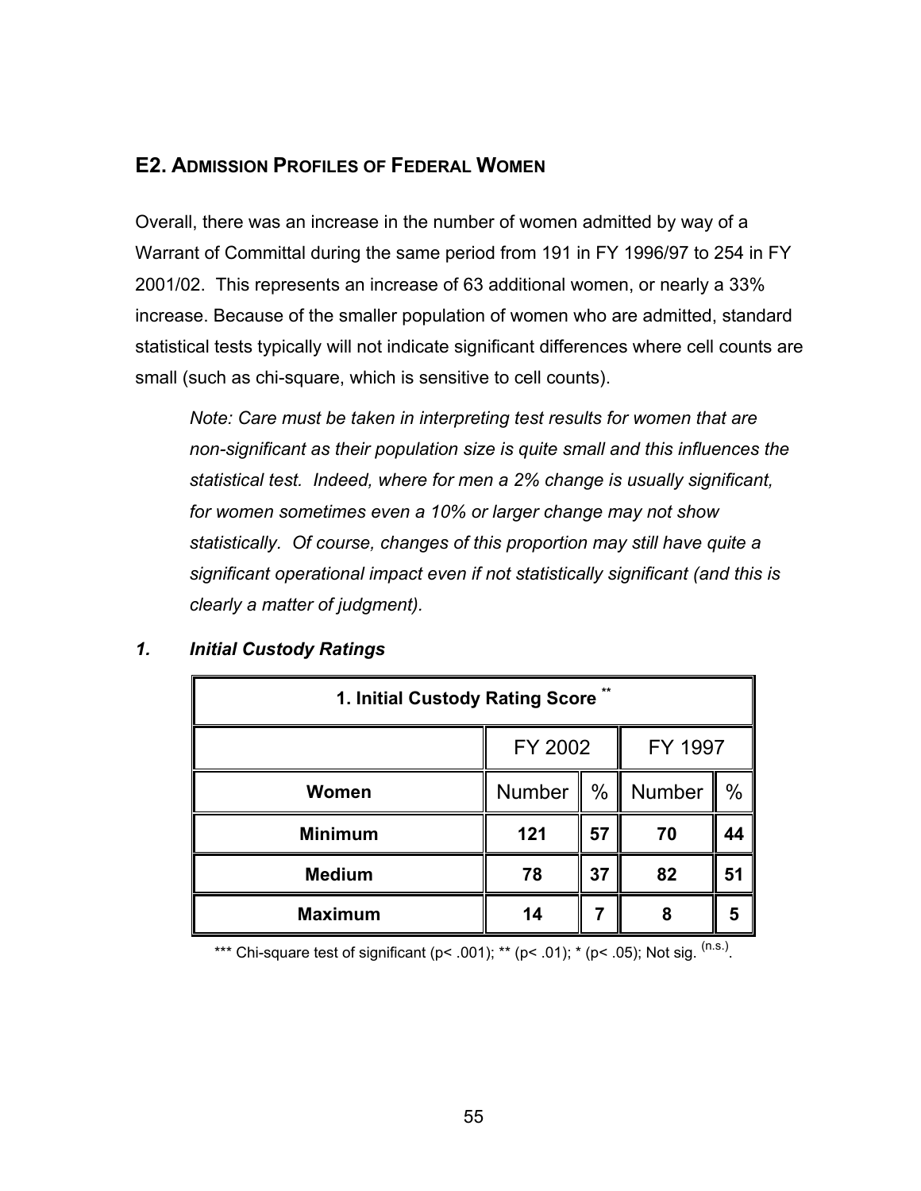## E2. Admission Profiles of Federal Women

Overall, there was an increase in the number of women admitted by way of a Warrant of Committal during the same period from 191 in FY 1996/97 to 254 in FY 2001/02. This represents an increase of 63 additional women, or nearly a 33% increase. Because of the smaller population of women who are admitted, standard statistical tests typically will not indicate significant differences where cell counts are small (such as chi-square, which is sensitive to cell counts).

> *Note: Care must be taken in interpreting test results for women that are non-significant as their population size is quite small and this influences the statistical test. Indeed, where for men a 2% change is usually significant, for women sometimes even a 10% or larger change may not show statistically. Of course, changes of this proportion may still have quite a significant operational impact even if not statistically significant (and this is clearly a matter of judgment).*

### 1. *Initial Custody Ratings*

| **1. Initial Custody Rating Score** ** | | | | |
|---|---|---|---|---|
| | FY 2002 | | FY 1997 | |
| **Women** | Number | % | Number | % |
| **Minimum** | **121** | **57** | **70** | **44** |
| **Medium** | **78** | **37** | **82** | **51** |
| **Maximum** | **14** | **7** | **8** | **5** |

*** Chi-square test of significant ($p < .001$); ** ($p < .01$); * ($p < .05$); Not sig. (n.s.).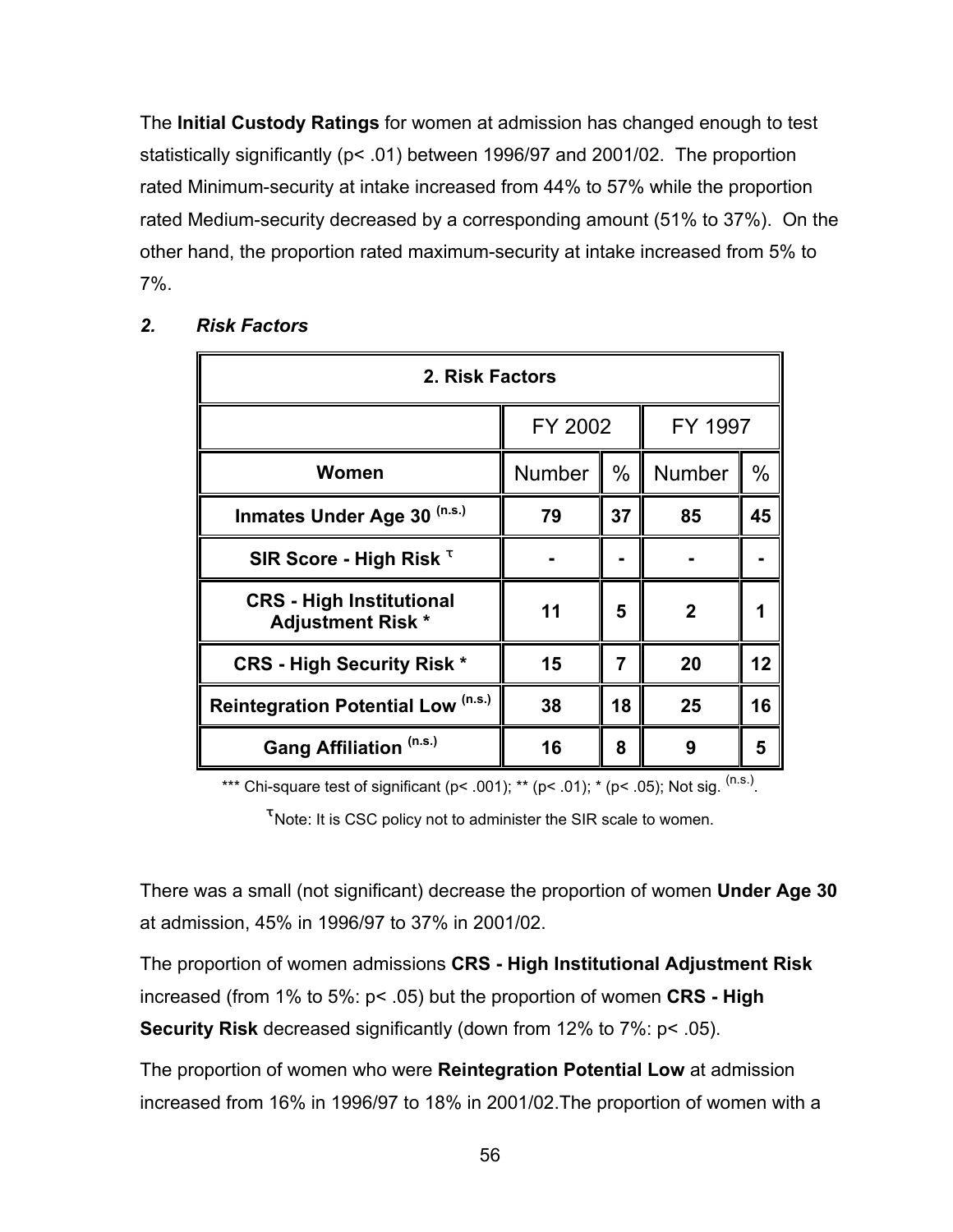The **Initial Custody Ratings** for women at admission has changed enough to test statistically significantly (p< .01) between 1996/97 and 2001/02. The proportion rated Minimum-security at intake increased from 44% to 57% while the proportion rated Medium-security decreased by a corresponding amount (51% to 37%). On the other hand, the proportion rated maximum-security at intake increased from 5% to 7%.

### *2. Risk Factors*

| 2. Risk Factors | | | | |
|---|---|---|---|---|
| | FY 2002 | | FY 1997 | |
| **Women** | Number | % | Number | % |
| **Inmates Under Age 30 (n.s.)** | **79** | **37** | **85** | **45** |
| **SIR Score - High Risk τ** | **-** | **-** | **-** | **-** |
| **CRS - High Institutional Adjustment Risk \*** | **11** | **5** | **2** | **1** |
| **CRS - High Security Risk \*** | **15** | **7** | **20** | **12** |
| **Reintegration Potential Low (n.s.)** | **38** | **18** | **25** | **16** |
| **Gang Affiliation (n.s.)** | **16** | **8** | **9** | **5** |

*** Chi-square test of significant (p< .001); ** (p< .01); * (p< .05); Not sig. (n.s.).

τ Note: It is CSC policy not to administer the SIR scale to women.

There was a small (not significant) decrease the proportion of women **Under Age 30** at admission, 45% in 1996/97 to 37% in 2001/02.

The proportion of women admissions **CRS - High Institutional Adjustment Risk** increased (from 1% to 5%: p< .05) but the proportion of women **CRS - High Security Risk** decreased significantly (down from 12% to 7%: p< .05).

The proportion of women who were **Reintegration Potential Low** at admission increased from 16% in 1996/97 to 18% in 2001/02.The proportion of women with a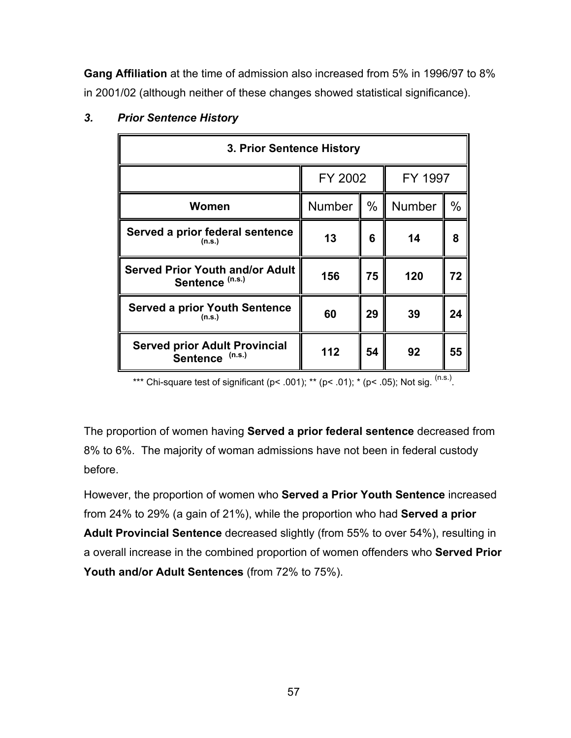**Gang Affiliation** at the time of admission also increased from 5% in 1996/97 to 8% in 2001/02 (although neither of these changes showed statistical significance).

### *3. Prior Sentence History*

| 3. Prior Sentence History | | | | |
|---|---|---|---|---|
| | FY 2002 | | FY 1997 | |
| **Women** | Number | % | Number | % |
| **Served a prior federal sentence** (n.s.) | **13** | **6** | **14** | **8** |
| **Served Prior Youth and/or Adult Sentence** (n.s.) | **156** | **75** | **120** | **72** |
| **Served a prior Youth Sentence** (n.s.) | **60** | **29** | **39** | **24** |
| **Served prior Adult Provincial Sentence** (n.s.) | **112** | **54** | **92** | **55** |

*** Chi-square test of significant ($p < .001$); ** ($p < .01$); * ($p < .05$); Not sig. (n.s.).

The proportion of women having **Served a prior federal sentence** decreased from 8% to 6%. The majority of woman admissions have not been in federal custody before.

However, the proportion of women who **Served a Prior Youth Sentence** increased from 24% to 29% (a gain of 21%), while the proportion who had **Served a prior Adult Provincial Sentence** decreased slightly (from 55% to over 54%), resulting in a overall increase in the combined proportion of women offenders who **Served Prior Youth and/or Adult Sentences** (from 72% to 75%).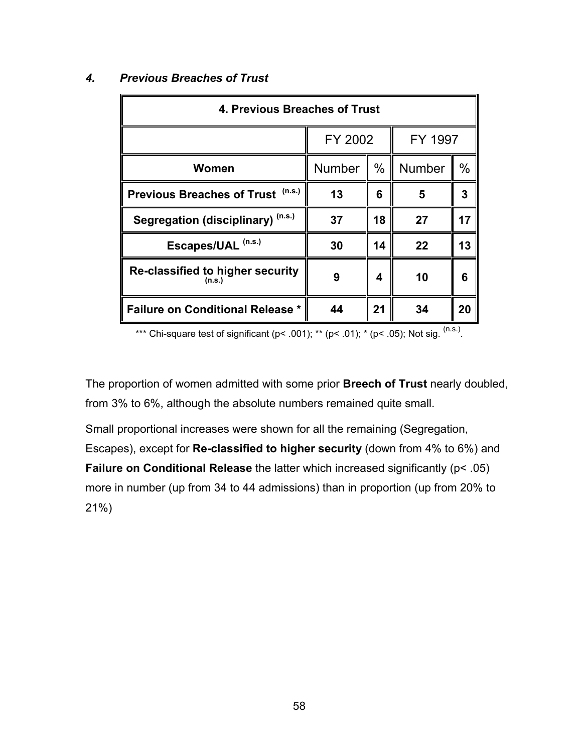### *4. Previous Breaches of Trust*

| 4. Previous Breaches of Trust | | | | |
|---|---|---|---|---|
| | FY 2002 | | FY 1997 | |
| **Women** | Number | % | Number | % |
| **Previous Breaches of Trust** (n.s.) | **13** | **6** | **5** | **3** |
| **Segregation (disciplinary)** (n.s.) | **37** | **18** | **27** | **17** |
| **Escapes/UAL** (n.s.) | **30** | **14** | **22** | **13** |
| **Re-classified to higher security** (n.s.) | **9** | **4** | **10** | **6** |
| **Failure on Conditional Release \*** | **44** | **21** | **34** | **20** |

*** Chi-square test of significant ($p < .001$); ** ($p < .01$); * ($p < .05$); Not sig. (n.s.).

The proportion of women admitted with some prior **Breech of Trust** nearly doubled, from 3% to 6%, although the absolute numbers remained quite small.

Small proportional increases were shown for all the remaining (Segregation, Escapes), except for **Re-classified to higher security** (down from 4% to 6%) and **Failure on Conditional Release** the latter which increased significantly ($p < .05$) more in number (up from 34 to 44 admissions) than in proportion (up from 20% to 21%)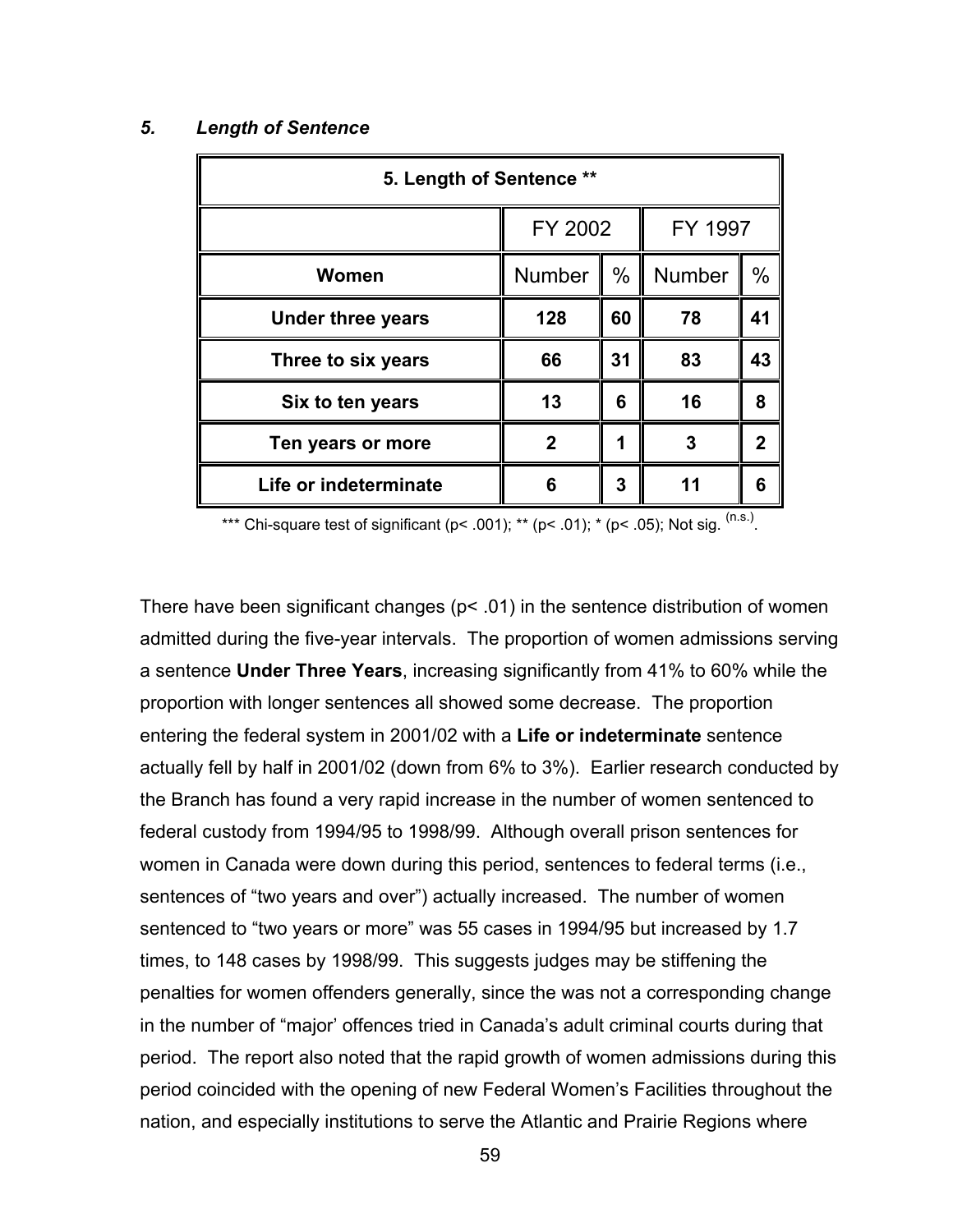### *5. Length of Sentence*

| 5. Length of Sentence ** | | | | |
|---|---|---|---|---|
| | FY 2002 | | FY 1997 | |
| **Women** | Number | % | Number | % |
| **Under three years** | **128** | **60** | **78** | **41** |
| **Three to six years** | **66** | **31** | **83** | **43** |
| **Six to ten years** | **13** | **6** | **16** | **8** |
| **Ten years or more** | **2** | **1** | **3** | **2** |
| **Life or indeterminate** | **6** | **3** | **11** | **6** |

*** Chi-square test of significant ($p < .001$); ** ($p < .01$); * ($p < .05$); Not sig. (n.s.).

There have been significant changes ($p < .01$) in the sentence distribution of women admitted during the five-year intervals. The proportion of women admissions serving a sentence **Under Three Years**, increasing significantly from 41% to 60% while the proportion with longer sentences all showed some decrease. The proportion entering the federal system in 2001/02 with a **Life or indeterminate** sentence actually fell by half in 2001/02 (down from 6% to 3%). Earlier research conducted by the Branch has found a very rapid increase in the number of women sentenced to federal custody from 1994/95 to 1998/99. Although overall prison sentences for women in Canada were down during this period, sentences to federal terms (i.e., sentences of "two years and over") actually increased. The number of women sentenced to "two years or more" was 55 cases in 1994/95 but increased by 1.7 times, to 148 cases by 1998/99. This suggests judges may be stiffening the penalties for women offenders generally, since the was not a corresponding change in the number of "major' offences tried in Canada's adult criminal courts during that period. The report also noted that the rapid growth of women admissions during this period coincided with the opening of new Federal Women's Facilities throughout the nation, and especially institutions to serve the Atlantic and Prairie Regions where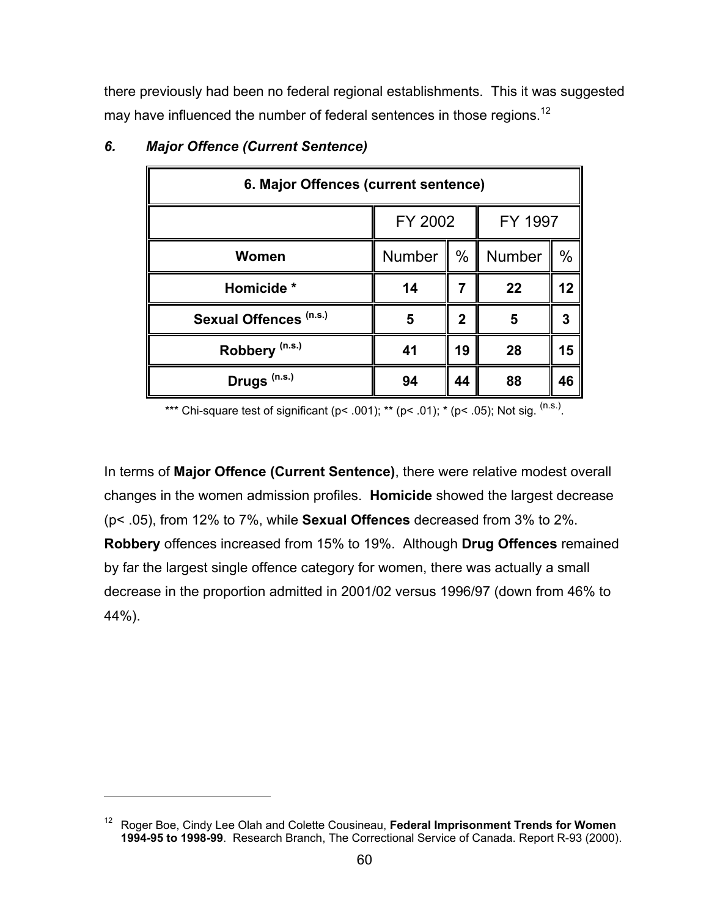there previously had been no federal regional establishments. This it was suggested may have influenced the number of federal sentences in those regions.[12]

### *6. Major Offence (Current Sentence)*

| 6. Major Offences (current sentence) | | | | |
|---|---|---|---|---|
| | FY 2002 | | FY 1997 | |
| **Women** | Number | % | Number | % |
| **Homicide *** | **14** | **7** | **22** | **12** |
| **Sexual Offences (n.s.)** | **5** | **2** | **5** | **3** |
| **Robbery (n.s.)** | **41** | **19** | **28** | **15** |
| **Drugs (n.s.)** | **94** | **44** | **88** | **46** |

*** Chi-square test of significant ($p < .001$); ** ($p < .01$); * ($p < .05$); Not sig. (n.s.).

In terms of **Major Offence (Current Sentence)**, there were relative modest overall changes in the women admission profiles. **Homicide** showed the largest decrease ($p < .05$), from 12% to 7%, while **Sexual Offences** decreased from 3% to 2%. **Robbery** offences increased from 15% to 19%. Although **Drug Offences** remained by far the largest single offence category for women, there was actually a small decrease in the proportion admitted in 2001/02 versus 1996/97 (down from 46% to 44%).

---

[12] Roger Boe, Cindy Lee Olah and Colette Cousineau, **Federal Imprisonment Trends for Women 1994-95 to 1998-99**. Research Branch, The Correctional Service of Canada. Report R-93 (2000).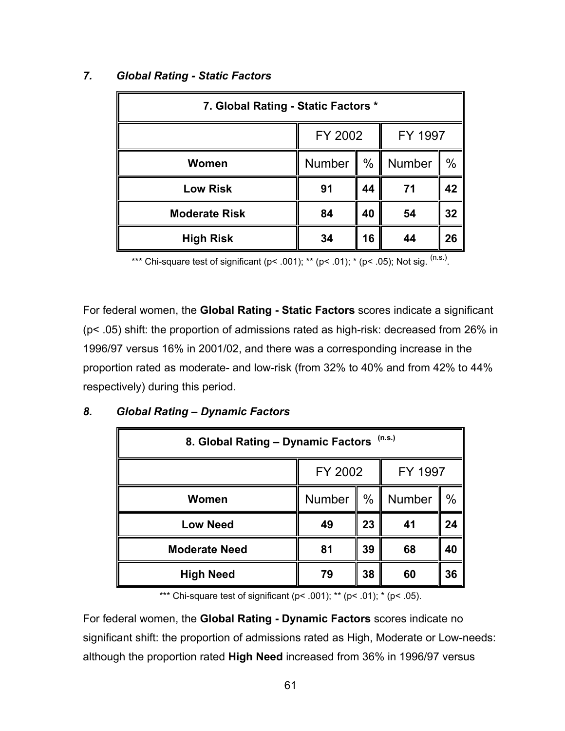### *7. Global Rating - Static Factors*

| 7. Global Rating - Static Factors * | | | | |
|---|---|---|---|---|
| | FY 2002 | | FY 1997 | |
| **Women** | Number | % | Number | % |
| **Low Risk** | **91** | **44** | **71** | **42** |
| **Moderate Risk** | **84** | **40** | **54** | **32** |
| **High Risk** | **34** | **16** | **44** | **26** |

*** Chi-square test of significant ($p < .001$); ** ($p < .01$); * ($p < .05$); Not sig. (n.s.).

For federal women, the **Global Rating - Static Factors** scores indicate a significant ($p < .05$) shift: the proportion of admissions rated as high-risk: decreased from 26% in 1996/97 versus 16% in 2001/02, and there was a corresponding increase in the proportion rated as moderate- and low-risk (from 32% to 40% and from 42% to 44% respectively) during this period.

### *8. Global Rating – Dynamic Factors*

| 8. Global Rating – Dynamic Factors (n.s.) | | | | |
|---|---|---|---|---|
| | FY 2002 | | FY 1997 | |
| **Women** | Number | % | Number | % |
| **Low Need** | **49** | **23** | **41** | **24** |
| **Moderate Need** | **81** | **39** | **68** | **40** |
| **High Need** | **79** | **38** | **60** | **36** |

*** Chi-square test of significant ($p < .001$); ** ($p < .01$); * ($p < .05$).

For federal women, the **Global Rating - Dynamic Factors** scores indicate no significant shift: the proportion of admissions rated as High, Moderate or Low-needs: although the proportion rated **High Need** increased from 36% in 1996/97 versus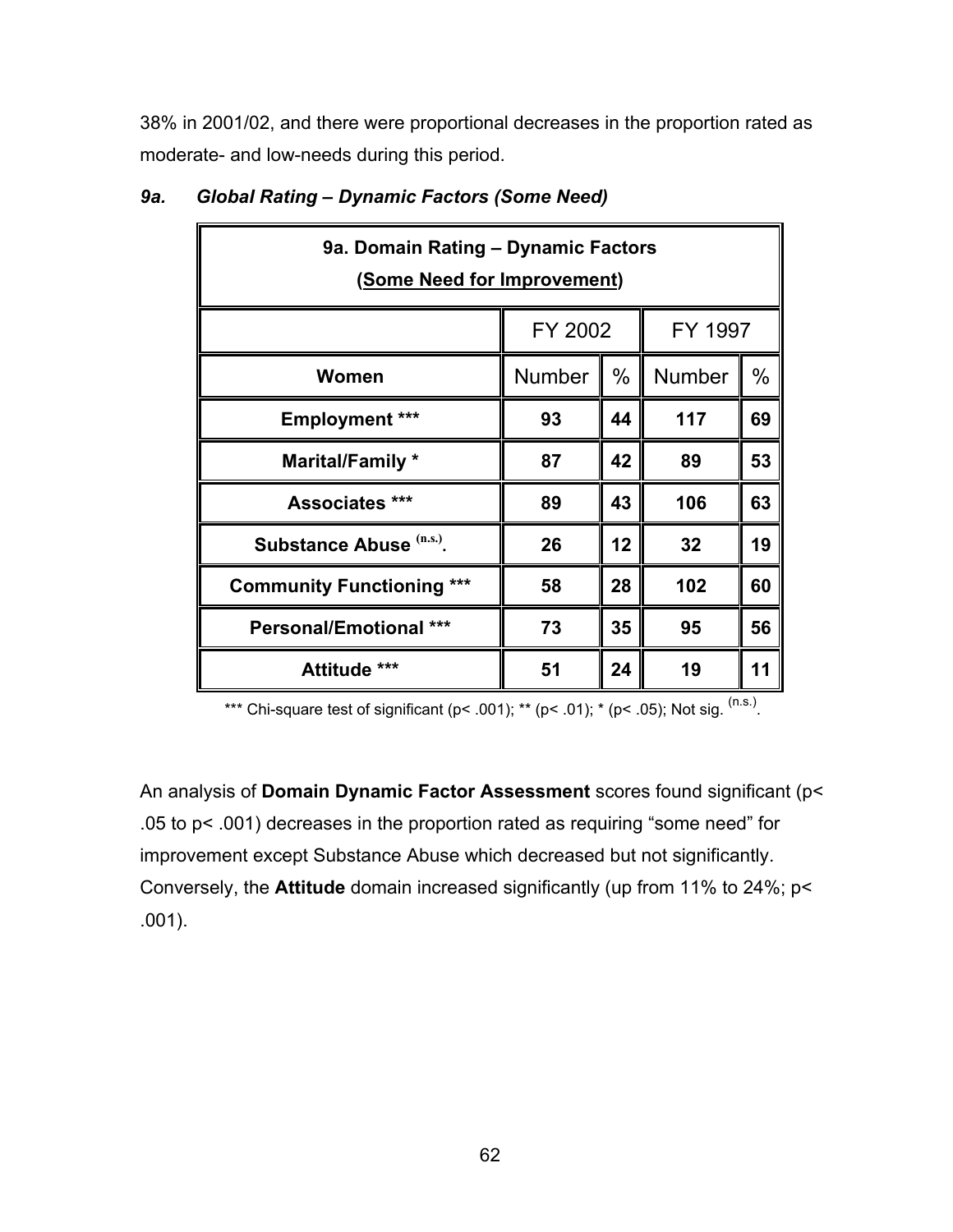38% in 2001/02, and there were proportional decreases in the proportion rated as moderate- and low-needs during this period.

### *9a. Global Rating – Dynamic Factors (Some Need)*

| 9a. Domain Rating – Dynamic Factors (Some Need for Improvement) | | | | |
|---|---|---|---|---|
| | FY 2002 | | FY 1997 | |
| **Women** | Number | % | Number | % |
| **Employment *** ** | **93** | **44** | **117** | **69** |
| **Marital/Family *** | **87** | **42** | **89** | **53** |
| **Associates *** ** | **89** | **43** | **106** | **63** |
| **Substance Abuse (n.s.).** | **26** | **12** | **32** | **19** |
| **Community Functioning *** ** | **58** | **28** | **102** | **60** |
| **Personal/Emotional *** ** | **73** | **35** | **95** | **56** |
| **Attitude *** ** | **51** | **24** | **19** | **11** |

*** Chi-square test of significant ($p< .001$); ** ($p< .01$); * ($p< .05$); Not sig. (n.s.).

An analysis of **Domain Dynamic Factor Assessment** scores found significant ($p< .05$ to $p< .001$) decreases in the proportion rated as requiring "some need" for improvement except Substance Abuse which decreased but not significantly. Conversely, the **Attitude** domain increased significantly (up from 11% to 24%; $p< .001$).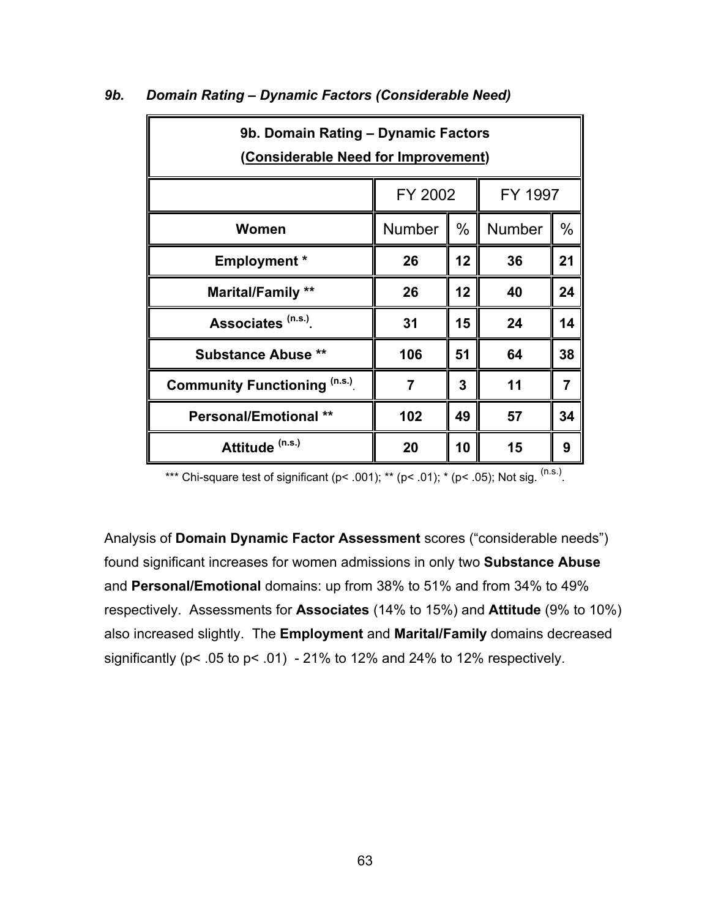### *9b. Domain Rating – Dynamic Factors (Considerable Need)*

| 9b. Domain Rating – Dynamic Factors (Considerable Need for Improvement) | | | | |
|---|---|---|---|---|
| | FY 2002 | | FY 1997 | |
| **Women** | Number | % | Number | % |
| **Employment *** | **26** | **12** | **36** | **21** |
| **Marital/Family **** | **26** | **12** | **40** | **24** |
| **Associates (n.s.)** | **31** | **15** | **24** | **14** |
| **Substance Abuse **** | **106** | **51** | **64** | **38** |
| **Community Functioning (n.s.)** | **7** | **3** | **11** | **7** |
| **Personal/Emotional **** | **102** | **49** | **57** | **34** |
| **Attitude (n.s.)** | **20** | **10** | **15** | **9** |

*** Chi-square test of significant ($p < .001$); ** ($p < .01$); * ($p < .05$); Not sig. (n.s.).

Analysis of **Domain Dynamic Factor Assessment** scores ("considerable needs") found significant increases for women admissions in only two **Substance Abuse** and **Personal/Emotional** domains: up from 38% to 51% and from 34% to 49% respectively. Assessments for **Associates** (14% to 15%) and **Attitude** (9% to 10%) also increased slightly. The **Employment** and **Marital/Family** domains decreased significantly ($p < .05$ to $p < .01$) - 21% to 12% and 24% to 12% respectively.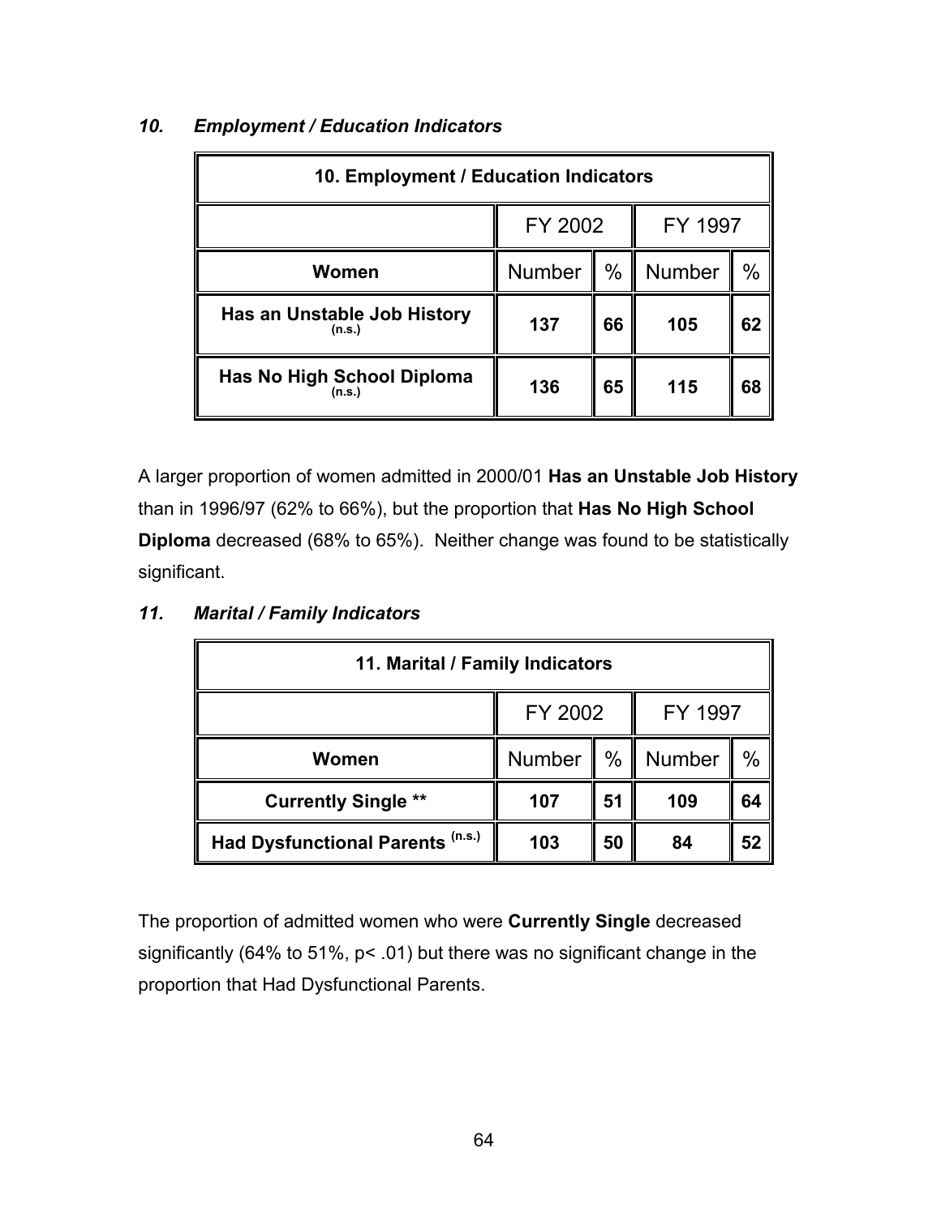### *10. Employment / Education Indicators*

| 10. Employment / Education Indicators | | | | |
|---|---|---|---|---|
| | FY 2002 | | FY 1997 | |
| **Women** | Number | % | Number | % |
| **Has an Unstable Job History (n.s.)** | **137** | **66** | **105** | **62** |
| **Has No High School Diploma (n.s.)** | **136** | **65** | **115** | **68** |

A larger proportion of women admitted in 2000/01 **Has an Unstable Job History** than in 1996/97 (62% to 66%), but the proportion that **Has No High School Diploma** decreased (68% to 65%). Neither change was found to be statistically significant.

### *11. Marital / Family Indicators*

| 11. Marital / Family Indicators | | | | |
|---|---|---|---|---|
| | FY 2002 | | FY 1997 | |
| **Women** | Number | % | Number | % |
| **Currently Single** ** | **107** | **51** | **109** | **64** |
| **Had Dysfunctional Parents (n.s.)** | **103** | **50** | **84** | **52** |

The proportion of admitted women who were **Currently Single** decreased significantly (64% to 51%, $p < .01$) but there was no significant change in the proportion that Had Dysfunctional Parents.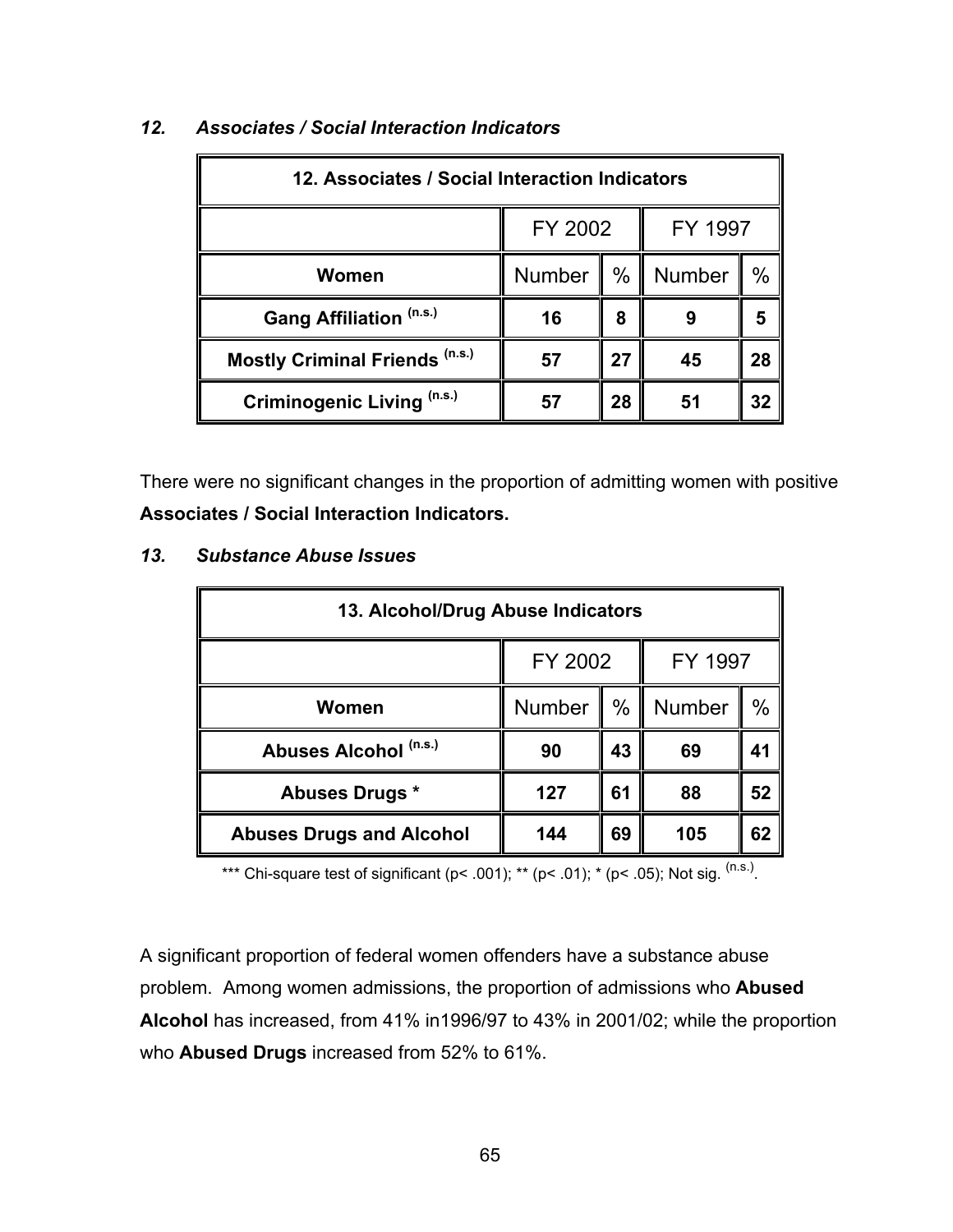### *12. Associates / Social Interaction Indicators*

| 12. Associates / Social Interaction Indicators | | | | |
|---|---|---|---|---|
| | FY 2002 | | FY 1997 | |
| **Women** | Number | % | Number | % |
| **Gang Affiliation (n.s.)** | **16** | **8** | **9** | **5** |
| **Mostly Criminal Friends (n.s.)** | **57** | **27** | **45** | **28** |
| **Criminogenic Living (n.s.)** | **57** | **28** | **51** | **32** |

There were no significant changes in the proportion of admitting women with positive **Associates / Social Interaction Indicators.**

### *13. Substance Abuse Issues*

| 13. Alcohol/Drug Abuse Indicators | | | | |
|---|---|---|---|---|
| | FY 2002 | | FY 1997 | |
| **Women** | Number | % | Number | % |
| **Abuses Alcohol (n.s.)** | **90** | **43** | **69** | **41** |
| **Abuses Drugs *** | **127** | **61** | **88** | **52** |
| **Abuses Drugs and Alcohol** | **144** | **69** | **105** | **62** |

*** Chi-square test of significant ($p < .001$); ** ($p < .01$); * ($p < .05$); Not sig. (n.s.).

A significant proportion of federal women offenders have a substance abuse problem. Among women admissions, the proportion of admissions who **Abused Alcohol** has increased, from 41% in1996/97 to 43% in 2001/02; while the proportion who **Abused Drugs** increased from 52% to 61%.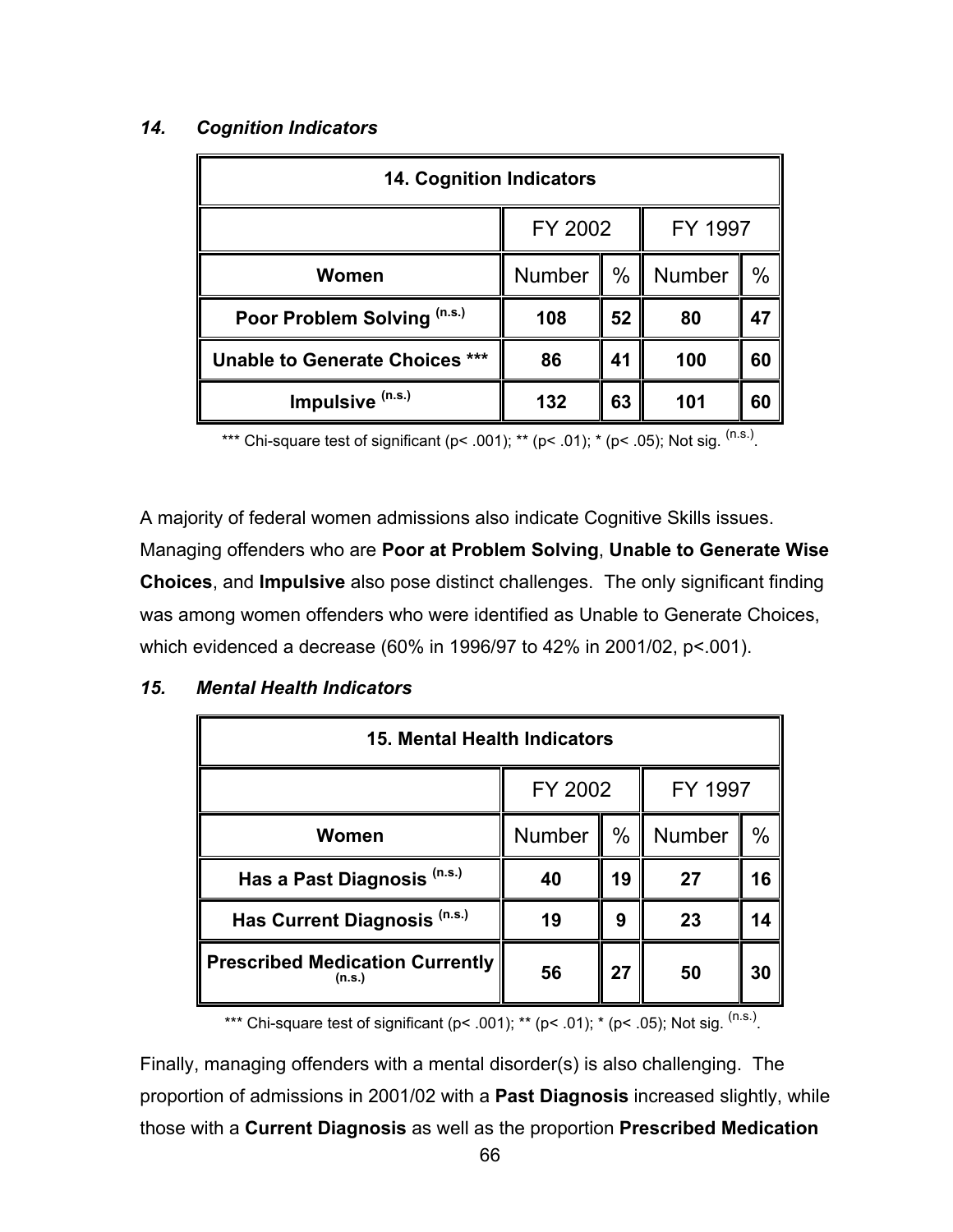### *14. Cognition Indicators*

| 14. Cognition Indicators | | | | |
|---|---|---|---|---|
| | FY 2002 | | FY 1997 | |
| **Women** | Number | % | Number | % |
| **Poor Problem Solving (n.s.)** | **108** | **52** | **80** | **47** |
| **Unable to Generate Choices *** ** | **86** | **41** | **100** | **60** |
| **Impulsive (n.s.)** | **132** | **63** | **101** | **60** |

*** Chi-square test of significant ($p < .001$); ** ($p < .01$); * ($p < .05$); Not sig. (n.s.).

A majority of federal women admissions also indicate Cognitive Skills issues. Managing offenders who are **Poor at Problem Solving**, **Unable to Generate Wise Choices**, and **Impulsive** also pose distinct challenges. The only significant finding was among women offenders who were identified as Unable to Generate Choices, which evidenced a decrease (60% in 1996/97 to 42% in 2001/02, p<.001).

### *15. Mental Health Indicators*

| 15. Mental Health Indicators | | | | |
|---|---|---|---|---|
| | FY 2002 | | FY 1997 | |
| **Women** | Number | % | Number | % |
| **Has a Past Diagnosis (n.s.)** | **40** | **19** | **27** | **16** |
| **Has Current Diagnosis (n.s.)** | **19** | **9** | **23** | **14** |
| **Prescribed Medication Currently (n.s.)** | **56** | **27** | **50** | **30** |

*** Chi-square test of significant ($p < .001$); ** ($p < .01$); * ($p < .05$); Not sig. (n.s.).

Finally, managing offenders with a mental disorder(s) is also challenging. The proportion of admissions in 2001/02 with a **Past Diagnosis** increased slightly, while those with a **Current Diagnosis** as well as the proportion **Prescribed Medication**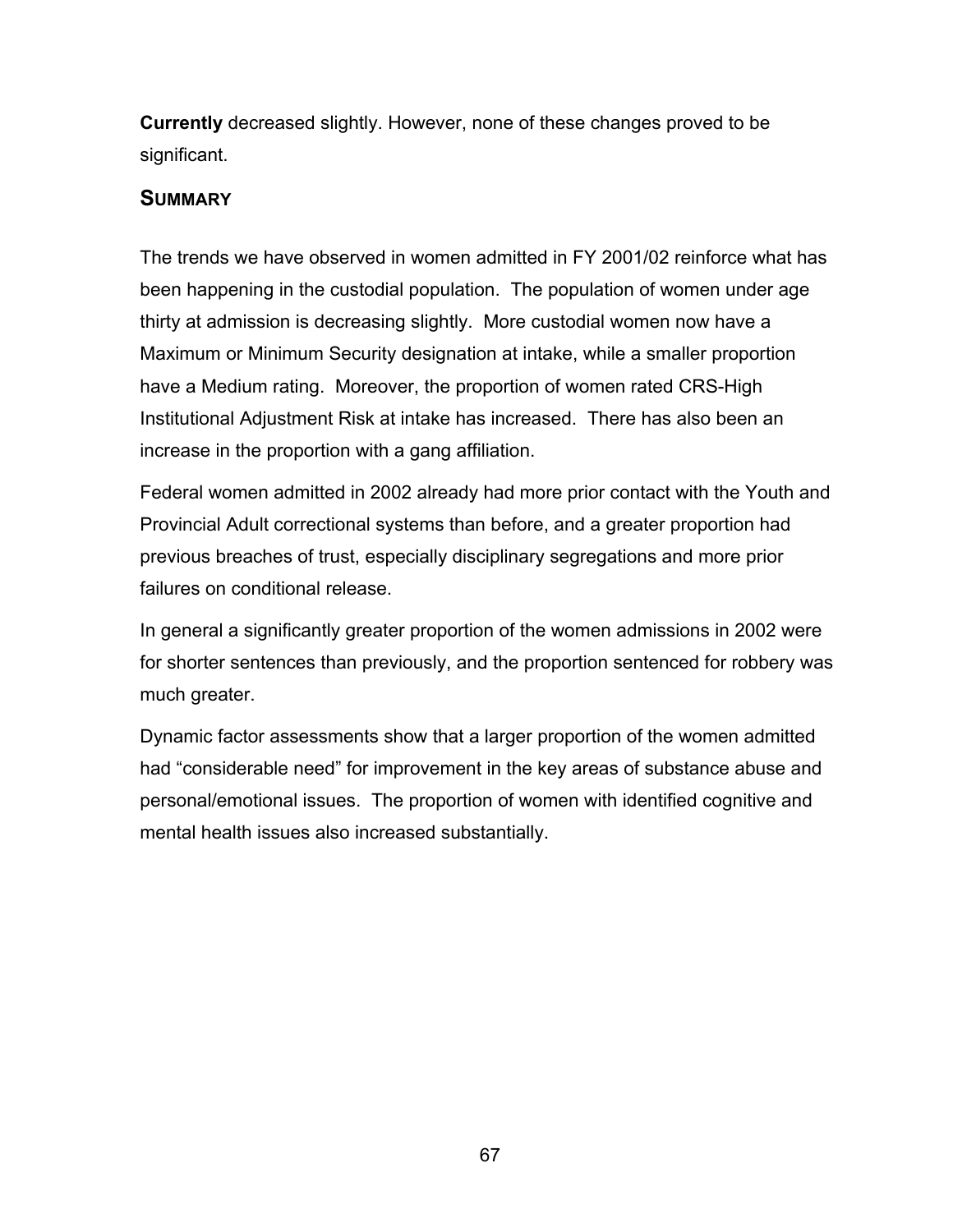**Currently** decreased slightly. However, none of these changes proved to be significant.

## SUMMARY

The trends we have observed in women admitted in FY 2001/02 reinforce what has been happening in the custodial population. The population of women under age thirty at admission is decreasing slightly. More custodial women now have a Maximum or Minimum Security designation at intake, while a smaller proportion have a Medium rating. Moreover, the proportion of women rated CRS-High Institutional Adjustment Risk at intake has increased. There has also been an increase in the proportion with a gang affiliation.

Federal women admitted in 2002 already had more prior contact with the Youth and Provincial Adult correctional systems than before, and a greater proportion had previous breaches of trust, especially disciplinary segregations and more prior failures on conditional release.

In general a significantly greater proportion of the women admissions in 2002 were for shorter sentences than previously, and the proportion sentenced for robbery was much greater.

Dynamic factor assessments show that a larger proportion of the women admitted had "considerable need" for improvement in the key areas of substance abuse and personal/emotional issues. The proportion of women with identified cognitive and mental health issues also increased substantially.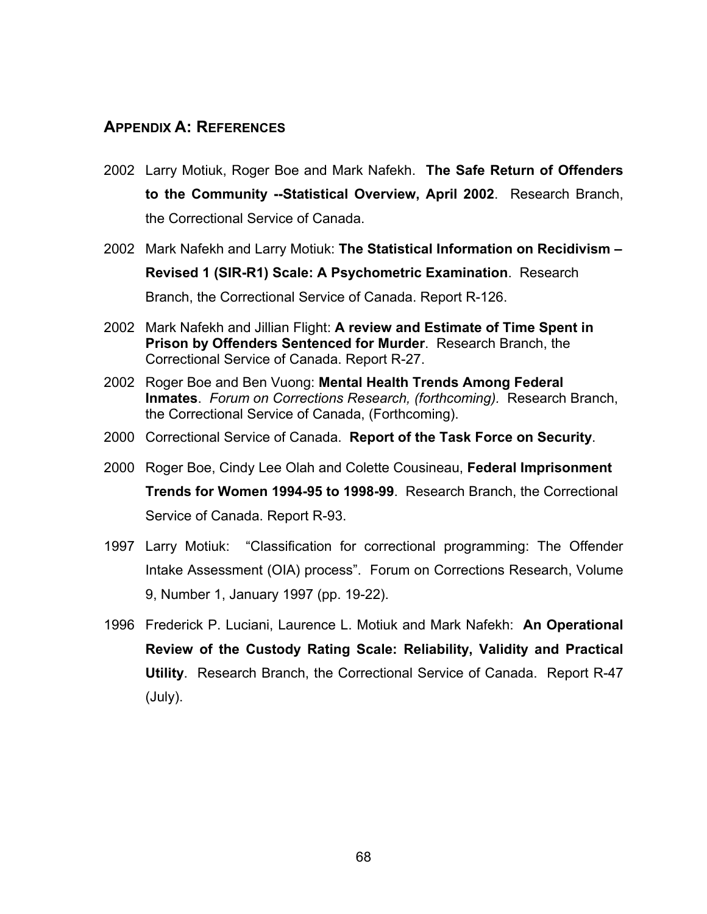## APPENDIX A: REFERENCES

2002 Larry Motiuk, Roger Boe and Mark Nafekh. **The Safe Return of Offenders to the Community --Statistical Overview, April 2002**. Research Branch, the Correctional Service of Canada.

2002 Mark Nafekh and Larry Motiuk: **The Statistical Information on Recidivism – Revised 1 (SIR-R1) Scale: A Psychometric Examination**. Research Branch, the Correctional Service of Canada. Report R-126.

2002 Mark Nafekh and Jillian Flight: **A review and Estimate of Time Spent in Prison by Offenders Sentenced for Murder**. Research Branch, the Correctional Service of Canada. Report R-27.

2002 Roger Boe and Ben Vuong: **Mental Health Trends Among Federal Inmates**. *Forum on Corrections Research, (forthcoming).* Research Branch, the Correctional Service of Canada, (Forthcoming).

2000 Correctional Service of Canada. **Report of the Task Force on Security**.

2000 Roger Boe, Cindy Lee Olah and Colette Cousineau, **Federal Imprisonment Trends for Women 1994-95 to 1998-99**. Research Branch, the Correctional Service of Canada. Report R-93.

1997 Larry Motiuk: "Classification for correctional programming: The Offender Intake Assessment (OIA) process". Forum on Corrections Research, Volume 9, Number 1, January 1997 (pp. 19-22).

1996 Frederick P. Luciani, Laurence L. Motiuk and Mark Nafekh: **An Operational Review of the Custody Rating Scale: Reliability, Validity and Practical Utility**. Research Branch, the Correctional Service of Canada. Report R-47 (July).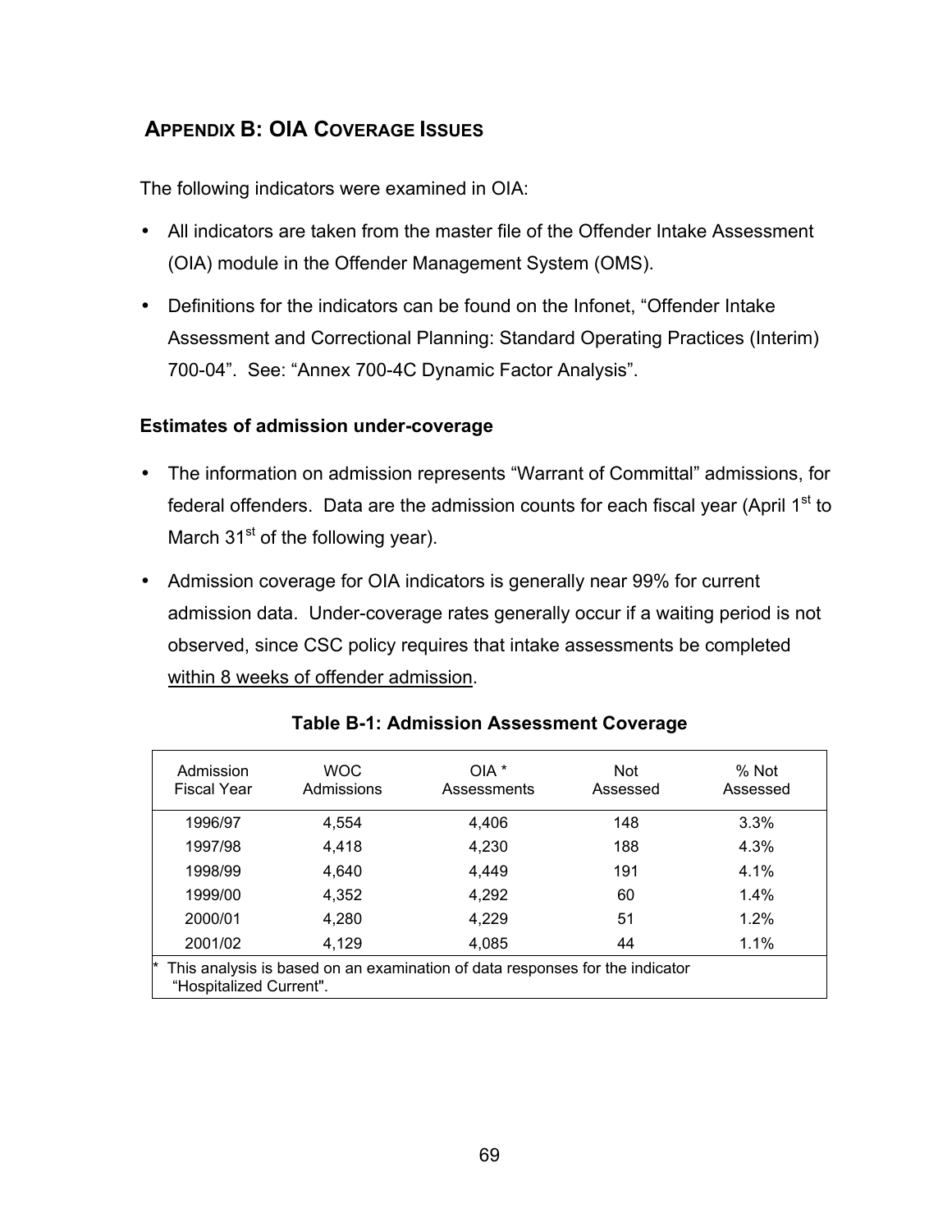## Appendix B: OIA Coverage Issues

The following indicators were examined in OIA:

- All indicators are taken from the master file of the Offender Intake Assessment (OIA) module in the Offender Management System (OMS).
- Definitions for the indicators can be found on the Infonet, "Offender Intake Assessment and Correctional Planning: Standard Operating Practices (Interim) 700-04". See: "Annex 700-4C Dynamic Factor Analysis".

### Estimates of admission under-coverage

- The information on admission represents "Warrant of Committal" admissions, for federal offenders. Data are the admission counts for each fiscal year (April 1st to March 31st of the following year).
- Admission coverage for OIA indicators is generally near 99% for current admission data. Under-coverage rates generally occur if a waiting period is not observed, since CSC policy requires that intake assessments be completed <u>within 8 weeks of offender admission</u>.

**Table B-1: Admission Assessment Coverage**

| Admission Fiscal Year | WOC Admissions | OIA * Assessments | Not Assessed | % Not Assessed |
|---|---|---|---|---|
| 1996/97 | 4,554 | 4,406 | 148 | 3.3% |
| 1997/98 | 4,418 | 4,230 | 188 | 4.3% |
| 1998/99 | 4,640 | 4,449 | 191 | 4.1% |
| 1999/00 | 4,352 | 4,292 | 60 | 1.4% |
| 2000/01 | 4,280 | 4,229 | 51 | 1.2% |
| 2001/02 | 4,129 | 4,085 | 44 | 1.1% |

\* This analysis is based on an examination of data responses for the indicator "Hospitalized Current".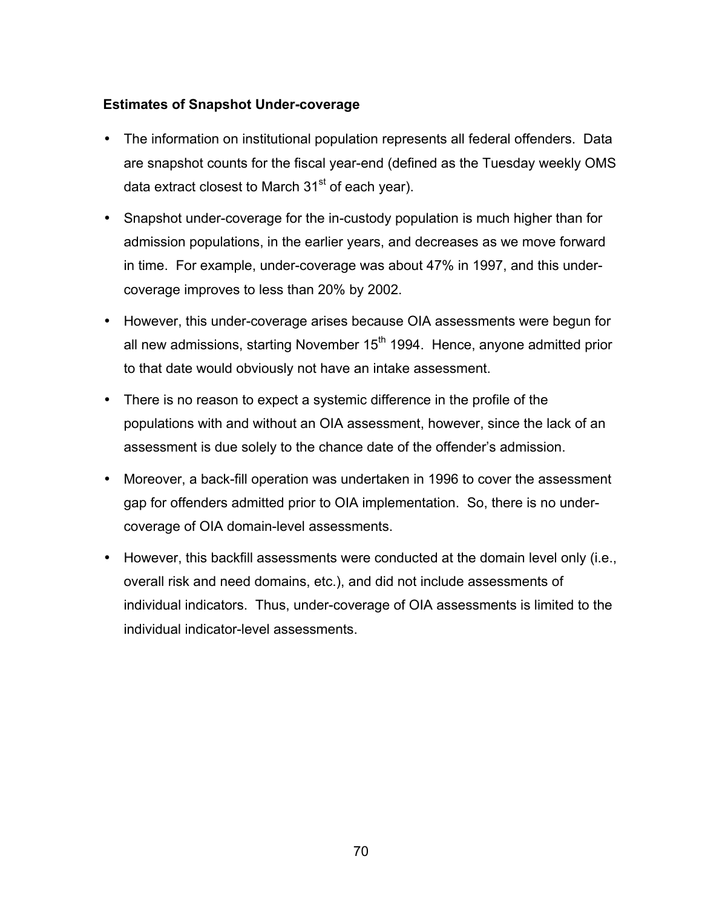### Estimates of Snapshot Under-coverage

- The information on institutional population represents all federal offenders. Data are snapshot counts for the fiscal year-end (defined as the Tuesday weekly OMS data extract closest to March 31st of each year).
- Snapshot under-coverage for the in-custody population is much higher than for admission populations, in the earlier years, and decreases as we move forward in time. For example, under-coverage was about 47% in 1997, and this under-coverage improves to less than 20% by 2002.
- However, this under-coverage arises because OIA assessments were begun for all new admissions, starting November 15th 1994. Hence, anyone admitted prior to that date would obviously not have an intake assessment.
- There is no reason to expect a systemic difference in the profile of the populations with and without an OIA assessment, however, since the lack of an assessment is due solely to the chance date of the offender's admission.
- Moreover, a back-fill operation was undertaken in 1996 to cover the assessment gap for offenders admitted prior to OIA implementation. So, there is no under-coverage of OIA domain-level assessments.
- However, this backfill assessments were conducted at the domain level only (i.e., overall risk and need domains, etc.), and did not include assessments of individual indicators. Thus, under-coverage of OIA assessments is limited to the individual indicator-level assessments.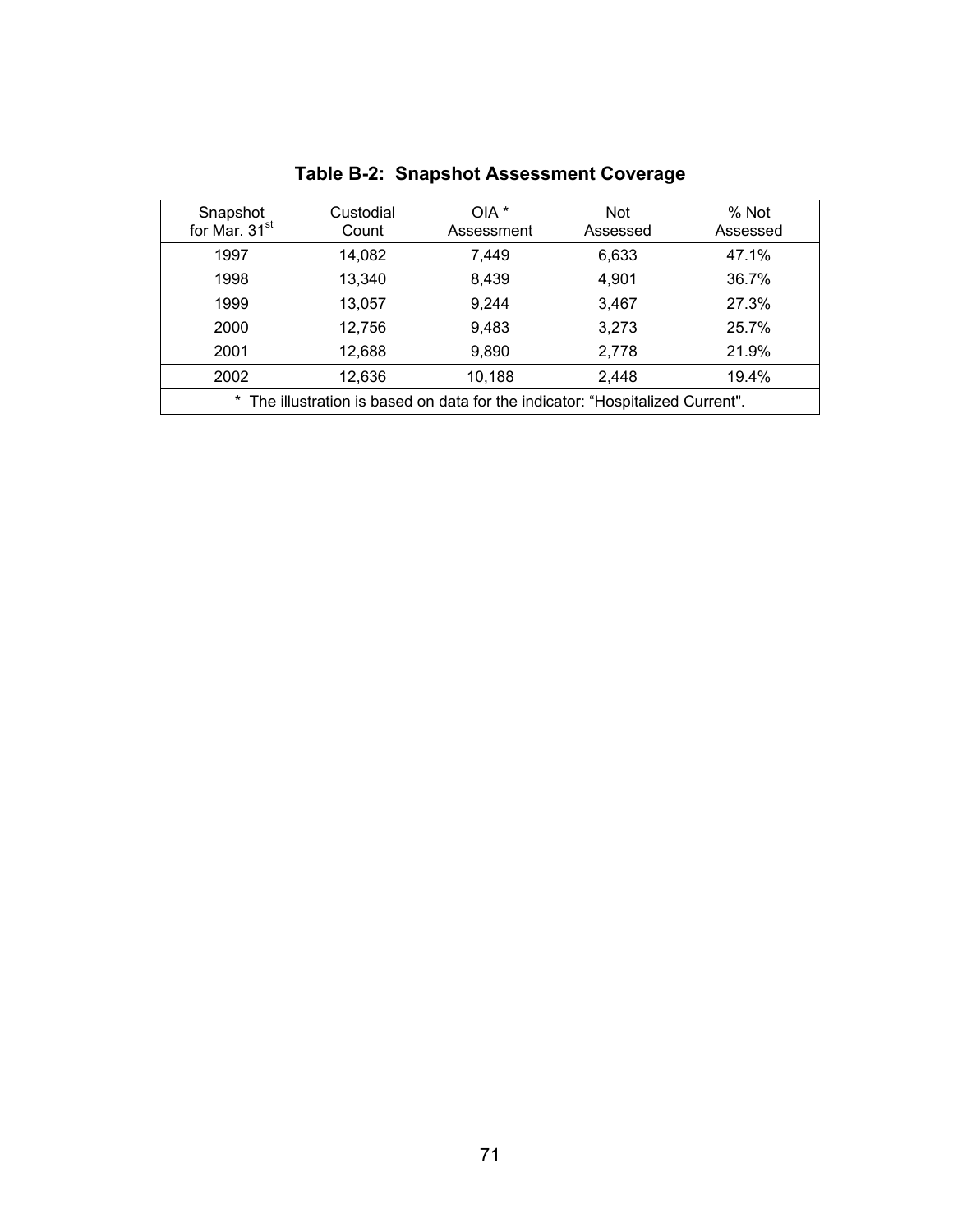**Table B-2: Snapshot Assessment Coverage**

| Snapshot for Mar. 31st | Custodial Count | OIA * Assessment | Not Assessed | % Not Assessed |
|---|---|---|---|---|
| 1997 | 14,082 | 7,449 | 6,633 | 47.1% |
| 1998 | 13,340 | 8,439 | 4,901 | 36.7% |
| 1999 | 13,057 | 9,244 | 3,467 | 27.3% |
| 2000 | 12,756 | 9,483 | 3,273 | 25.7% |
| 2001 | 12,688 | 9,890 | 2,778 | 21.9% |
| 2002 | 12,636 | 10,188 | 2,448 | 19.4% |

* The illustration is based on data for the indicator: “Hospitalized Current".